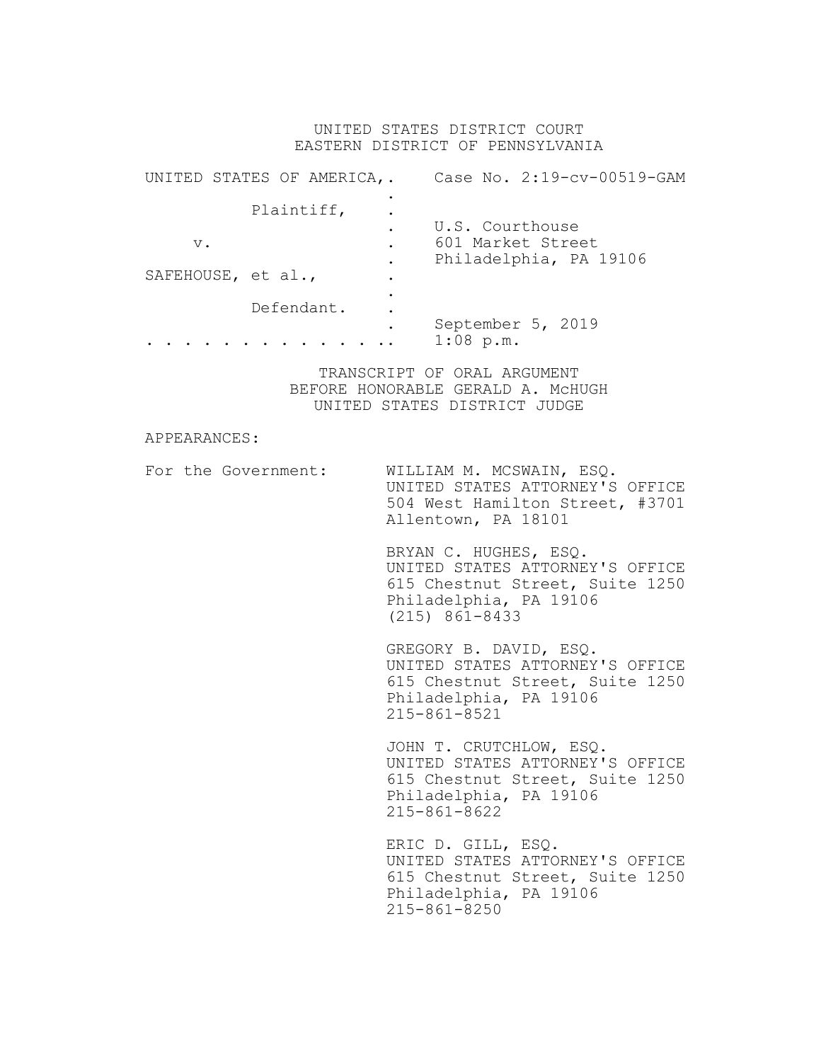UNITED STATES DISTRICT COURT
EASTERN DISTRICT OF PENNSYLVANIA

| | |
|---|---|
| UNITED STATES OF AMERICA, | Case No. 2:19-cv-00519-GAM |
| Plaintiff, | |
| | U.S. Courthouse |
| v. | 601 Market Street |
| | Philadelphia, PA 19106 |
| SAFEHOUSE, et al., | |
| Defendant. | |
| | September 5, 2019 |
| | 1:08 p.m. |

TRANSCRIPT OF ORAL ARGUMENT
BEFORE HONORABLE GERALD A. McHUGH
UNITED STATES DISTRICT JUDGE

APPEARANCES:

For the Government:

WILLIAM M. MCSWAIN, ESQ.
UNITED STATES ATTORNEY'S OFFICE
504 West Hamilton Street, #3701
Allentown, PA 18101

BRYAN C. HUGHES, ESQ.
UNITED STATES ATTORNEY'S OFFICE
615 Chestnut Street, Suite 1250
Philadelphia, PA 19106
(215) 861-8433

GREGORY B. DAVID, ESQ.
UNITED STATES ATTORNEY'S OFFICE
615 Chestnut Street, Suite 1250
Philadelphia, PA 19106
215-861-8521

JOHN T. CRUTCHLOW, ESQ.
UNITED STATES ATTORNEY'S OFFICE
615 Chestnut Street, Suite 1250
Philadelphia, PA 19106
215-861-8622

ERIC D. GILL, ESQ.
UNITED STATES ATTORNEY'S OFFICE
615 Chestnut Street, Suite 1250
Philadelphia, PA 19106
215-861-8250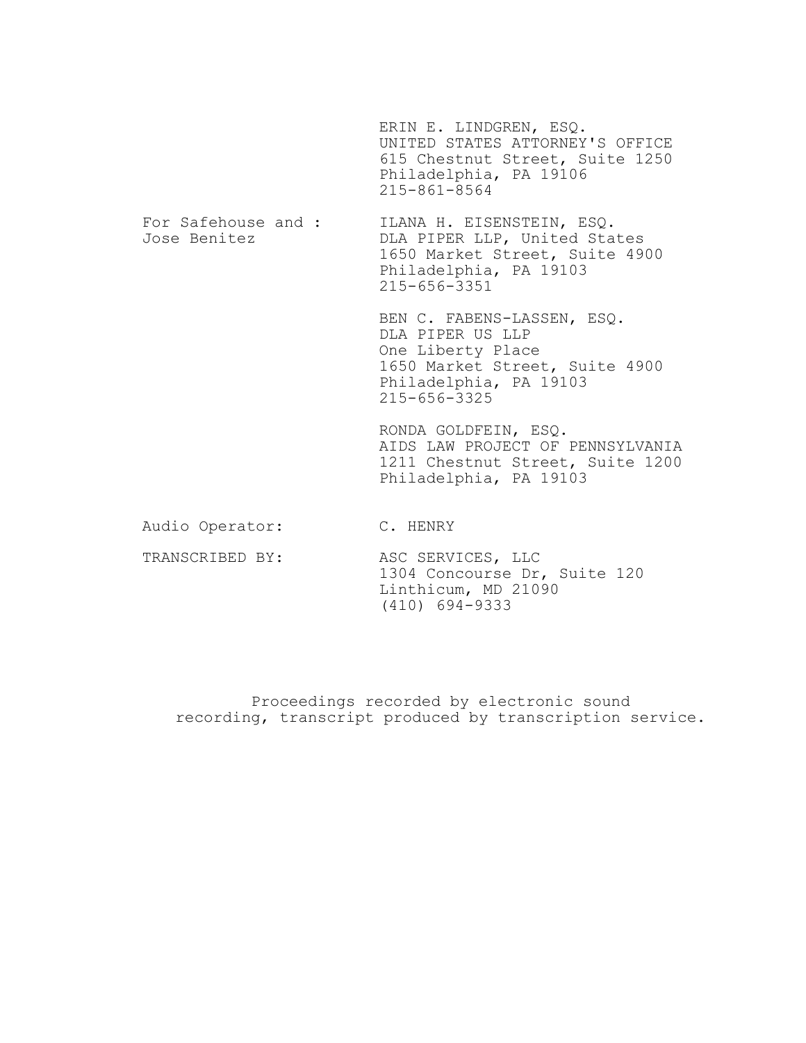ERIN E. LINDGREN, ESQ.
UNITED STATES ATTORNEY'S OFFICE
615 Chestnut Street, Suite 1250
Philadelphia, PA 19106
215-861-8564

For Safehouse and : Jose Benitez

ILANA H. EISENSTEIN, ESQ.
DLA PIPER LLP, United States
1650 Market Street, Suite 4900
Philadelphia, PA 19103
215-656-3351

BEN C. FABENS-LASSEN, ESQ.
DLA PIPER US LLP
One Liberty Place
1650 Market Street, Suite 4900
Philadelphia, PA 19103
215-656-3325

RONDA GOLDFEIN, ESQ.
AIDS LAW PROJECT OF PENNSYLVANIA
1211 Chestnut Street, Suite 1200
Philadelphia, PA 19103

Audio Operator: C. HENRY

TRANSCRIBED BY: ASC SERVICES, LLC
1304 Concourse Dr, Suite 120
Linthicum, MD 21090
(410) 694-9333

Proceedings recorded by electronic sound recording, transcript produced by transcription service.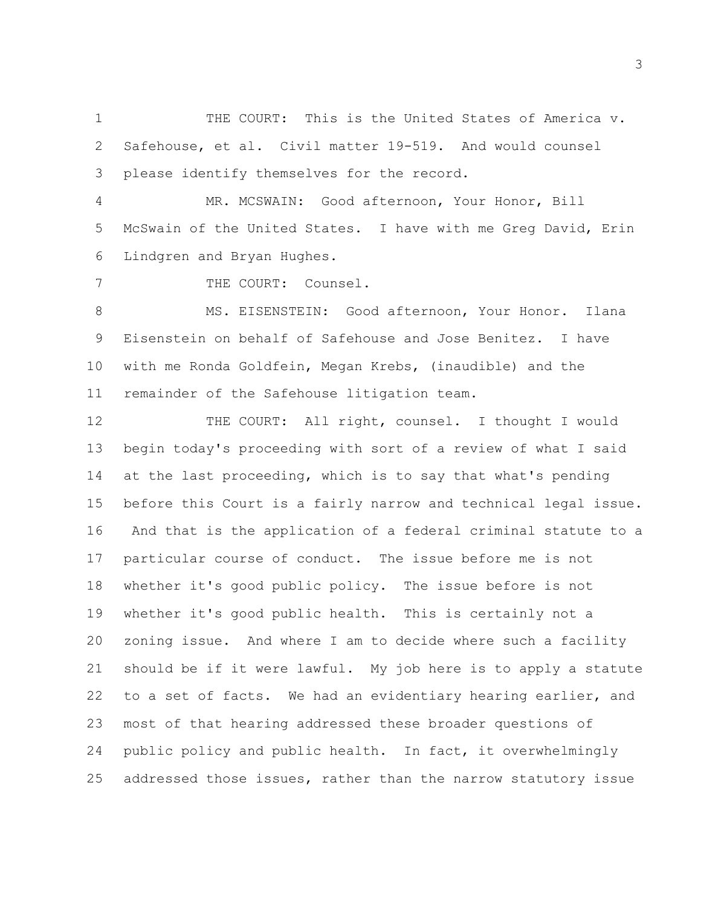THE COURT: This is the United States of America v. Safehouse, et al. Civil matter 19-519. And would counsel please identify themselves for the record.

MR. MCSWAIN: Good afternoon, Your Honor, Bill McSwain of the United States. I have with me Greg David, Erin Lindgren and Bryan Hughes.

THE COURT: Counsel.

MS. EISENSTEIN: Good afternoon, Your Honor. Ilana Eisenstein on behalf of Safehouse and Jose Benitez. I have with me Ronda Goldfein, Megan Krebs, (inaudible) and the remainder of the Safehouse litigation team.

THE COURT: All right, counsel. I thought I would begin today's proceeding with sort of a review of what I said at the last proceeding, which is to say that what's pending before this Court is a fairly narrow and technical legal issue. And that is the application of a federal criminal statute to a particular course of conduct. The issue before me is not whether it's good public policy. The issue before is not whether it's good public health. This is certainly not a zoning issue. And where I am to decide where such a facility should be if it were lawful. My job here is to apply a statute to a set of facts. We had an evidentiary hearing earlier, and most of that hearing addressed these broader questions of public policy and public health. In fact, it overwhelmingly addressed those issues, rather than the narrow statutory issue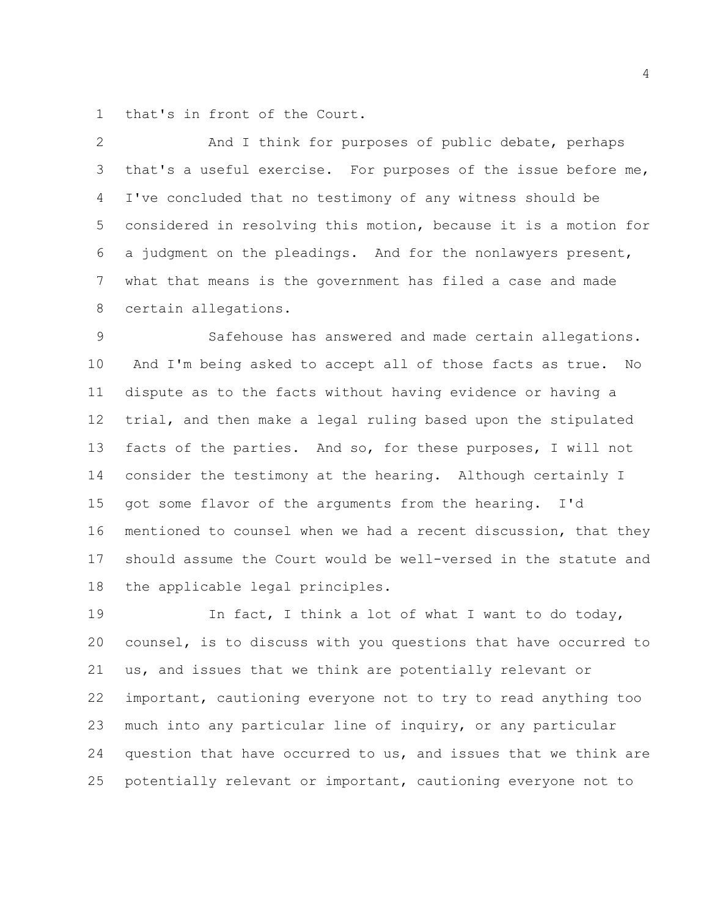1 that's in front of the Court.

2 And I think for purposes of public debate, perhaps
3 that's a useful exercise. For purposes of the issue before me,
4 I've concluded that no testimony of any witness should be
5 considered in resolving this motion, because it is a motion for
6 a judgment on the pleadings. And for the nonlawyers present,
7 what that means is the government has filed a case and made
8 certain allegations.

9 Safehouse has answered and made certain allegations.
10 And I'm being asked to accept all of those facts as true. No
11 dispute as to the facts without having evidence or having a
12 trial, and then make a legal ruling based upon the stipulated
13 facts of the parties. And so, for these purposes, I will not
14 consider the testimony at the hearing. Although certainly I
15 got some flavor of the arguments from the hearing. I'd
16 mentioned to counsel when we had a recent discussion, that they
17 should assume the Court would be well-versed in the statute and
18 the applicable legal principles.

19 In fact, I think a lot of what I want to do today,
20 counsel, is to discuss with you questions that have occurred to
21 us, and issues that we think are potentially relevant or
22 important, cautioning everyone not to try to read anything too
23 much into any particular line of inquiry, or any particular
24 question that have occurred to us, and issues that we think are
25 potentially relevant or important, cautioning everyone not to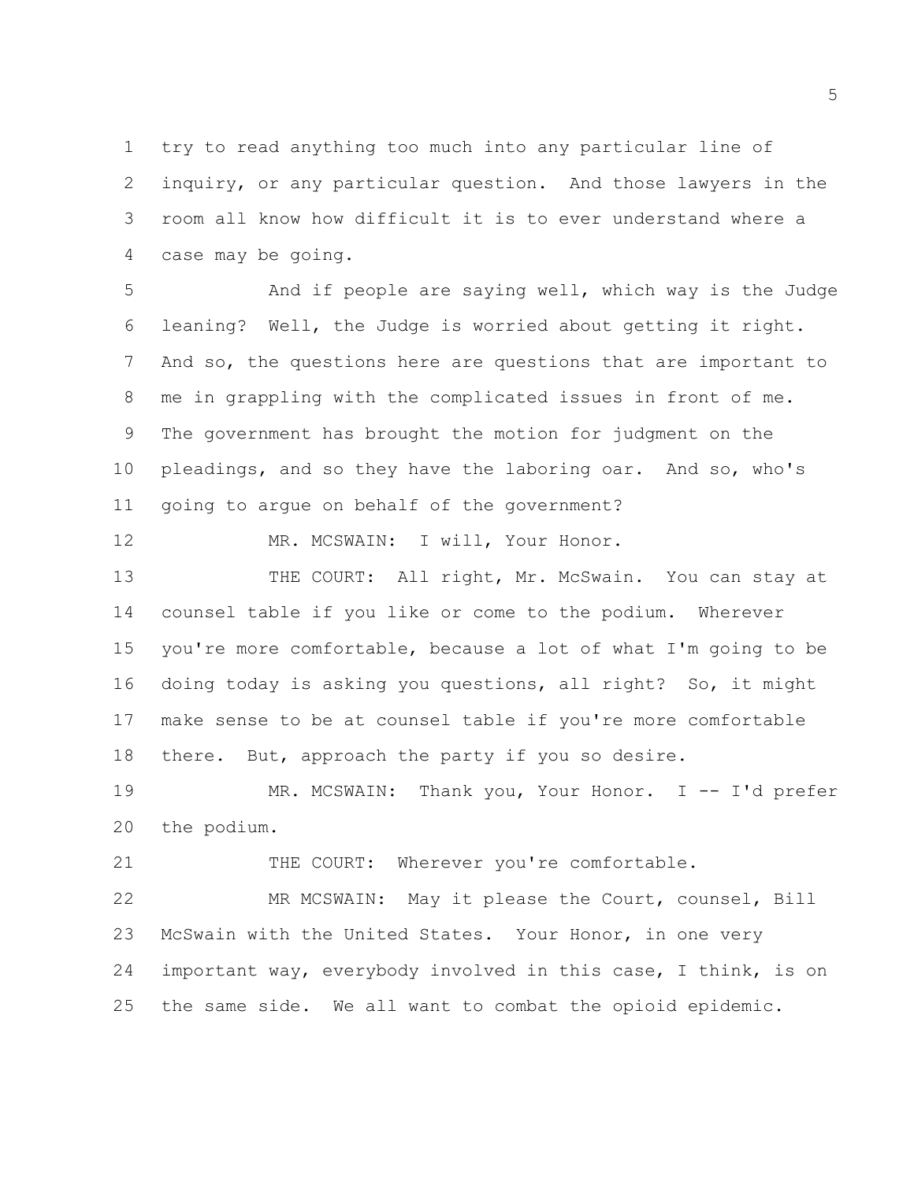try to read anything too much into any particular line of inquiry, or any particular question. And those lawyers in the room all know how difficult it is to ever understand where a case may be going.

And if people are saying well, which way is the Judge leaning? Well, the Judge is worried about getting it right. And so, the questions here are questions that are important to me in grappling with the complicated issues in front of me. The government has brought the motion for judgment on the pleadings, and so they have the laboring oar. And so, who's going to argue on behalf of the government?

MR. MCSWAIN: I will, Your Honor.

THE COURT: All right, Mr. McSwain. You can stay at counsel table if you like or come to the podium. Wherever you're more comfortable, because a lot of what I'm going to be doing today is asking you questions, all right? So, it might make sense to be at counsel table if you're more comfortable there. But, approach the party if you so desire.

MR. MCSWAIN: Thank you, Your Honor. I -- I'd prefer the podium.

THE COURT: Wherever you're comfortable.

MR MCSWAIN: May it please the Court, counsel, Bill McSwain with the United States. Your Honor, in one very important way, everybody involved in this case, I think, is on the same side. We all want to combat the opioid epidemic.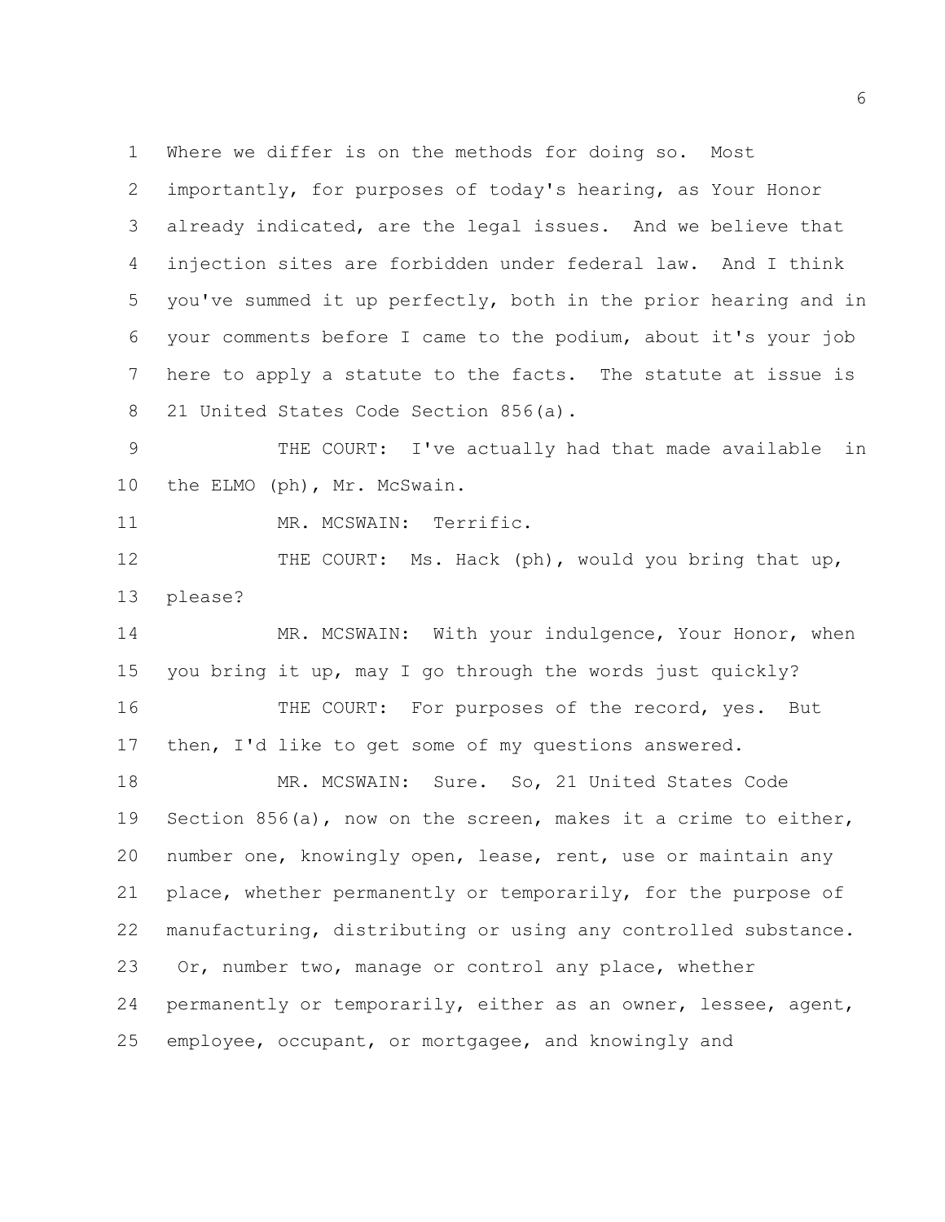1 Where we differ is on the methods for doing so. Most
2 importantly, for purposes of today's hearing, as Your Honor
3 already indicated, are the legal issues. And we believe that
4 injection sites are forbidden under federal law. And I think
5 you've summed it up perfectly, both in the prior hearing and in
6 your comments before I came to the podium, about it's your job
7 here to apply a statute to the facts. The statute at issue is
8 21 United States Code Section 856(a).

9 THE COURT: I've actually had that made available in
10 the ELMO (ph), Mr. McSwain.

11 MR. MCSWAIN: Terrific.

12 THE COURT: Ms. Hack (ph), would you bring that up,
13 please?

14 MR. MCSWAIN: With your indulgence, Your Honor, when
15 you bring it up, may I go through the words just quickly?

16 THE COURT: For purposes of the record, yes. But
17 then, I'd like to get some of my questions answered.

18 MR. MCSWAIN: Sure. So, 21 United States Code
19 Section 856(a), now on the screen, makes it a crime to either,
20 number one, knowingly open, lease, rent, use or maintain any
21 place, whether permanently or temporarily, for the purpose of
22 manufacturing, distributing or using any controlled substance.
23 Or, number two, manage or control any place, whether
24 permanently or temporarily, either as an owner, lessee, agent,
25 employee, occupant, or mortgagee, and knowingly and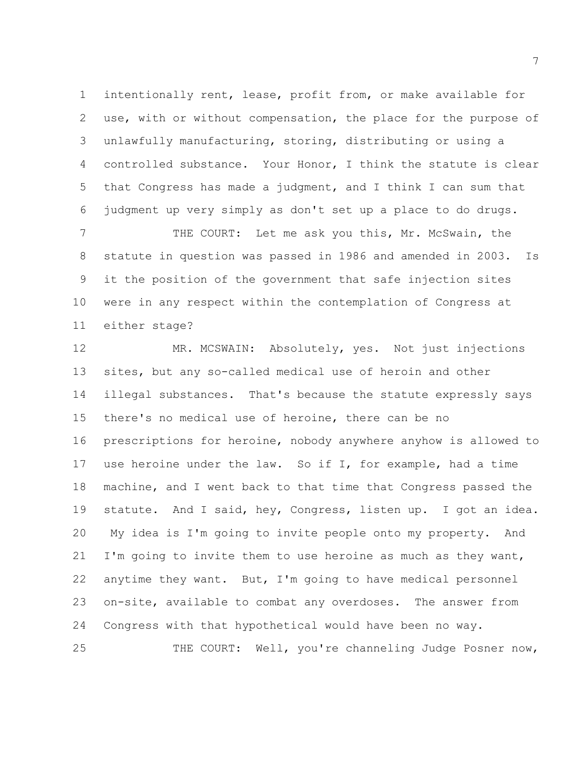1 intentionally rent, lease, profit from, or make available for
2 use, with or without compensation, the place for the purpose of
3 unlawfully manufacturing, storing, distributing or using a
4 controlled substance. Your Honor, I think the statute is clear
5 that Congress has made a judgment, and I think I can sum that
6 judgment up very simply as don't set up a place to do drugs.

7 THE COURT: Let me ask you this, Mr. McSwain, the
8 statute in question was passed in 1986 and amended in 2003. Is
9 it the position of the government that safe injection sites
10 were in any respect within the contemplation of Congress at
11 either stage?

12 MR. MCSWAIN: Absolutely, yes. Not just injections
13 sites, but any so-called medical use of heroin and other
14 illegal substances. That's because the statute expressly says
15 there's no medical use of heroine, there can be no
16 prescriptions for heroine, nobody anywhere anyhow is allowed to
17 use heroine under the law. So if I, for example, had a time
18 machine, and I went back to that time that Congress passed the
19 statute. And I said, hey, Congress, listen up. I got an idea.
20 My idea is I'm going to invite people onto my property. And
21 I'm going to invite them to use heroine as much as they want,
22 anytime they want. But, I'm going to have medical personnel
23 on-site, available to combat any overdoses. The answer from
24 Congress with that hypothetical would have been no way.

25 THE COURT: Well, you're channeling Judge Posner now,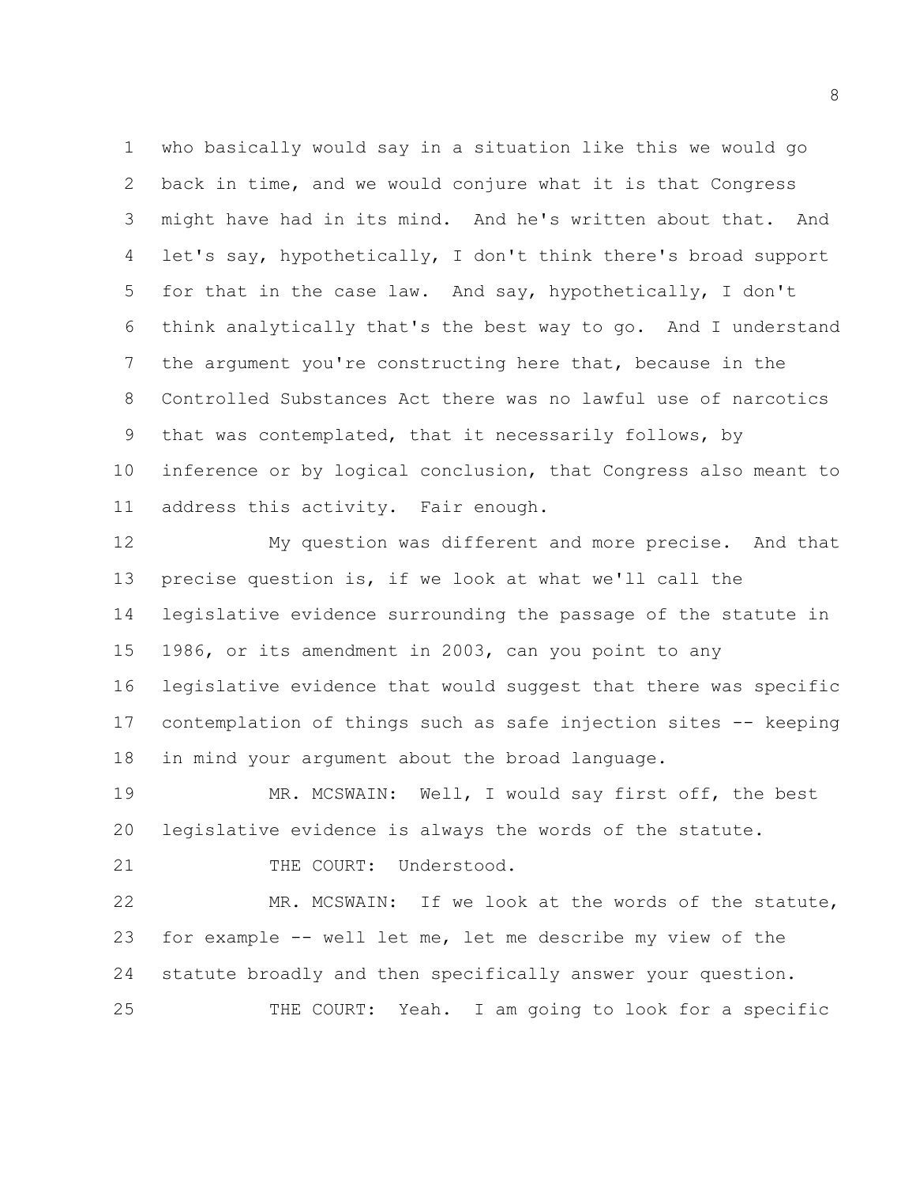who basically would say in a situation like this we would go back in time, and we would conjure what it is that Congress might have had in its mind. And he's written about that. And let's say, hypothetically, I don't think there's broad support for that in the case law. And say, hypothetically, I don't think analytically that's the best way to go. And I understand the argument you're constructing here that, because in the Controlled Substances Act there was no lawful use of narcotics that was contemplated, that it necessarily follows, by inference or by logical conclusion, that Congress also meant to address this activity. Fair enough.

My question was different and more precise. And that precise question is, if we look at what we'll call the legislative evidence surrounding the passage of the statute in 1986, or its amendment in 2003, can you point to any legislative evidence that would suggest that there was specific contemplation of things such as safe injection sites -- keeping in mind your argument about the broad language.

MR. MCSWAIN: Well, I would say first off, the best legislative evidence is always the words of the statute.

THE COURT: Understood.

MR. MCSWAIN: If we look at the words of the statute, for example -- well let me, let me describe my view of the statute broadly and then specifically answer your question.

THE COURT: Yeah. I am going to look for a specific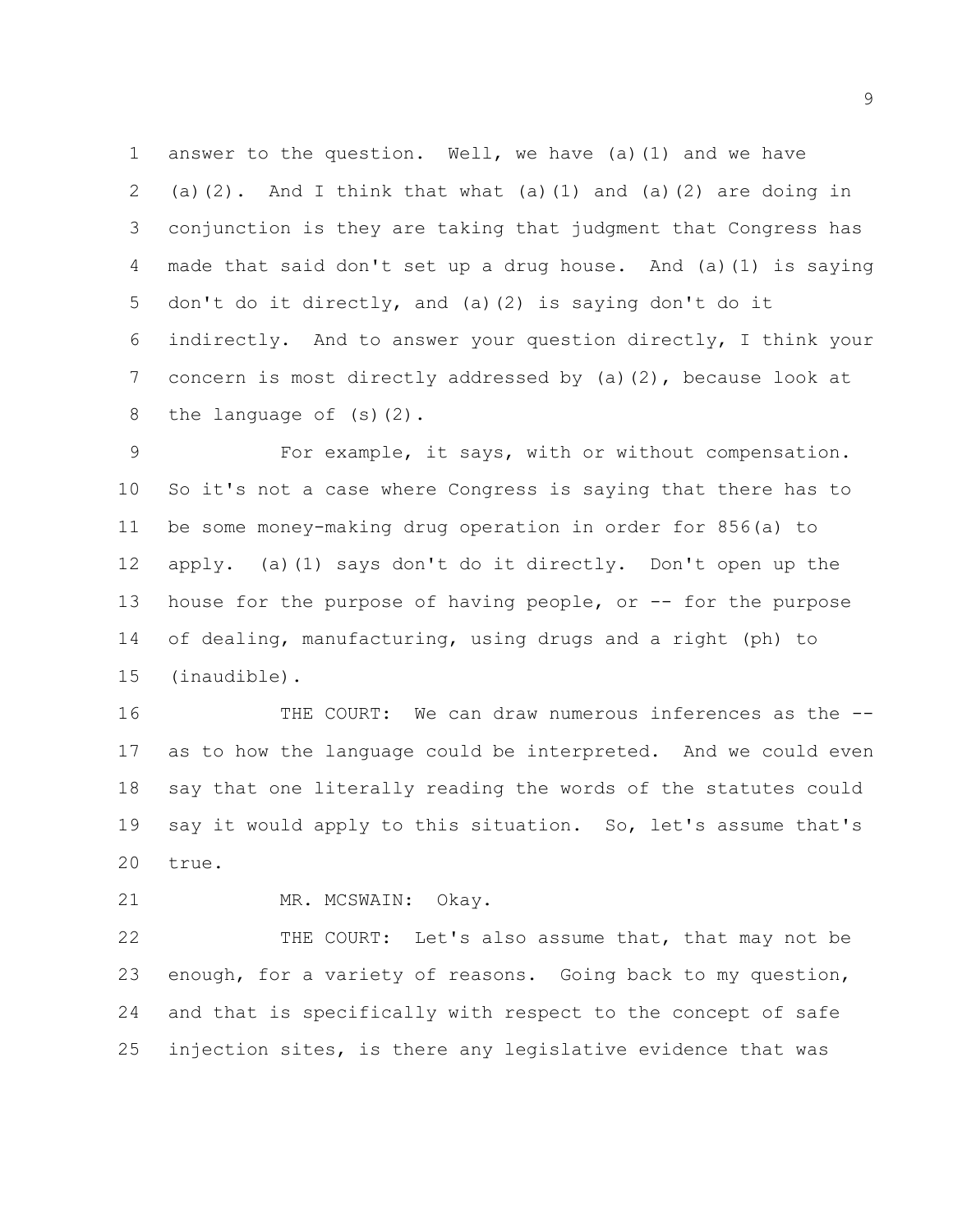answer to the question. Well, we have (a)(1) and we have (a)(2). And I think that what (a)(1) and (a)(2) are doing in conjunction is they are taking that judgment that Congress has made that said don't set up a drug house. And (a)(1) is saying don't do it directly, and (a)(2) is saying don't do it indirectly. And to answer your question directly, I think your concern is most directly addressed by (a)(2), because look at the language of (s)(2).

For example, it says, with or without compensation. So it's not a case where Congress is saying that there has to be some money-making drug operation in order for 856(a) to apply. (a)(1) says don't do it directly. Don't open up the house for the purpose of having people, or -- for the purpose of dealing, manufacturing, using drugs and a right (ph) to (inaudible).

THE COURT: We can draw numerous inferences as the -- as to how the language could be interpreted. And we could even say that one literally reading the words of the statutes could say it would apply to this situation. So, let's assume that's true.

MR. MCSWAIN: Okay.

THE COURT: Let's also assume that, that may not be enough, for a variety of reasons. Going back to my question, and that is specifically with respect to the concept of safe injection sites, is there any legislative evidence that was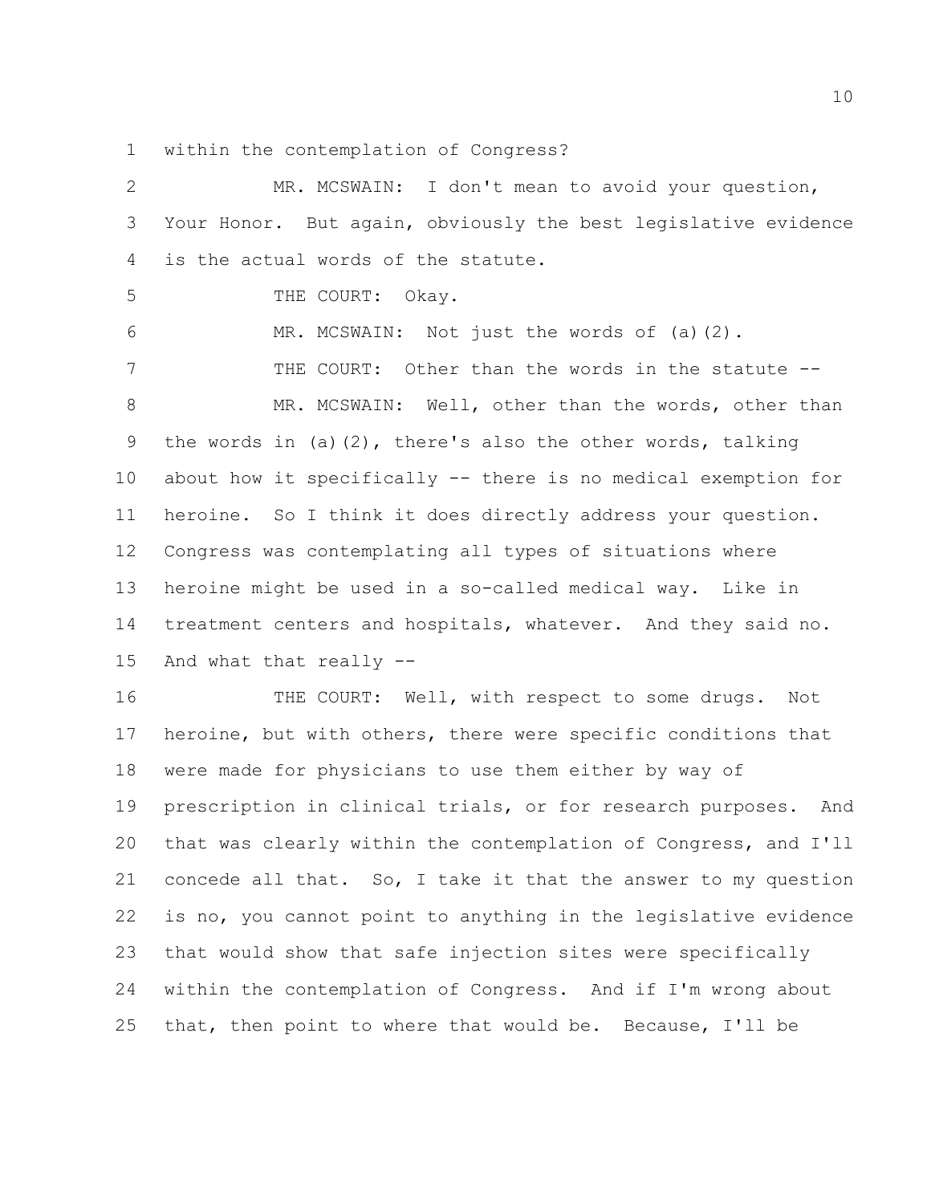1 within the contemplation of Congress?

2 MR. MCSWAIN: I don't mean to avoid your question,
3 Your Honor. But again, obviously the best legislative evidence
4 is the actual words of the statute.

5 THE COURT: Okay.

6 MR. MCSWAIN: Not just the words of (a)(2).

7 THE COURT: Other than the words in the statute --

8 MR. MCSWAIN: Well, other than the words, other than
9 the words in (a)(2), there's also the other words, talking
10 about how it specifically -- there is no medical exemption for
11 heroine. So I think it does directly address your question.
12 Congress was contemplating all types of situations where
13 heroine might be used in a so-called medical way. Like in
14 treatment centers and hospitals, whatever. And they said no.
15 And what that really --

16 THE COURT: Well, with respect to some drugs. Not
17 heroine, but with others, there were specific conditions that
18 were made for physicians to use them either by way of
19 prescription in clinical trials, or for research purposes. And
20 that was clearly within the contemplation of Congress, and I'll
21 concede all that. So, I take it that the answer to my question
22 is no, you cannot point to anything in the legislative evidence
23 that would show that safe injection sites were specifically
24 within the contemplation of Congress. And if I'm wrong about
25 that, then point to where that would be. Because, I'll be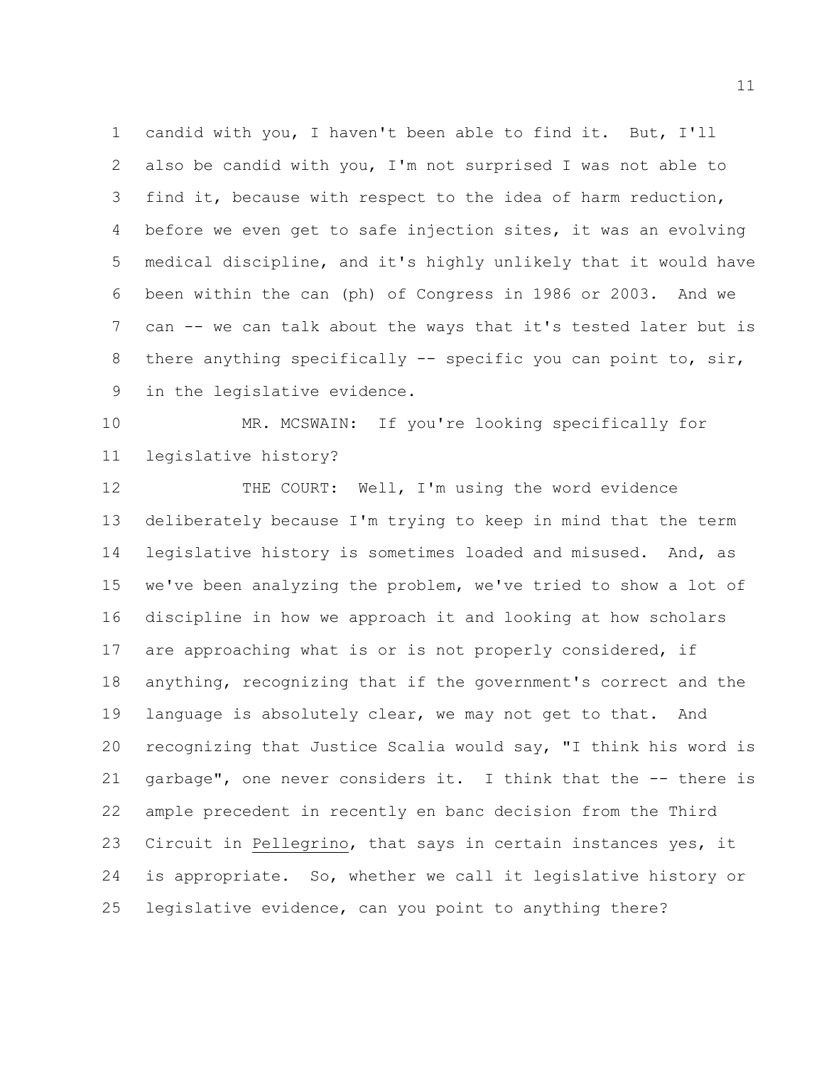candid with you, I haven't been able to find it. But, I'll also be candid with you, I'm not surprised I was not able to find it, because with respect to the idea of harm reduction, before we even get to safe injection sites, it was an evolving medical discipline, and it's highly unlikely that it would have been within the can (ph) of Congress in 1986 or 2003. And we can -- we can talk about the ways that it's tested later but is there anything specifically -- specific you can point to, sir, in the legislative evidence.

MR. MCSWAIN: If you're looking specifically for legislative history?

THE COURT: Well, I'm using the word evidence deliberately because I'm trying to keep in mind that the term legislative history is sometimes loaded and misused. And, as we've been analyzing the problem, we've tried to show a lot of discipline in how we approach it and looking at how scholars are approaching what is or is not properly considered, if anything, recognizing that if the government's correct and the language is absolutely clear, we may not get to that. And recognizing that Justice Scalia would say, "I think his word is garbage", one never considers it. I think that the -- there is ample precedent in recently en banc decision from the Third Circuit in Pellegrino, that says in certain instances yes, it is appropriate. So, whether we call it legislative history or legislative evidence, can you point to anything there?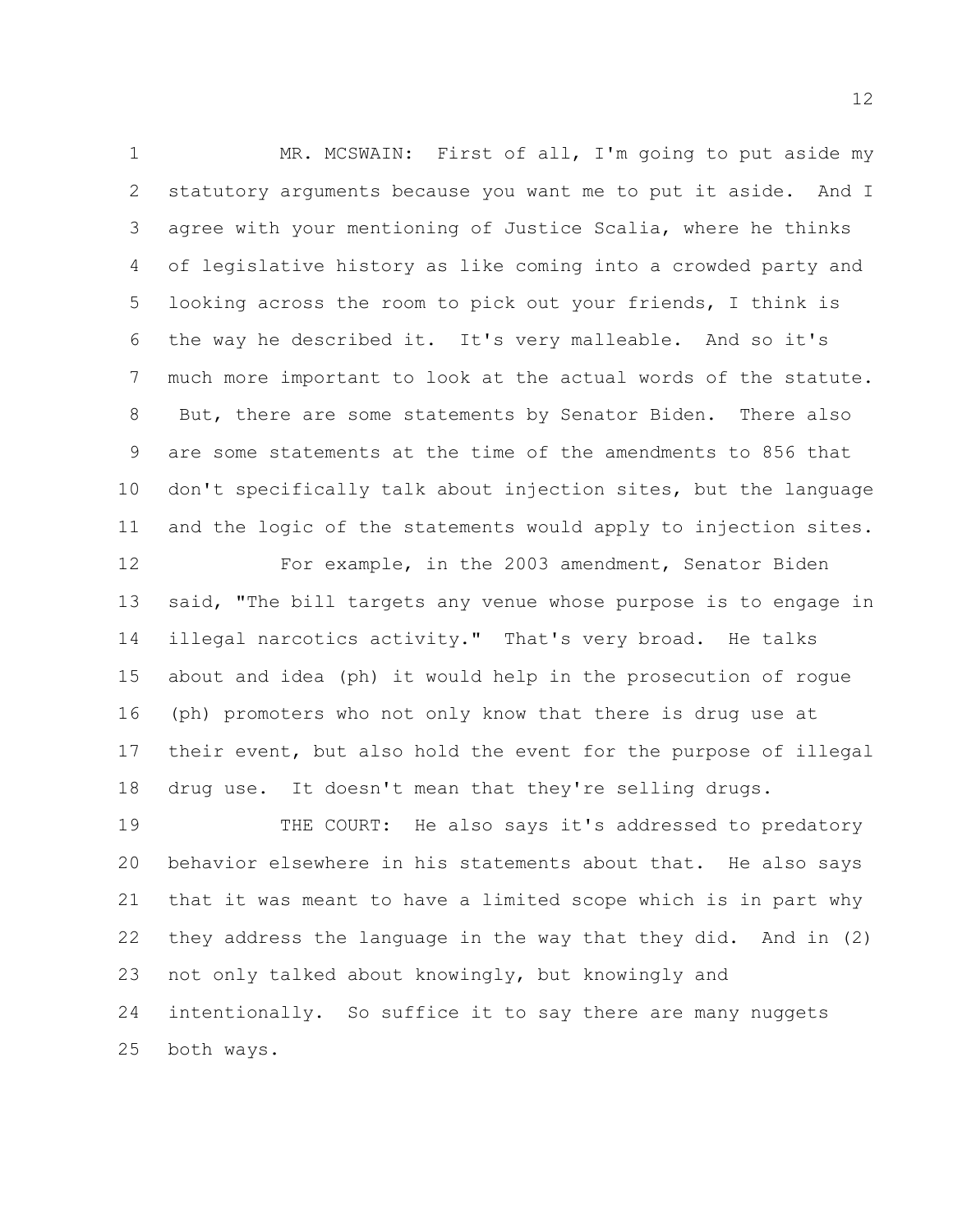MR. MCSWAIN: First of all, I'm going to put aside my statutory arguments because you want me to put it aside. And I agree with your mentioning of Justice Scalia, where he thinks of legislative history as like coming into a crowded party and looking across the room to pick out your friends, I think is the way he described it. It's very malleable. And so it's much more important to look at the actual words of the statute. But, there are some statements by Senator Biden. There also are some statements at the time of the amendments to 856 that don't specifically talk about injection sites, but the language and the logic of the statements would apply to injection sites.

For example, in the 2003 amendment, Senator Biden said, "The bill targets any venue whose purpose is to engage in illegal narcotics activity." That's very broad. He talks about and idea (ph) it would help in the prosecution of rogue (ph) promoters who not only know that there is drug use at their event, but also hold the event for the purpose of illegal drug use. It doesn't mean that they're selling drugs.

THE COURT: He also says it's addressed to predatory behavior elsewhere in his statements about that. He also says that it was meant to have a limited scope which is in part why they address the language in the way that they did. And in (2) not only talked about knowingly, but knowingly and intentionally. So suffice it to say there are many nuggets both ways.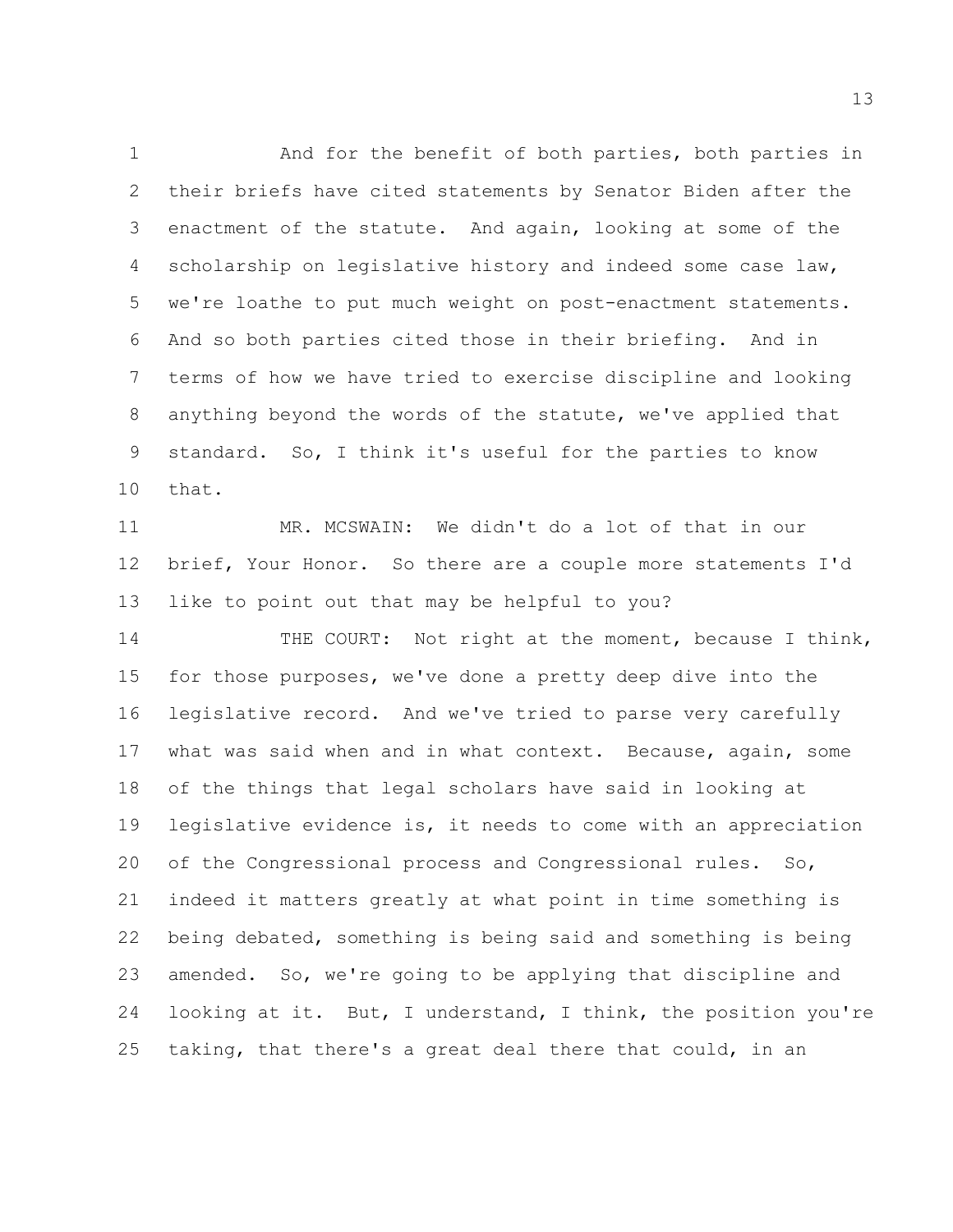And for the benefit of both parties, both parties in their briefs have cited statements by Senator Biden after the enactment of the statute. And again, looking at some of the scholarship on legislative history and indeed some case law, we're loathe to put much weight on post-enactment statements. And so both parties cited those in their briefing. And in terms of how we have tried to exercise discipline and looking anything beyond the words of the statute, we've applied that standard. So, I think it's useful for the parties to know that.

MR. MCSWAIN: We didn't do a lot of that in our brief, Your Honor. So there are a couple more statements I'd like to point out that may be helpful to you?

THE COURT: Not right at the moment, because I think, for those purposes, we've done a pretty deep dive into the legislative record. And we've tried to parse very carefully what was said when and in what context. Because, again, some of the things that legal scholars have said in looking at legislative evidence is, it needs to come with an appreciation of the Congressional process and Congressional rules. So, indeed it matters greatly at what point in time something is being debated, something is being said and something is being amended. So, we're going to be applying that discipline and looking at it. But, I understand, I think, the position you're taking, that there's a great deal there that could, in an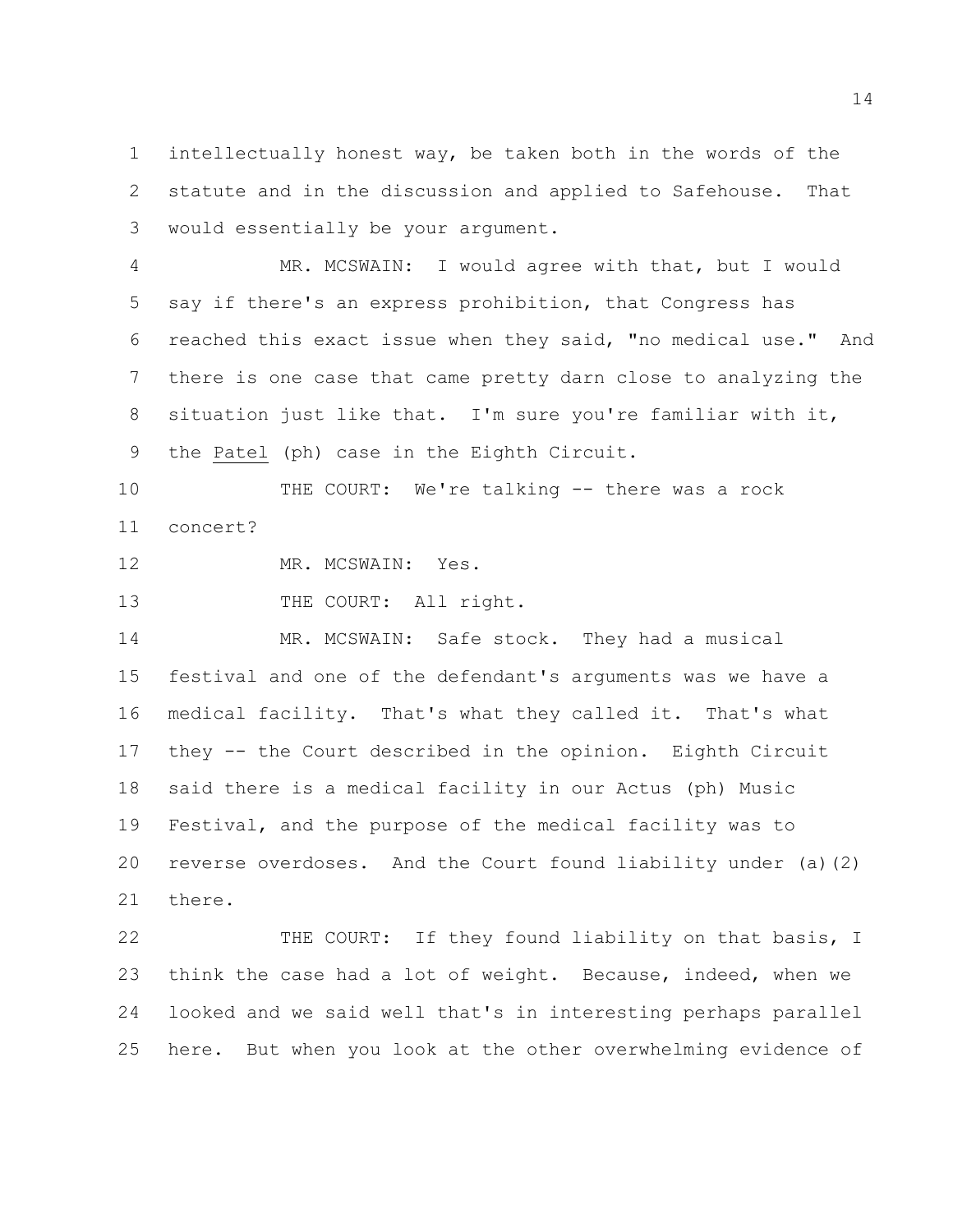intellectually honest way, be taken both in the words of the statute and in the discussion and applied to Safehouse. That would essentially be your argument.

MR. MCSWAIN: I would agree with that, but I would say if there's an express prohibition, that Congress has reached this exact issue when they said, "no medical use." And there is one case that came pretty darn close to analyzing the situation just like that. I'm sure you're familiar with it, the Patel (ph) case in the Eighth Circuit.

THE COURT: We're talking -- there was a rock concert?

MR. MCSWAIN: Yes.

THE COURT: All right.

MR. MCSWAIN: Safe stock. They had a musical festival and one of the defendant's arguments was we have a medical facility. That's what they called it. That's what they -- the Court described in the opinion. Eighth Circuit said there is a medical facility in our Actus (ph) Music Festival, and the purpose of the medical facility was to reverse overdoses. And the Court found liability under (a)(2) there.

THE COURT: If they found liability on that basis, I think the case had a lot of weight. Because, indeed, when we looked and we said well that's in interesting perhaps parallel here. But when you look at the other overwhelming evidence of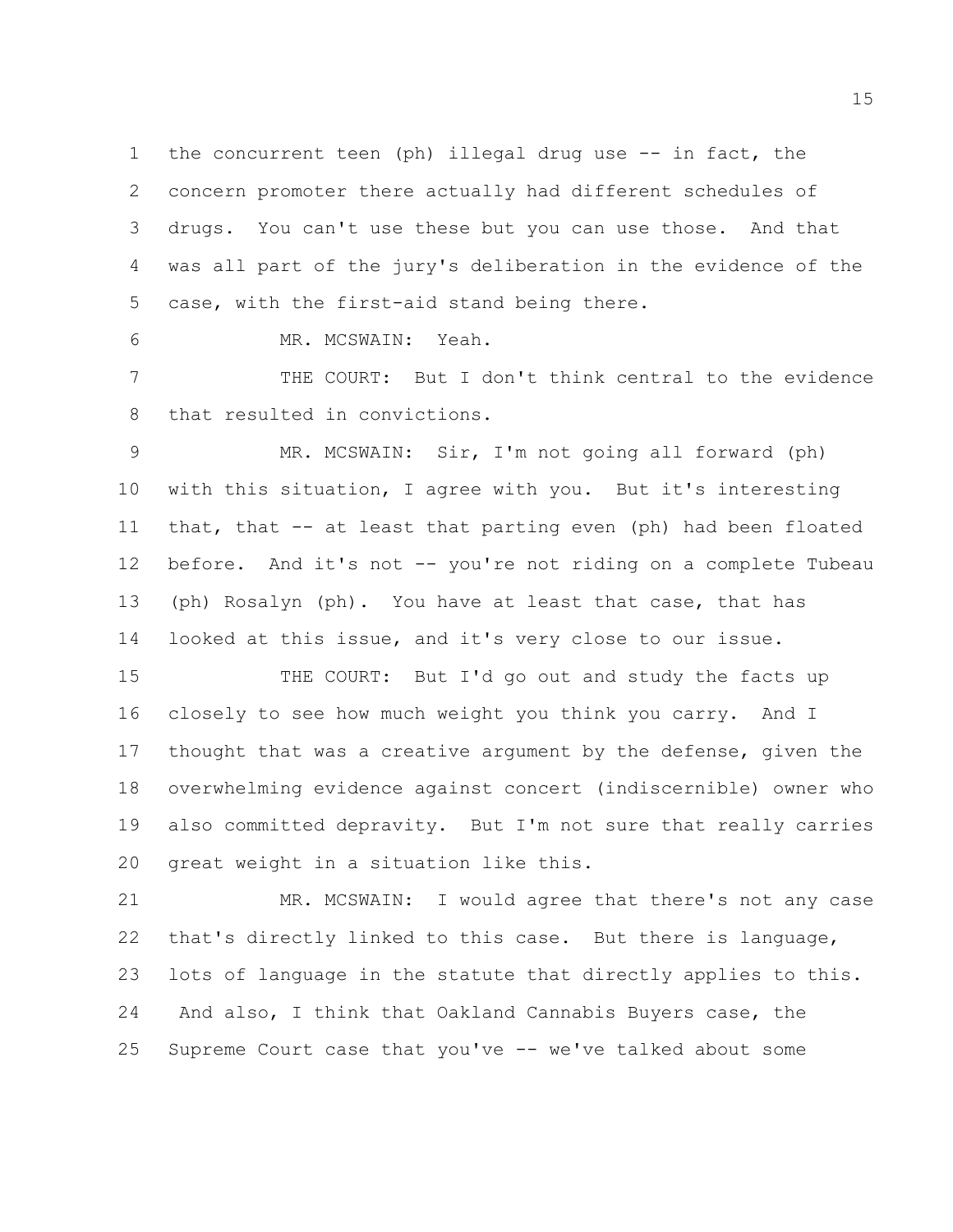1 the concurrent teen (ph) illegal drug use -- in fact, the
2 concern promoter there actually had different schedules of
3 drugs. You can't use these but you can use those. And that
4 was all part of the jury's deliberation in the evidence of the
5 case, with the first-aid stand being there.

6 MR. MCSWAIN: Yeah.

7 THE COURT: But I don't think central to the evidence
8 that resulted in convictions.

9 MR. MCSWAIN: Sir, I'm not going all forward (ph)
10 with this situation, I agree with you. But it's interesting
11 that, that -- at least that parting even (ph) had been floated
12 before. And it's not -- you're not riding on a complete Tubeau
13 (ph) Rosalyn (ph). You have at least that case, that has
14 looked at this issue, and it's very close to our issue.

15 THE COURT: But I'd go out and study the facts up
16 closely to see how much weight you think you carry. And I
17 thought that was a creative argument by the defense, given the
18 overwhelming evidence against concert (indiscernible) owner who
19 also committed depravity. But I'm not sure that really carries
20 great weight in a situation like this.

21 MR. MCSWAIN: I would agree that there's not any case
22 that's directly linked to this case. But there is language,
23 lots of language in the statute that directly applies to this.
24 And also, I think that Oakland Cannabis Buyers case, the
25 Supreme Court case that you've -- we've talked about some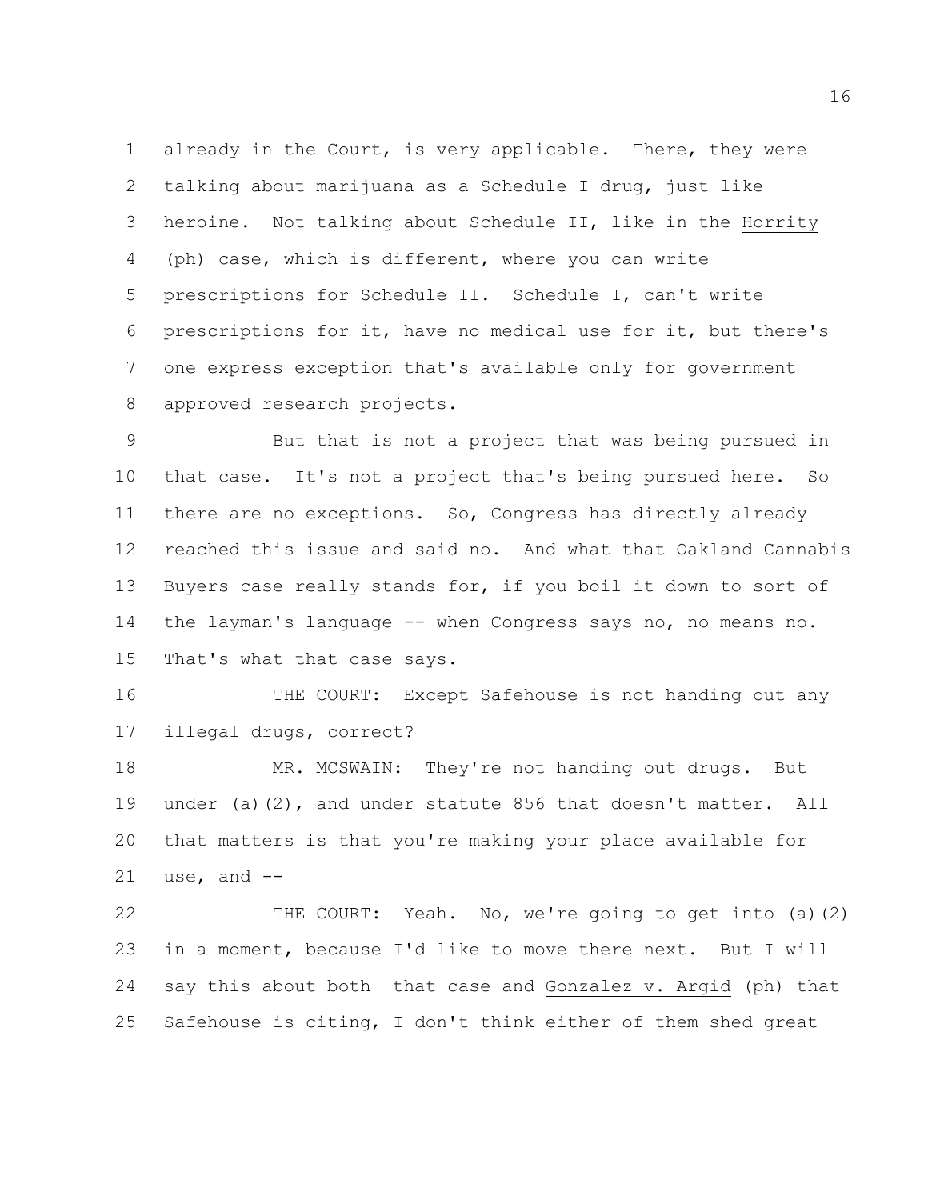already in the Court, is very applicable. There, they were talking about marijuana as a Schedule I drug, just like heroine. Not talking about Schedule II, like in the Horrity (ph) case, which is different, where you can write prescriptions for Schedule II. Schedule I, can't write prescriptions for it, have no medical use for it, but there's one express exception that's available only for government approved research projects.

But that is not a project that was being pursued in that case. It's not a project that's being pursued here. So there are no exceptions. So, Congress has directly already reached this issue and said no. And what that Oakland Cannabis Buyers case really stands for, if you boil it down to sort of the layman's language -- when Congress says no, no means no. That's what that case says.

THE COURT: Except Safehouse is not handing out any illegal drugs, correct?

MR. MCSWAIN: They're not handing out drugs. But under (a)(2), and under statute 856 that doesn't matter. All that matters is that you're making your place available for use, and --

THE COURT: Yeah. No, we're going to get into (a)(2) in a moment, because I'd like to move there next. But I will say this about both that case and Gonzalez v. Argid (ph) that Safehouse is citing, I don't think either of them shed great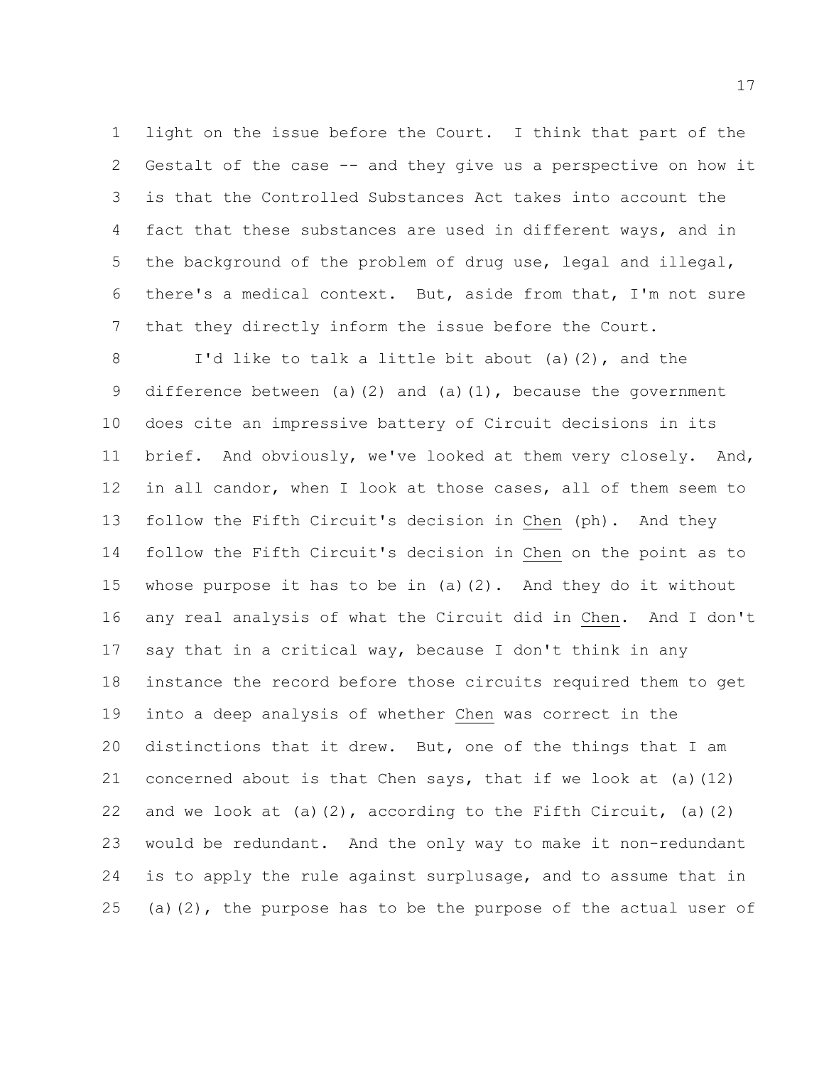light on the issue before the Court. I think that part of the Gestalt of the case -- and they give us a perspective on how it is that the Controlled Substances Act takes into account the fact that these substances are used in different ways, and in the background of the problem of drug use, legal and illegal, there's a medical context. But, aside from that, I'm not sure that they directly inform the issue before the Court.

I'd like to talk a little bit about (a)(2), and the difference between (a)(2) and (a)(1), because the government does cite an impressive battery of Circuit decisions in its brief. And obviously, we've looked at them very closely. And, in all candor, when I look at those cases, all of them seem to follow the Fifth Circuit's decision in _Chen_ (ph). And they follow the Fifth Circuit's decision in _Chen_ on the point as to whose purpose it has to be in (a)(2). And they do it without any real analysis of what the Circuit did in _Chen_. And I don't say that in a critical way, because I don't think in any instance the record before those circuits required them to get into a deep analysis of whether _Chen_ was correct in the distinctions that it drew. But, one of the things that I am concerned about is that Chen says, that if we look at (a)(12) and we look at (a)(2), according to the Fifth Circuit, (a)(2) would be redundant. And the only way to make it non-redundant is to apply the rule against surplusage, and to assume that in (a)(2), the purpose has to be the purpose of the actual user of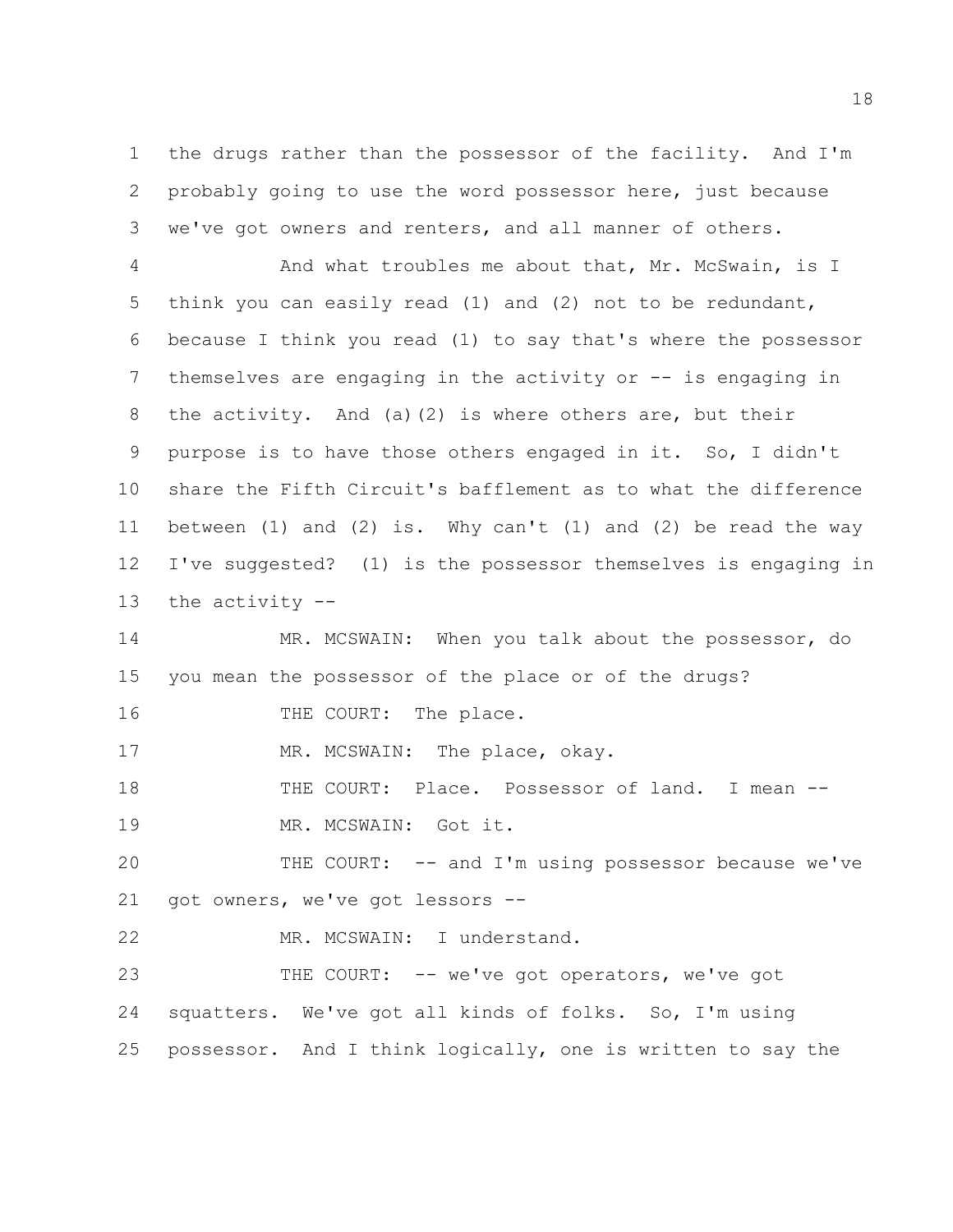the drugs rather than the possessor of the facility. And I'm probably going to use the word possessor here, just because we've got owners and renters, and all manner of others.

And what troubles me about that, Mr. McSwain, is I think you can easily read (1) and (2) not to be redundant, because I think you read (1) to say that's where the possessor themselves are engaging in the activity or -- is engaging in the activity. And (a)(2) is where others are, but their purpose is to have those others engaged in it. So, I didn't share the Fifth Circuit's bafflement as to what the difference between (1) and (2) is. Why can't (1) and (2) be read the way I've suggested? (1) is the possessor themselves is engaging in the activity --

MR. MCSWAIN: When you talk about the possessor, do you mean the possessor of the place or of the drugs?

THE COURT: The place.

MR. MCSWAIN: The place, okay.

THE COURT: Place. Possessor of land. I mean --

MR. MCSWAIN: Got it.

THE COURT: -- and I'm using possessor because we've got owners, we've got lessors --

MR. MCSWAIN: I understand.

THE COURT: -- we've got operators, we've got squatters. We've got all kinds of folks. So, I'm using possessor. And I think logically, one is written to say the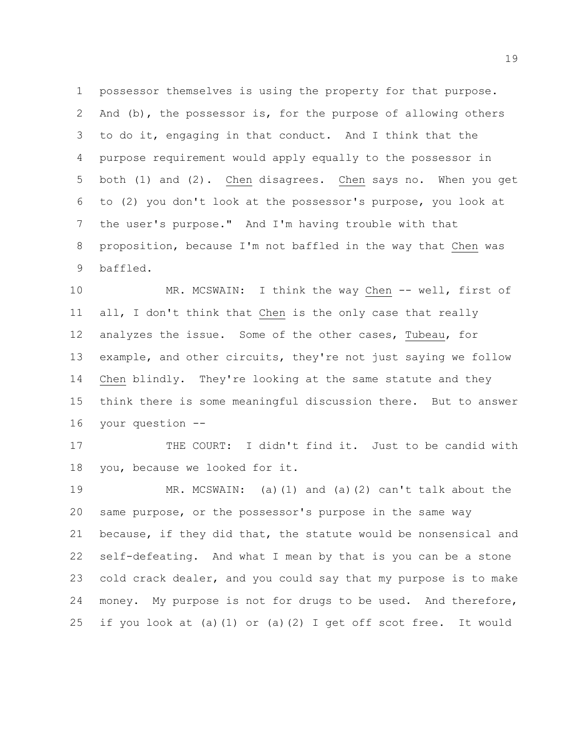possessor themselves is using the property for that purpose. And (b), the possessor is, for the purpose of allowing others to do it, engaging in that conduct. And I think that the purpose requirement would apply equally to the possessor in both (1) and (2). _Chen_ disagrees. _Chen_ says no. When you get to (2) you don't look at the possessor's purpose, you look at the user's purpose." And I'm having trouble with that proposition, because I'm not baffled in the way that _Chen_ was baffled.

MR. MCSWAIN: I think the way _Chen_ -- well, first of all, I don't think that _Chen_ is the only case that really analyzes the issue. Some of the other cases, _Tubeau_, for example, and other circuits, they're not just saying we follow _Chen_ blindly. They're looking at the same statute and they think there is some meaningful discussion there. But to answer your question --

THE COURT: I didn't find it. Just to be candid with you, because we looked for it.

MR. MCSWAIN: (a)(1) and (a)(2) can't talk about the same purpose, or the possessor's purpose in the same way because, if they did that, the statute would be nonsensical and self-defeating. And what I mean by that is you can be a stone cold crack dealer, and you could say that my purpose is to make money. My purpose is not for drugs to be used. And therefore, if you look at (a)(1) or (a)(2) I get off scot free. It would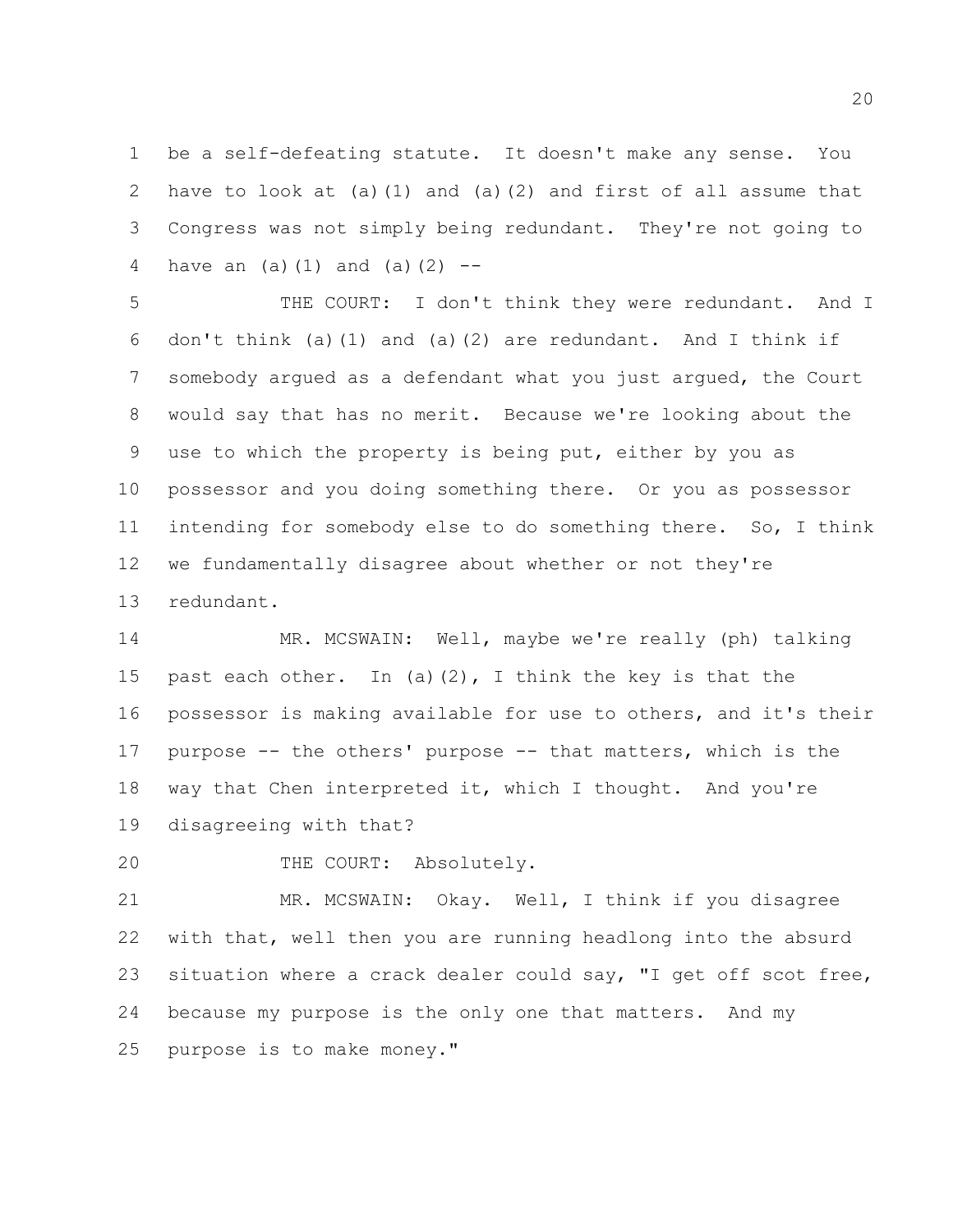be a self-defeating statute. It doesn't make any sense. You have to look at (a)(1) and (a)(2) and first of all assume that Congress was not simply being redundant. They're not going to have an (a)(1) and (a)(2) --

THE COURT: I don't think they were redundant. And I don't think (a)(1) and (a)(2) are redundant. And I think if somebody argued as a defendant what you just argued, the Court would say that has no merit. Because we're looking about the use to which the property is being put, either by you as possessor and you doing something there. Or you as possessor intending for somebody else to do something there. So, I think we fundamentally disagree about whether or not they're redundant.

MR. MCSWAIN: Well, maybe we're really (ph) talking past each other. In (a)(2), I think the key is that the possessor is making available for use to others, and it's their purpose -- the others' purpose -- that matters, which is the way that Chen interpreted it, which I thought. And you're disagreeing with that?

THE COURT: Absolutely.

MR. MCSWAIN: Okay. Well, I think if you disagree with that, well then you are running headlong into the absurd situation where a crack dealer could say, "I get off scot free, because my purpose is the only one that matters. And my purpose is to make money."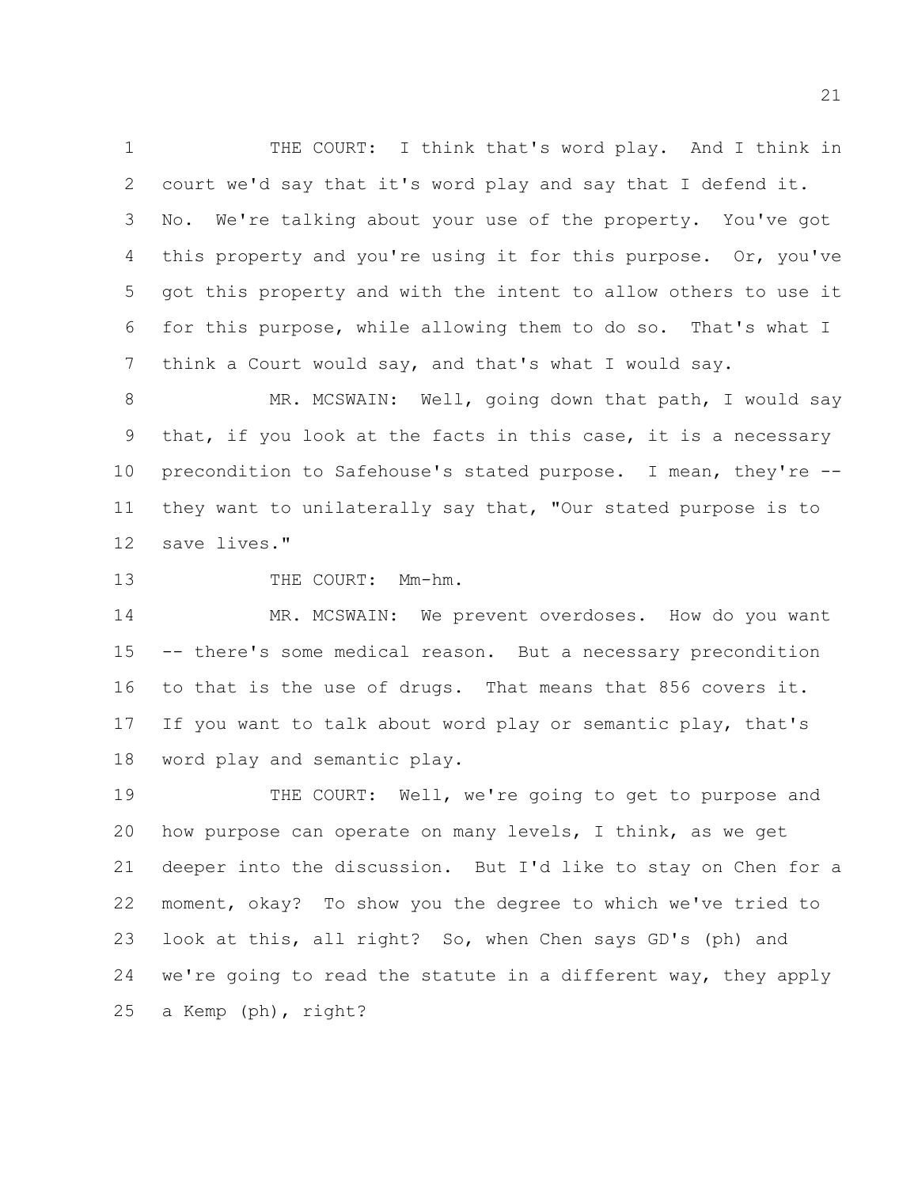THE COURT: I think that's word play. And I think in court we'd say that it's word play and say that I defend it. No. We're talking about your use of the property. You've got this property and you're using it for this purpose. Or, you've got this property and with the intent to allow others to use it for this purpose, while allowing them to do so. That's what I think a Court would say, and that's what I would say.

MR. MCSWAIN: Well, going down that path, I would say that, if you look at the facts in this case, it is a necessary precondition to Safehouse's stated purpose. I mean, they're -- they want to unilaterally say that, "Our stated purpose is to save lives."

THE COURT: Mm-hm.

MR. MCSWAIN: We prevent overdoses. How do you want -- there's some medical reason. But a necessary precondition to that is the use of drugs. That means that 856 covers it. If you want to talk about word play or semantic play, that's word play and semantic play.

THE COURT: Well, we're going to get to purpose and how purpose can operate on many levels, I think, as we get deeper into the discussion. But I'd like to stay on Chen for a moment, okay? To show you the degree to which we've tried to look at this, all right? So, when Chen says GD's (ph) and we're going to read the statute in a different way, they apply a Kemp (ph), right?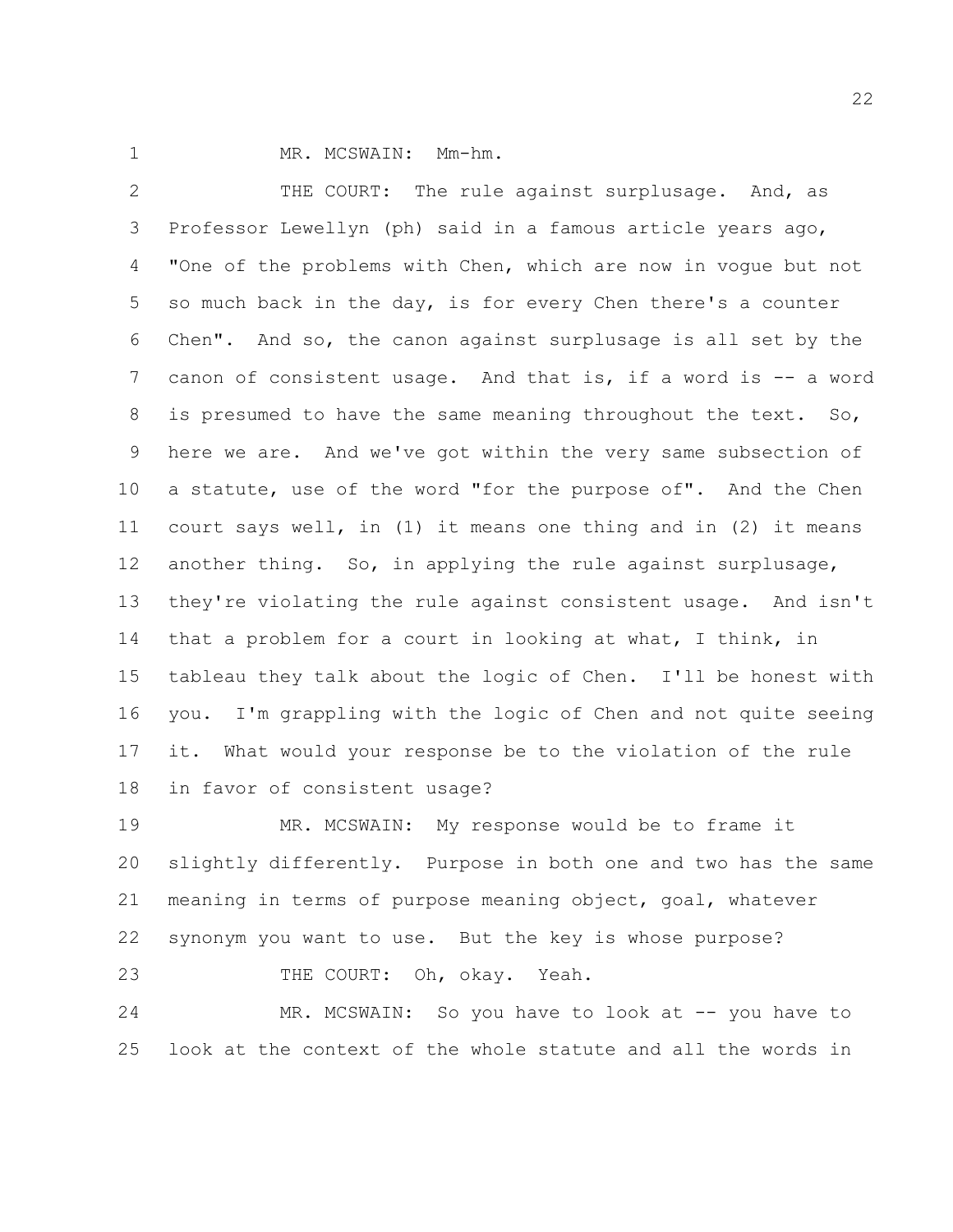MR. MCSWAIN: Mm-hm.

THE COURT: The rule against surplusage. And, as Professor Lewellyn (ph) said in a famous article years ago, "One of the problems with Chen, which are now in vogue but not so much back in the day, is for every Chen there's a counter Chen". And so, the canon against surplusage is all set by the canon of consistent usage. And that is, if a word is -- a word is presumed to have the same meaning throughout the text. So, here we are. And we've got within the very same subsection of a statute, use of the word "for the purpose of". And the Chen court says well, in (1) it means one thing and in (2) it means another thing. So, in applying the rule against surplusage, they're violating the rule against consistent usage. And isn't that a problem for a court in looking at what, I think, in tableau they talk about the logic of Chen. I'll be honest with you. I'm grappling with the logic of Chen and not quite seeing it. What would your response be to the violation of the rule in favor of consistent usage?

MR. MCSWAIN: My response would be to frame it slightly differently. Purpose in both one and two has the same meaning in terms of purpose meaning object, goal, whatever synonym you want to use. But the key is whose purpose?

THE COURT: Oh, okay. Yeah.

MR. MCSWAIN: So you have to look at -- you have to look at the context of the whole statute and all the words in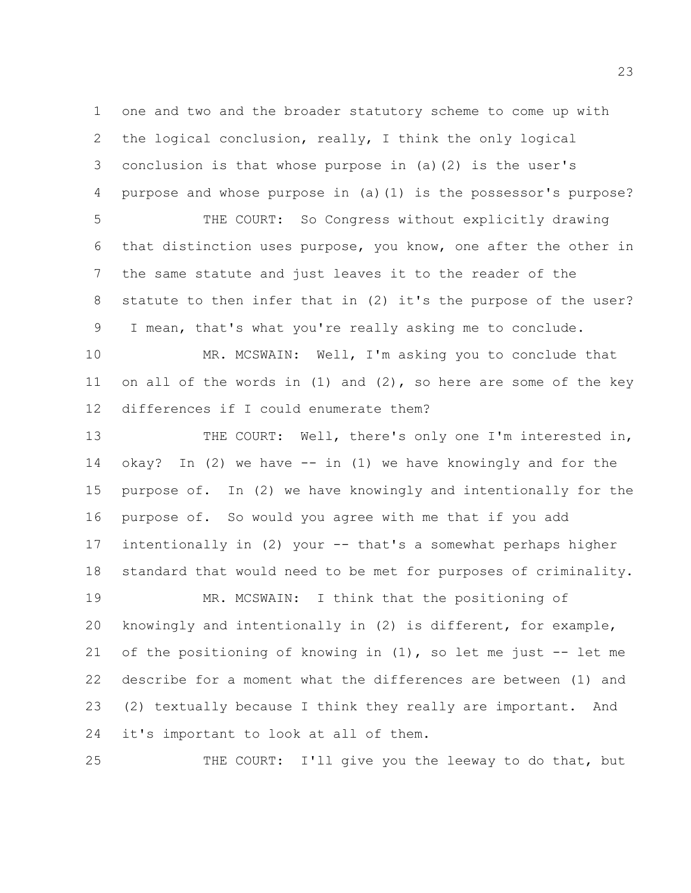one and two and the broader statutory scheme to come up with the logical conclusion, really, I think the only logical conclusion is that whose purpose in (a)(2) is the user's purpose and whose purpose in (a)(1) is the possessor's purpose?

THE COURT: So Congress without explicitly drawing that distinction uses purpose, you know, one after the other in the same statute and just leaves it to the reader of the statute to then infer that in (2) it's the purpose of the user? I mean, that's what you're really asking me to conclude.

MR. MCSWAIN: Well, I'm asking you to conclude that on all of the words in (1) and (2), so here are some of the key differences if I could enumerate them?

THE COURT: Well, there's only one I'm interested in, okay? In (2) we have -- in (1) we have knowingly and for the purpose of. In (2) we have knowingly and intentionally for the purpose of. So would you agree with me that if you add intentionally in (2) your -- that's a somewhat perhaps higher standard that would need to be met for purposes of criminality.

MR. MCSWAIN: I think that the positioning of knowingly and intentionally in (2) is different, for example, of the positioning of knowing in (1), so let me just -- let me describe for a moment what the differences are between (1) and (2) textually because I think they really are important. And it's important to look at all of them.

THE COURT: I'll give you the leeway to do that, but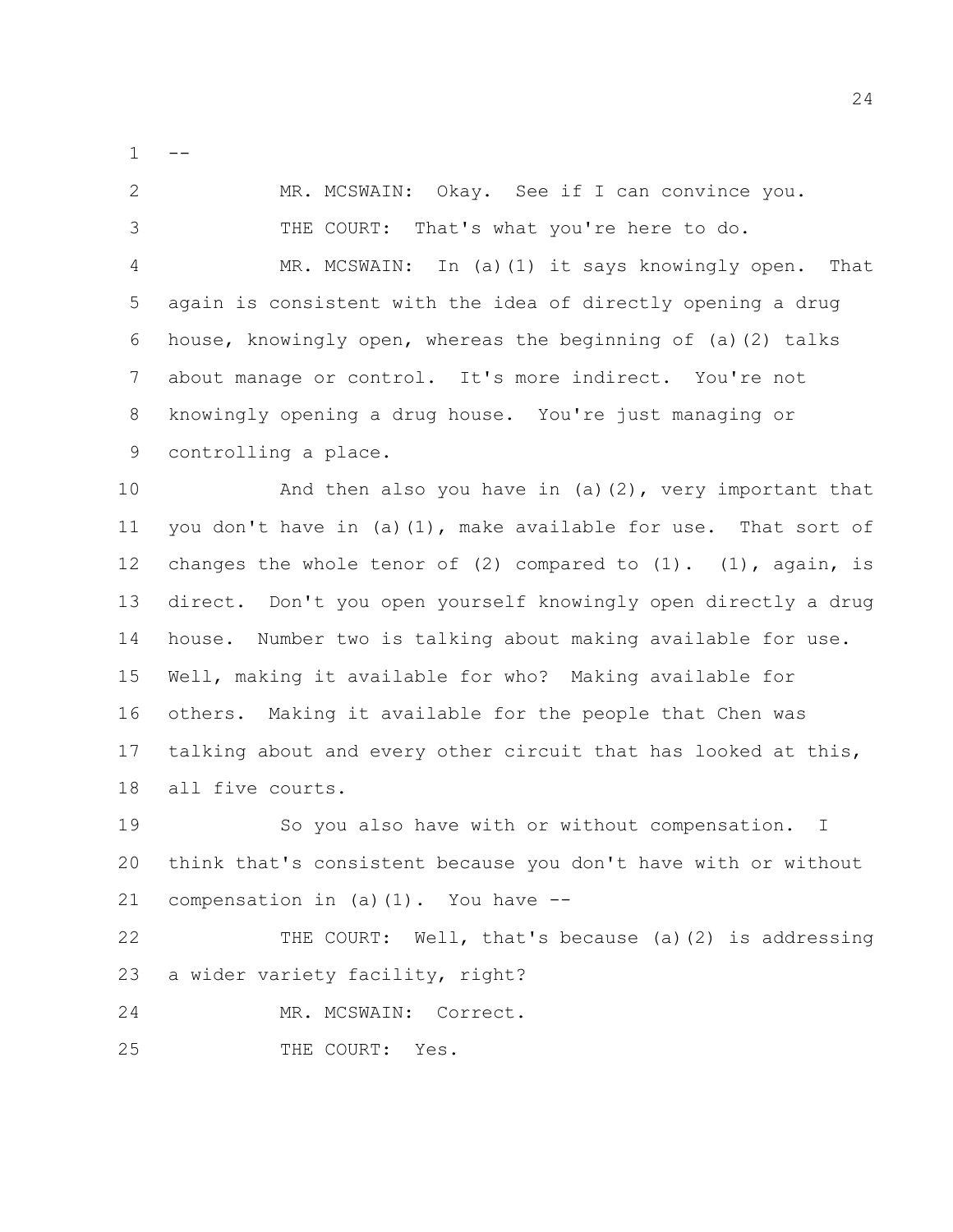--

MR. MCSWAIN: Okay. See if I can convince you.

THE COURT: That's what you're here to do.

MR. MCSWAIN: In (a)(1) it says knowingly open. That again is consistent with the idea of directly opening a drug house, knowingly open, whereas the beginning of (a)(2) talks about manage or control. It's more indirect. You're not knowingly opening a drug house. You're just managing or controlling a place.

And then also you have in (a)(2), very important that you don't have in (a)(1), make available for use. That sort of changes the whole tenor of (2) compared to (1). (1), again, is direct. Don't you open yourself knowingly open directly a drug house. Number two is talking about making available for use. Well, making it available for who? Making available for others. Making it available for the people that Chen was talking about and every other circuit that has looked at this, all five courts.

So you also have with or without compensation. I think that's consistent because you don't have with or without compensation in (a)(1). You have --

THE COURT: Well, that's because (a)(2) is addressing a wider variety facility, right?

MR. MCSWAIN: Correct.

THE COURT: Yes.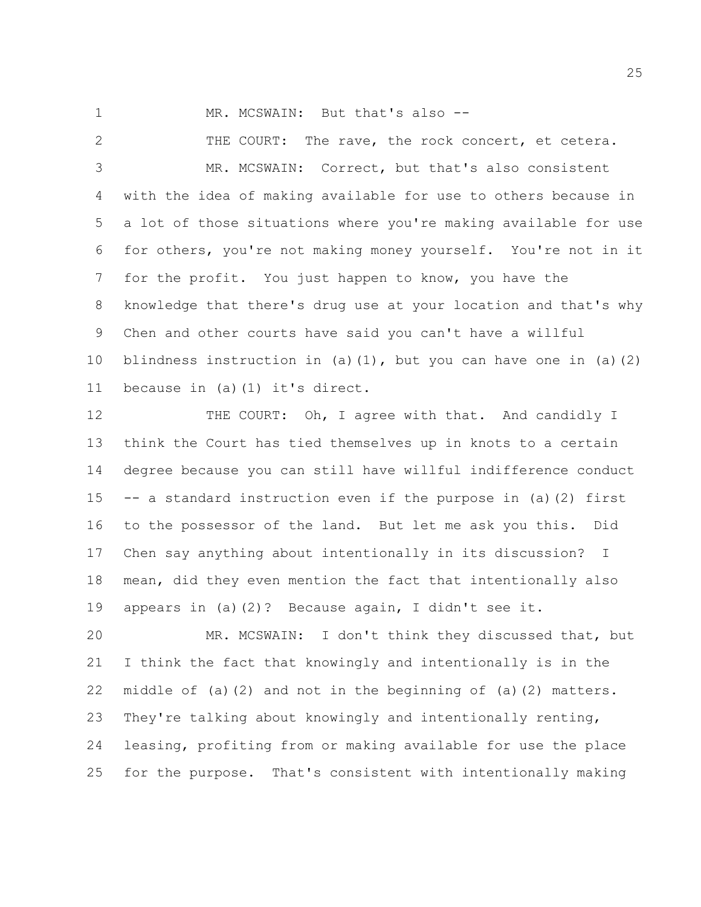MR. MCSWAIN: But that's also --

THE COURT: The rave, the rock concert, et cetera.

MR. MCSWAIN: Correct, but that's also consistent with the idea of making available for use to others because in a lot of those situations where you're making available for use for others, you're not making money yourself. You're not in it for the profit. You just happen to know, you have the knowledge that there's drug use at your location and that's why Chen and other courts have said you can't have a willful blindness instruction in (a)(1), but you can have one in (a)(2) because in (a)(1) it's direct.

THE COURT: Oh, I agree with that. And candidly I think the Court has tied themselves up in knots to a certain degree because you can still have willful indifference conduct -- a standard instruction even if the purpose in (a)(2) first to the possessor of the land. But let me ask you this. Did Chen say anything about intentionally in its discussion? I mean, did they even mention the fact that intentionally also appears in (a)(2)? Because again, I didn't see it.

MR. MCSWAIN: I don't think they discussed that, but I think the fact that knowingly and intentionally is in the middle of (a)(2) and not in the beginning of (a)(2) matters. They're talking about knowingly and intentionally renting, leasing, profiting from or making available for use the place for the purpose. That's consistent with intentionally making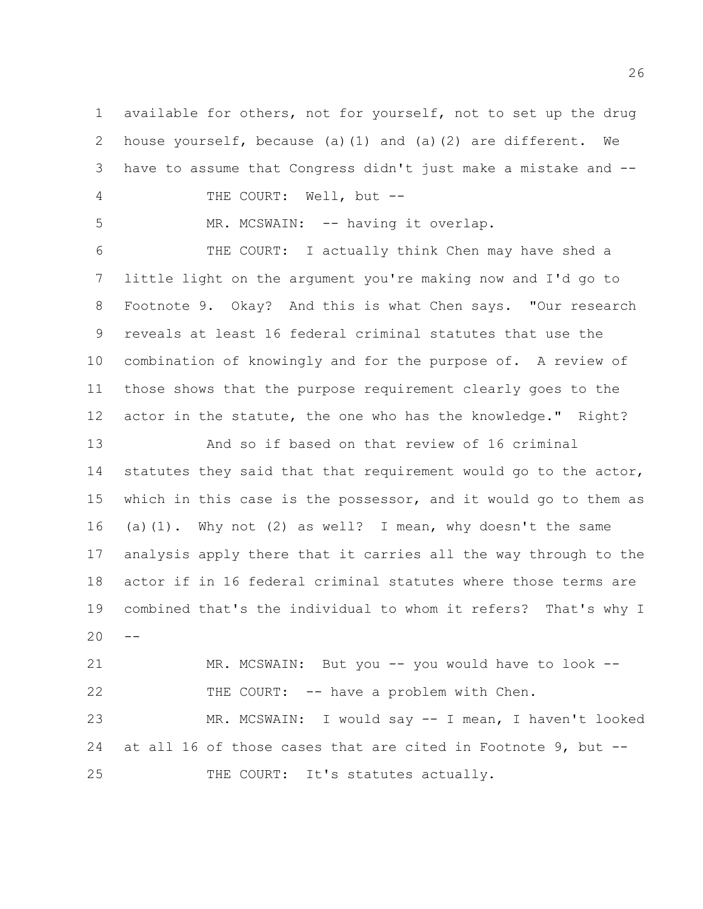available for others, not for yourself, not to set up the drug house yourself, because (a)(1) and (a)(2) are different. We have to assume that Congress didn't just make a mistake and --

THE COURT: Well, but --

MR. MCSWAIN: -- having it overlap.

THE COURT: I actually think Chen may have shed a little light on the argument you're making now and I'd go to Footnote 9. Okay? And this is what Chen says. "Our research reveals at least 16 federal criminal statutes that use the combination of knowingly and for the purpose of. A review of those shows that the purpose requirement clearly goes to the actor in the statute, the one who has the knowledge." Right?

And so if based on that review of 16 criminal statutes they said that that requirement would go to the actor, which in this case is the possessor, and it would go to them as (a)(1). Why not (2) as well? I mean, why doesn't the same analysis apply there that it carries all the way through to the actor if in 16 federal criminal statutes where those terms are combined that's the individual to whom it refers? That's why I --

MR. MCSWAIN: But you -- you would have to look --

THE COURT: -- have a problem with Chen.

MR. MCSWAIN: I would say -- I mean, I haven't looked at all 16 of those cases that are cited in Footnote 9, but --

THE COURT: It's statutes actually.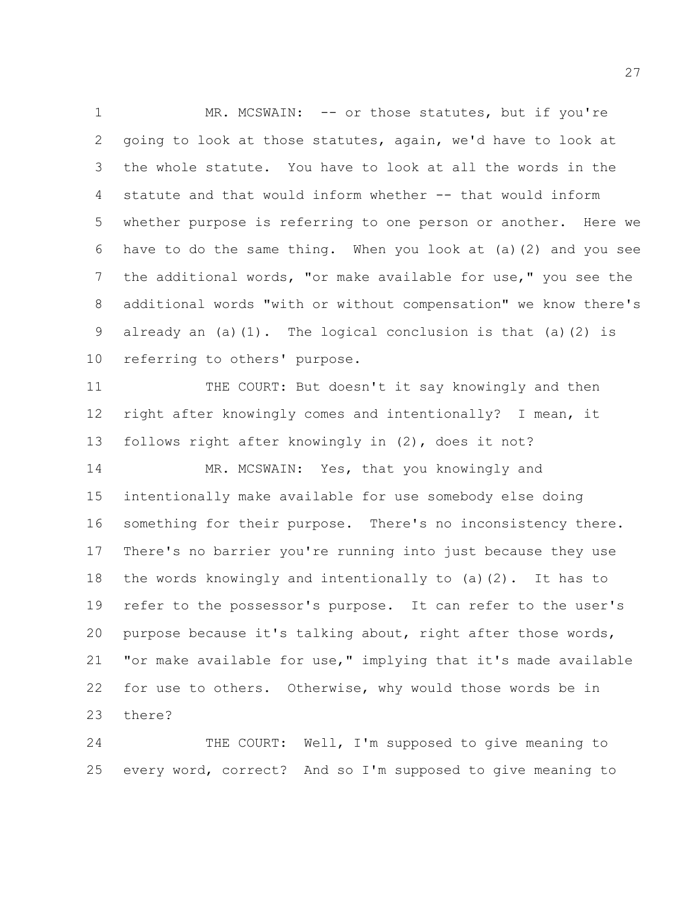MR. MCSWAIN: -- or those statutes, but if you're going to look at those statutes, again, we'd have to look at the whole statute. You have to look at all the words in the statute and that would inform whether -- that would inform whether purpose is referring to one person or another. Here we have to do the same thing. When you look at (a)(2) and you see the additional words, "or make available for use," you see the additional words "with or without compensation" we know there's already an (a)(1). The logical conclusion is that (a)(2) is referring to others' purpose.

THE COURT: But doesn't it say knowingly and then right after knowingly comes and intentionally? I mean, it follows right after knowingly in (2), does it not?

MR. MCSWAIN: Yes, that you knowingly and intentionally make available for use somebody else doing something for their purpose. There's no inconsistency there. There's no barrier you're running into just because they use the words knowingly and intentionally to (a)(2). It has to refer to the possessor's purpose. It can refer to the user's purpose because it's talking about, right after those words, "or make available for use," implying that it's made available for use to others. Otherwise, why would those words be in there?

THE COURT: Well, I'm supposed to give meaning to every word, correct? And so I'm supposed to give meaning to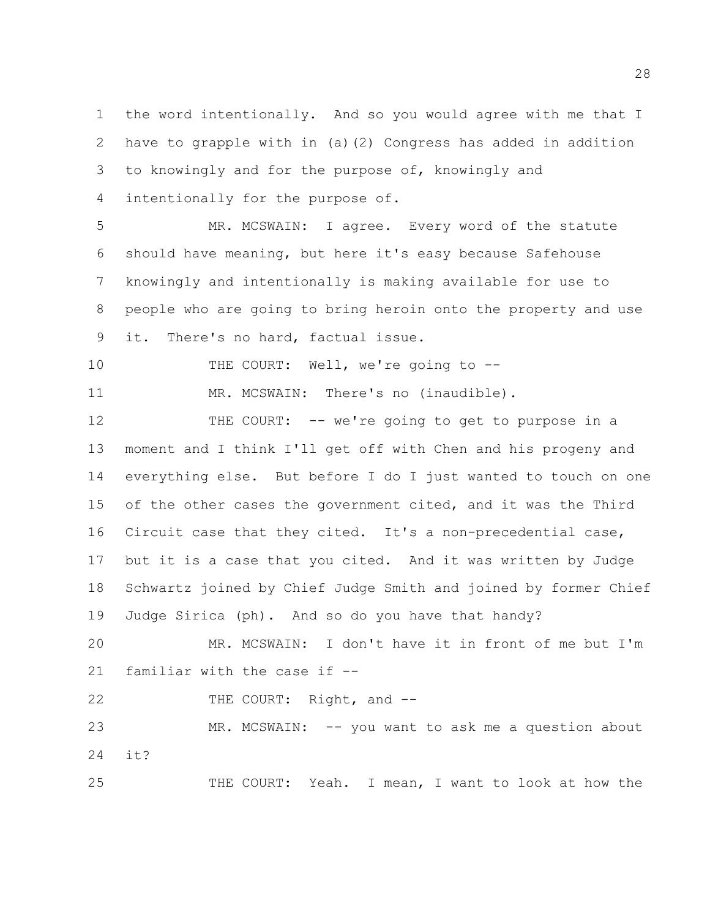the word intentionally. And so you would agree with me that I have to grapple with in (a)(2) Congress has added in addition to knowingly and for the purpose of, knowingly and intentionally for the purpose of.

MR. MCSWAIN: I agree. Every word of the statute should have meaning, but here it's easy because Safehouse knowingly and intentionally is making available for use to people who are going to bring heroin onto the property and use it. There's no hard, factual issue.

THE COURT: Well, we're going to --

MR. MCSWAIN: There's no (inaudible).

THE COURT: -- we're going to get to purpose in a moment and I think I'll get off with Chen and his progeny and everything else. But before I do I just wanted to touch on one of the other cases the government cited, and it was the Third Circuit case that they cited. It's a non-precedential case, but it is a case that you cited. And it was written by Judge Schwartz joined by Chief Judge Smith and joined by former Chief Judge Sirica (ph). And so do you have that handy?

MR. MCSWAIN: I don't have it in front of me but I'm familiar with the case if --

THE COURT: Right, and --

MR. MCSWAIN: -- you want to ask me a question about it?

THE COURT: Yeah. I mean, I want to look at how the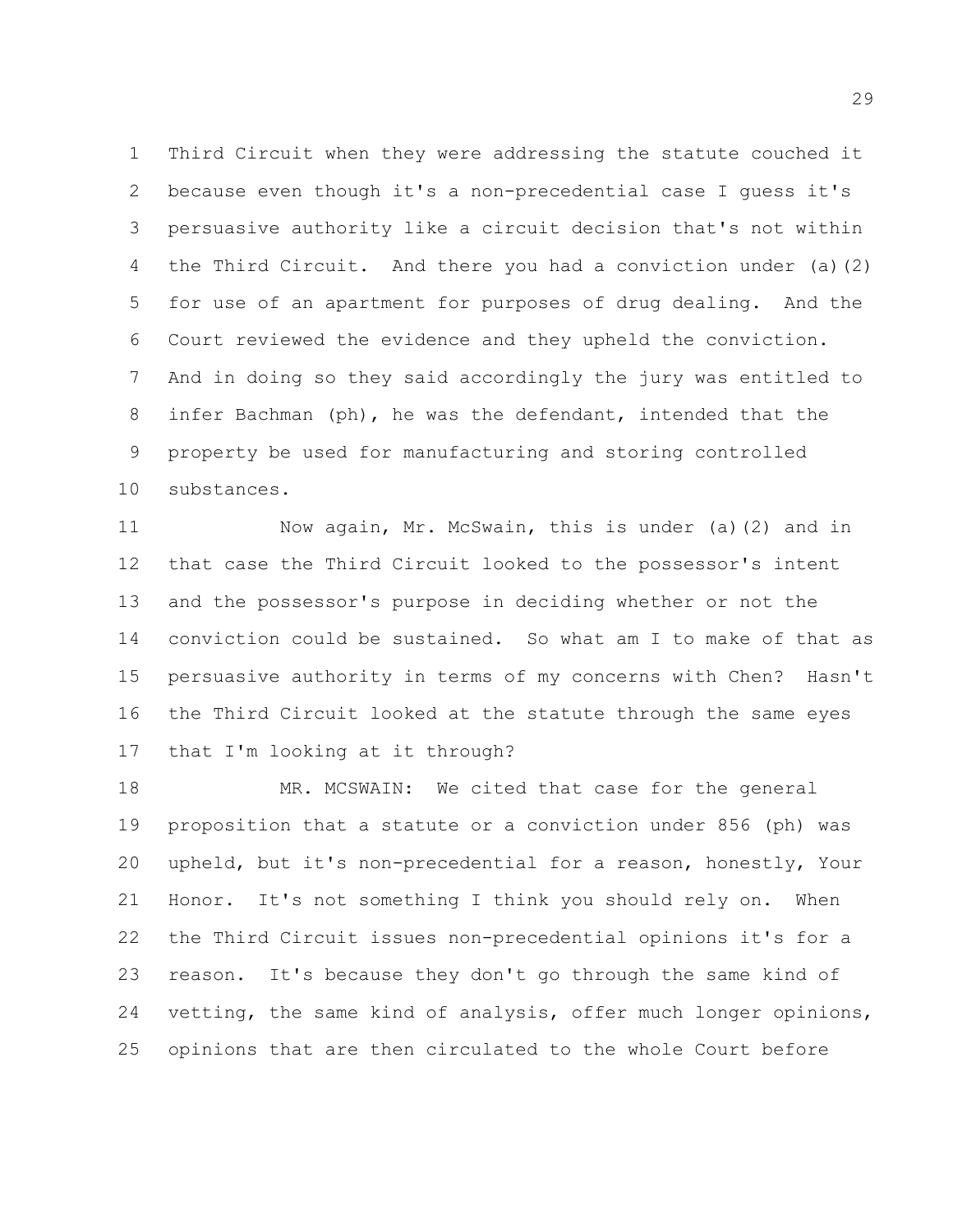Third Circuit when they were addressing the statute couched it because even though it's a non-precedential case I guess it's persuasive authority like a circuit decision that's not within the Third Circuit. And there you had a conviction under (a)(2) for use of an apartment for purposes of drug dealing. And the Court reviewed the evidence and they upheld the conviction. And in doing so they said accordingly the jury was entitled to infer Bachman (ph), he was the defendant, intended that the property be used for manufacturing and storing controlled substances.

Now again, Mr. McSwain, this is under (a)(2) and in that case the Third Circuit looked to the possessor's intent and the possessor's purpose in deciding whether or not the conviction could be sustained. So what am I to make of that as persuasive authority in terms of my concerns with Chen? Hasn't the Third Circuit looked at the statute through the same eyes that I'm looking at it through?

MR. MCSWAIN: We cited that case for the general proposition that a statute or a conviction under 856 (ph) was upheld, but it's non-precedential for a reason, honestly, Your Honor. It's not something I think you should rely on. When the Third Circuit issues non-precedential opinions it's for a reason. It's because they don't go through the same kind of vetting, the same kind of analysis, offer much longer opinions, opinions that are then circulated to the whole Court before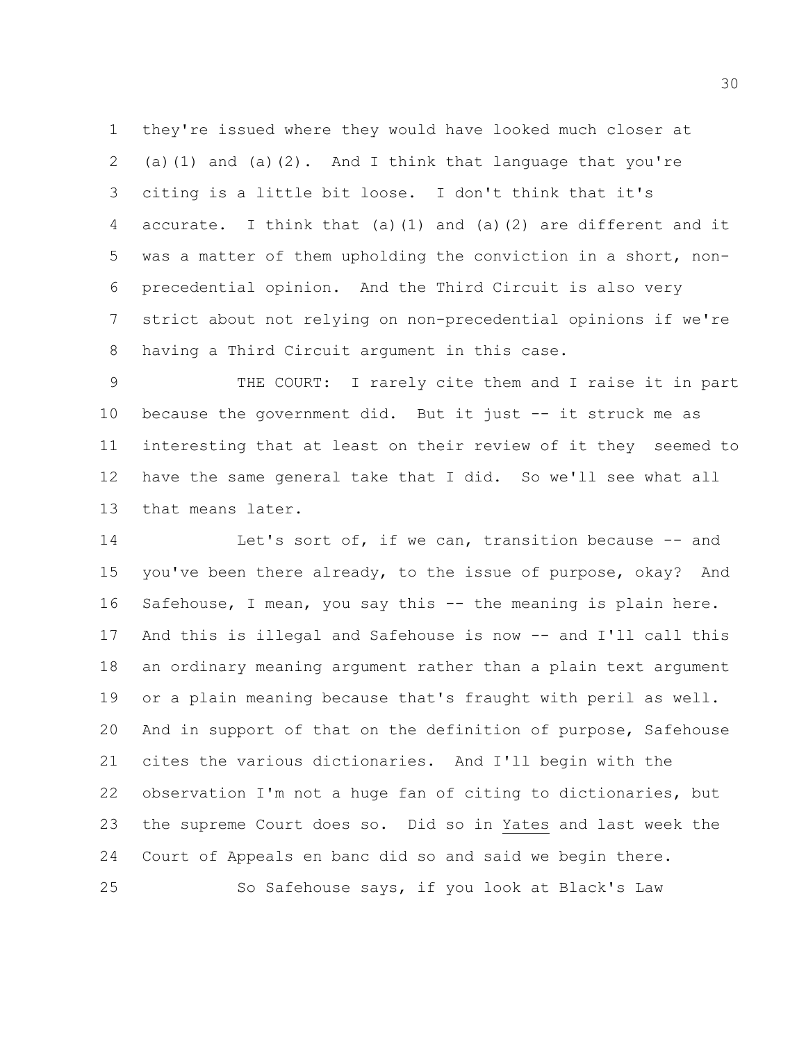they're issued where they would have looked much closer at (a)(1) and (a)(2). And I think that language that you're citing is a little bit loose. I don't think that it's accurate. I think that (a)(1) and (a)(2) are different and it was a matter of them upholding the conviction in a short, non-precedential opinion. And the Third Circuit is also very strict about not relying on non-precedential opinions if we're having a Third Circuit argument in this case.

THE COURT: I rarely cite them and I raise it in part because the government did. But it just -- it struck me as interesting that at least on their review of it they seemed to have the same general take that I did. So we'll see what all that means later.

Let's sort of, if we can, transition because -- and you've been there already, to the issue of purpose, okay? And Safehouse, I mean, you say this -- the meaning is plain here. And this is illegal and Safehouse is now -- and I'll call this an ordinary meaning argument rather than a plain text argument or a plain meaning because that's fraught with peril as well. And in support of that on the definition of purpose, Safehouse cites the various dictionaries. And I'll begin with the observation I'm not a huge fan of citing to dictionaries, but the supreme Court does so. Did so in _Yates_ and last week the Court of Appeals en banc did so and said we begin there.

So Safehouse says, if you look at Black's Law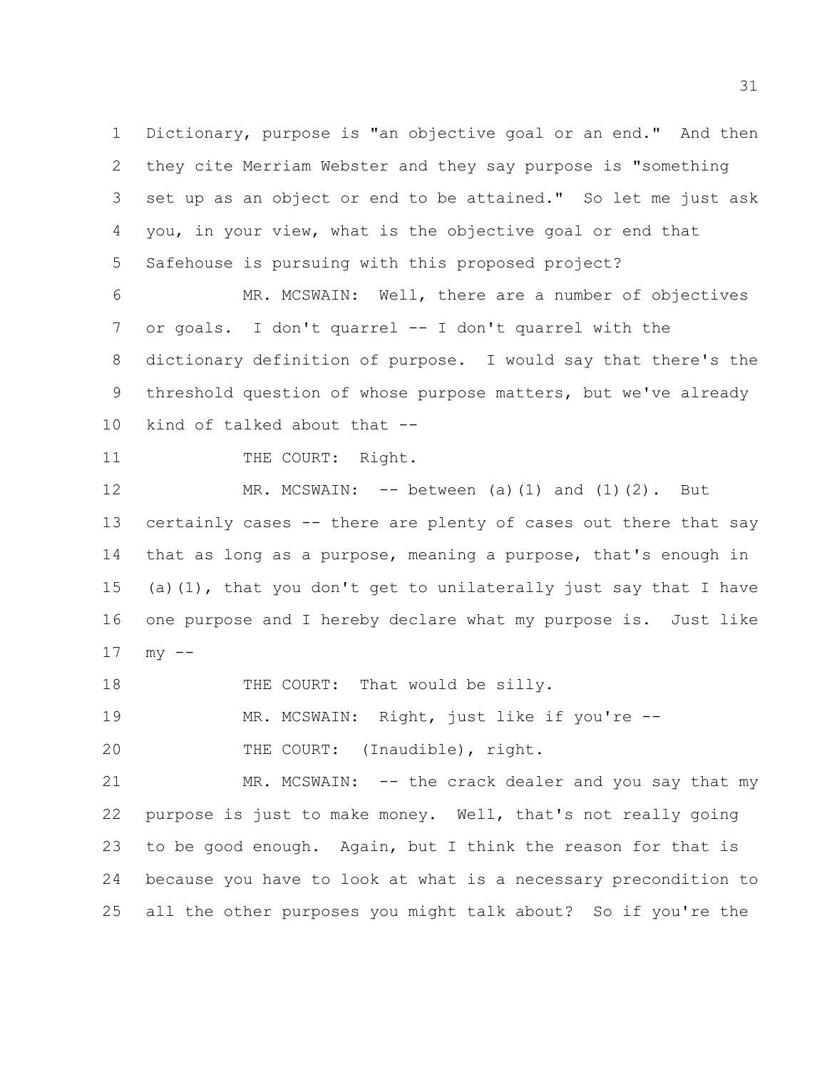Dictionary, purpose is "an objective goal or an end." And then they cite Merriam Webster and they say purpose is "something set up as an object or end to be attained." So let me just ask you, in your view, what is the objective goal or end that Safehouse is pursuing with this proposed project?

MR. MCSWAIN: Well, there are a number of objectives or goals. I don't quarrel -- I don't quarrel with the dictionary definition of purpose. I would say that there's the threshold question of whose purpose matters, but we've already kind of talked about that --

THE COURT: Right.

MR. MCSWAIN: -- between (a)(1) and (1)(2). But certainly cases -- there are plenty of cases out there that say that as long as a purpose, meaning a purpose, that's enough in (a)(1), that you don't get to unilaterally just say that I have one purpose and I hereby declare what my purpose is. Just like my --

THE COURT: That would be silly.

MR. MCSWAIN: Right, just like if you're --

THE COURT: (Inaudible), right.

MR. MCSWAIN: -- the crack dealer and you say that my purpose is just to make money. Well, that's not really going to be good enough. Again, but I think the reason for that is because you have to look at what is a necessary precondition to all the other purposes you might talk about? So if you're the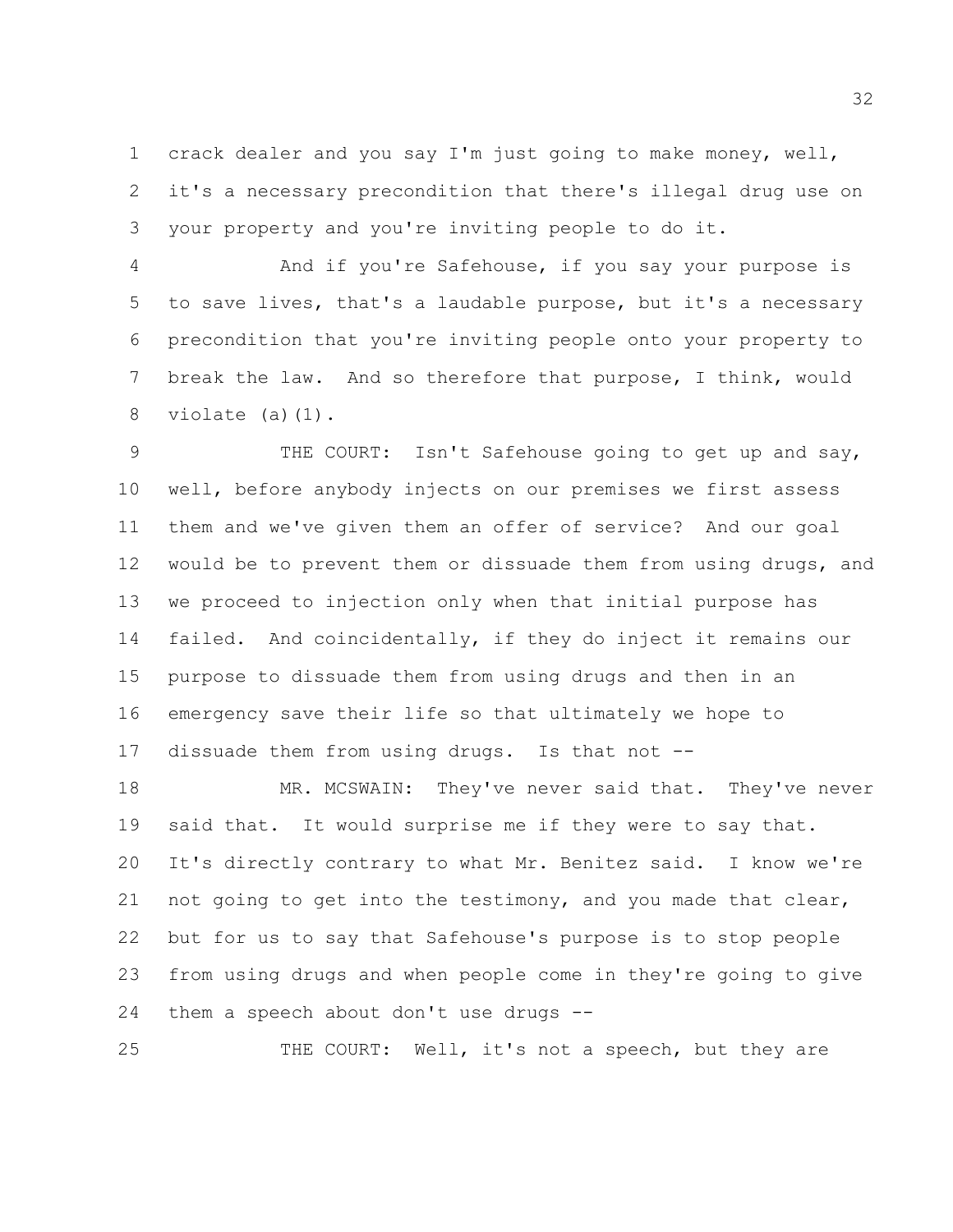crack dealer and you say I'm just going to make money, well, it's a necessary precondition that there's illegal drug use on your property and you're inviting people to do it.

And if you're Safehouse, if you say your purpose is to save lives, that's a laudable purpose, but it's a necessary precondition that you're inviting people onto your property to break the law. And so therefore that purpose, I think, would violate (a)(1).

THE COURT: Isn't Safehouse going to get up and say, well, before anybody injects on our premises we first assess them and we've given them an offer of service? And our goal would be to prevent them or dissuade them from using drugs, and we proceed to injection only when that initial purpose has failed. And coincidentally, if they do inject it remains our purpose to dissuade them from using drugs and then in an emergency save their life so that ultimately we hope to dissuade them from using drugs. Is that not --

MR. MCSWAIN: They've never said that. They've never said that. It would surprise me if they were to say that. It's directly contrary to what Mr. Benitez said. I know we're not going to get into the testimony, and you made that clear, but for us to say that Safehouse's purpose is to stop people from using drugs and when people come in they're going to give them a speech about don't use drugs --

THE COURT: Well, it's not a speech, but they are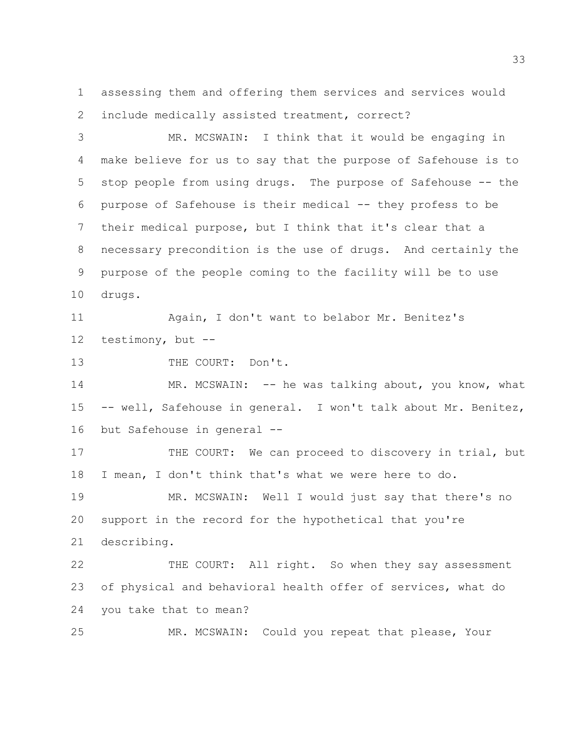1 assessing them and offering them services and services would
2 include medically assisted treatment, correct?

3 MR. MCSWAIN: I think that it would be engaging in
4 make believe for us to say that the purpose of Safehouse is to
5 stop people from using drugs. The purpose of Safehouse -- the
6 purpose of Safehouse is their medical -- they profess to be
7 their medical purpose, but I think that it's clear that a
8 necessary precondition is the use of drugs. And certainly the
9 purpose of the people coming to the facility will be to use
10 drugs.

11 Again, I don't want to belabor Mr. Benitez's
12 testimony, but --

13 THE COURT: Don't.

14 MR. MCSWAIN: -- he was talking about, you know, what
15 -- well, Safehouse in general. I won't talk about Mr. Benitez,
16 but Safehouse in general --

17 THE COURT: We can proceed to discovery in trial, but
18 I mean, I don't think that's what we were here to do.

19 MR. MCSWAIN: Well I would just say that there's no
20 support in the record for the hypothetical that you're
21 describing.

22 THE COURT: All right. So when they say assessment
23 of physical and behavioral health offer of services, what do
24 you take that to mean?

25 MR. MCSWAIN: Could you repeat that please, Your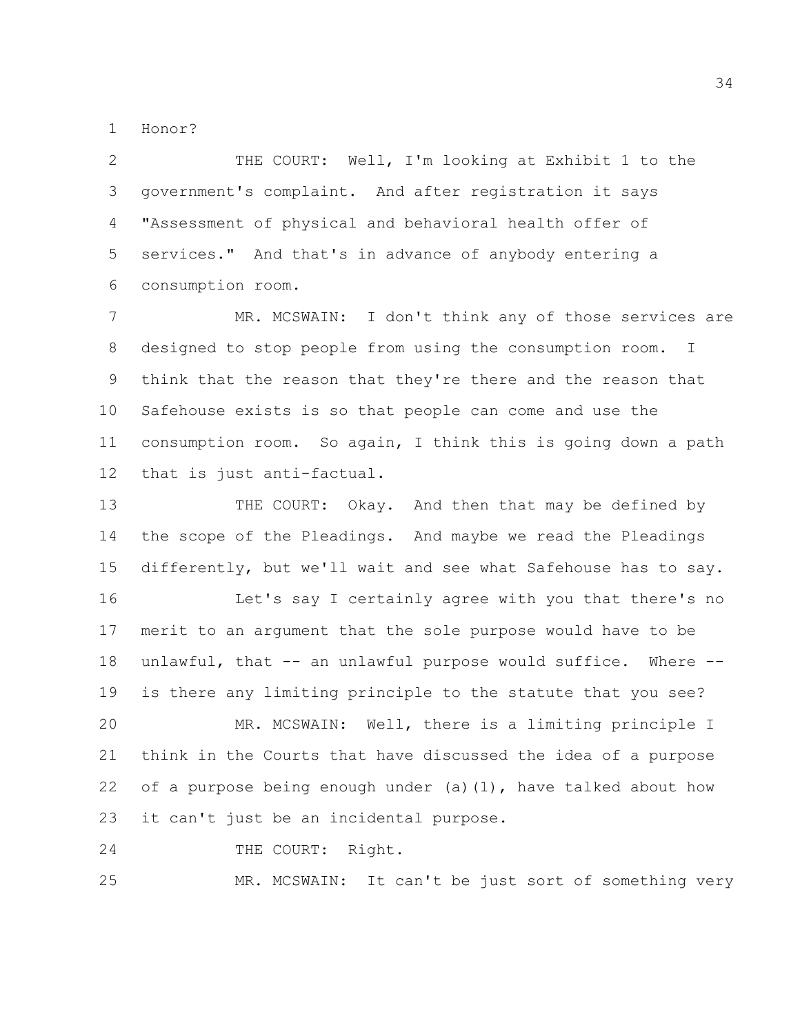Honor?

THE COURT: Well, I'm looking at Exhibit 1 to the government's complaint. And after registration it says "Assessment of physical and behavioral health offer of services." And that's in advance of anybody entering a consumption room.

MR. MCSWAIN: I don't think any of those services are designed to stop people from using the consumption room. I think that the reason that they're there and the reason that Safehouse exists is so that people can come and use the consumption room. So again, I think this is going down a path that is just anti-factual.

THE COURT: Okay. And then that may be defined by the scope of the Pleadings. And maybe we read the Pleadings differently, but we'll wait and see what Safehouse has to say.

Let's say I certainly agree with you that there's no merit to an argument that the sole purpose would have to be unlawful, that -- an unlawful purpose would suffice. Where -- is there any limiting principle to the statute that you see?

MR. MCSWAIN: Well, there is a limiting principle I think in the Courts that have discussed the idea of a purpose of a purpose being enough under (a)(1), have talked about how it can't just be an incidental purpose.

THE COURT: Right.

MR. MCSWAIN: It can't be just sort of something very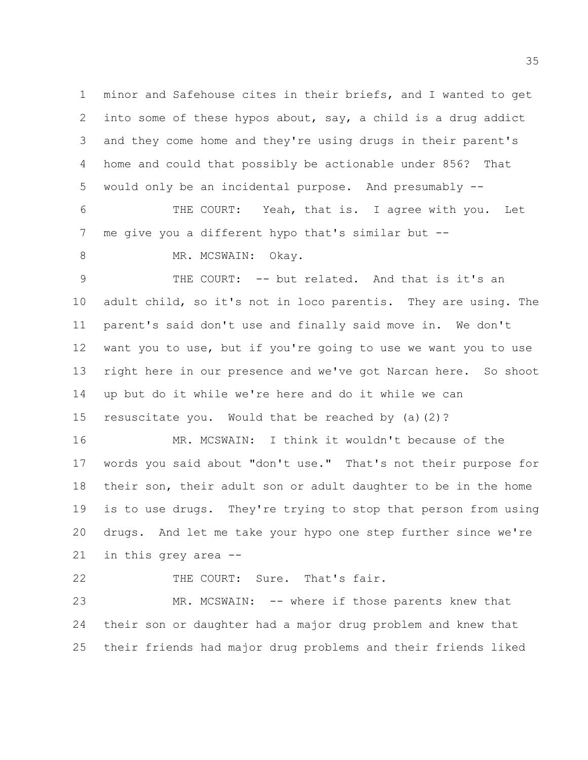minor and Safehouse cites in their briefs, and I wanted to get into some of these hypos about, say, a child is a drug addict and they come home and they're using drugs in their parent's home and could that possibly be actionable under 856? That would only be an incidental purpose. And presumably --

THE COURT: Yeah, that is. I agree with you. Let me give you a different hypo that's similar but --

MR. MCSWAIN: Okay.

THE COURT: -- but related. And that is it's an adult child, so it's not in loco parentis. They are using. The parent's said don't use and finally said move in. We don't want you to use, but if you're going to use we want you to use right here in our presence and we've got Narcan here. So shoot up but do it while we're here and do it while we can resuscitate you. Would that be reached by (a)(2)?

MR. MCSWAIN: I think it wouldn't because of the words you said about "don't use." That's not their purpose for their son, their adult son or adult daughter to be in the home is to use drugs. They're trying to stop that person from using drugs. And let me take your hypo one step further since we're in this grey area --

THE COURT: Sure. That's fair.

MR. MCSWAIN: -- where if those parents knew that their son or daughter had a major drug problem and knew that their friends had major drug problems and their friends liked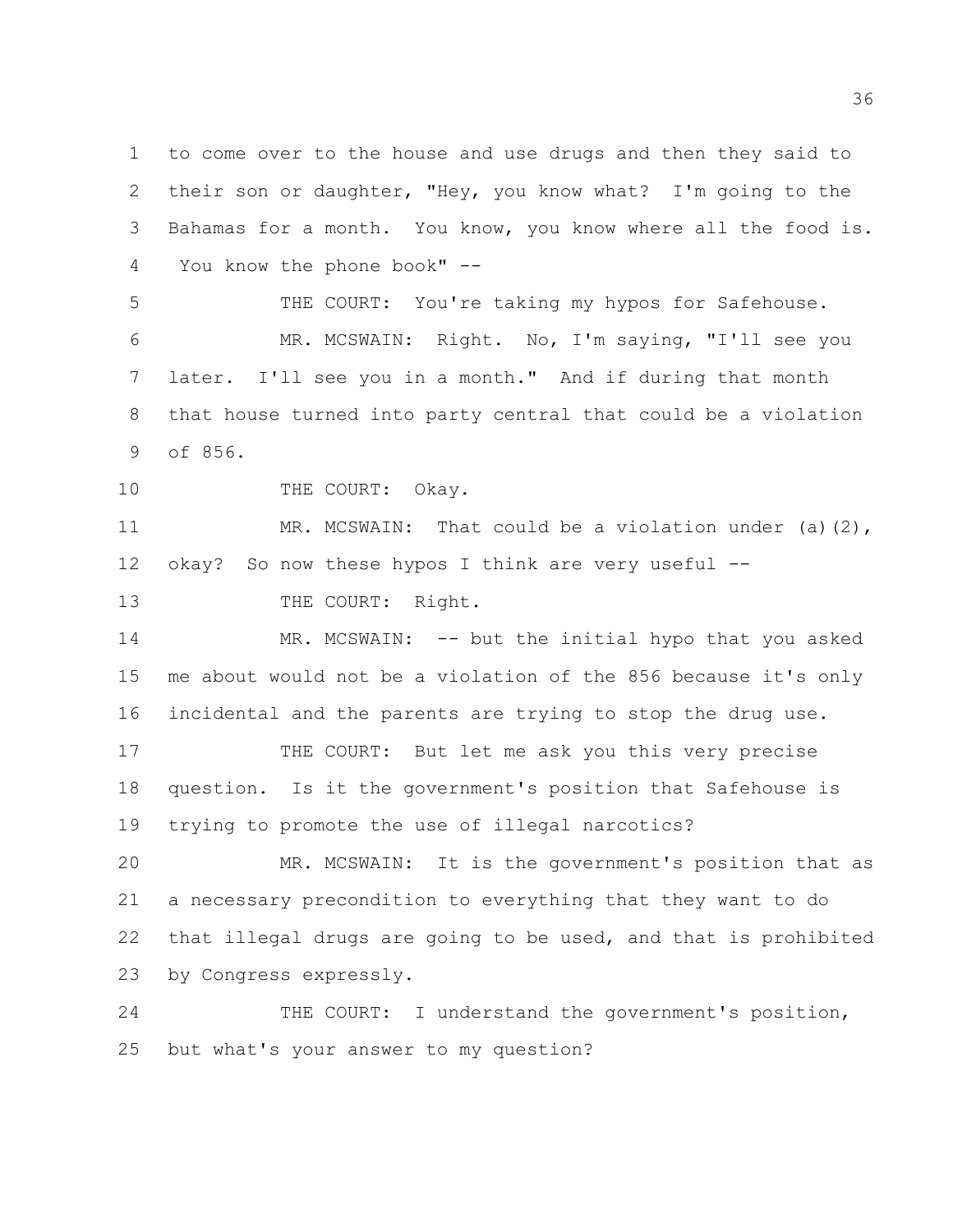to come over to the house and use drugs and then they said to their son or daughter, "Hey, you know what? I'm going to the Bahamas for a month. You know, you know where all the food is. You know the phone book" --

THE COURT: You're taking my hypos for Safehouse.

MR. MCSWAIN: Right. No, I'm saying, "I'll see you later. I'll see you in a month." And if during that month that house turned into party central that could be a violation of 856.

THE COURT: Okay.

MR. MCSWAIN: That could be a violation under (a)(2), okay? So now these hypos I think are very useful --

THE COURT: Right.

MR. MCSWAIN: -- but the initial hypo that you asked me about would not be a violation of the 856 because it's only incidental and the parents are trying to stop the drug use.

THE COURT: But let me ask you this very precise question. Is it the government's position that Safehouse is trying to promote the use of illegal narcotics?

MR. MCSWAIN: It is the government's position that as a necessary precondition to everything that they want to do that illegal drugs are going to be used, and that is prohibited by Congress expressly.

THE COURT: I understand the government's position, but what's your answer to my question?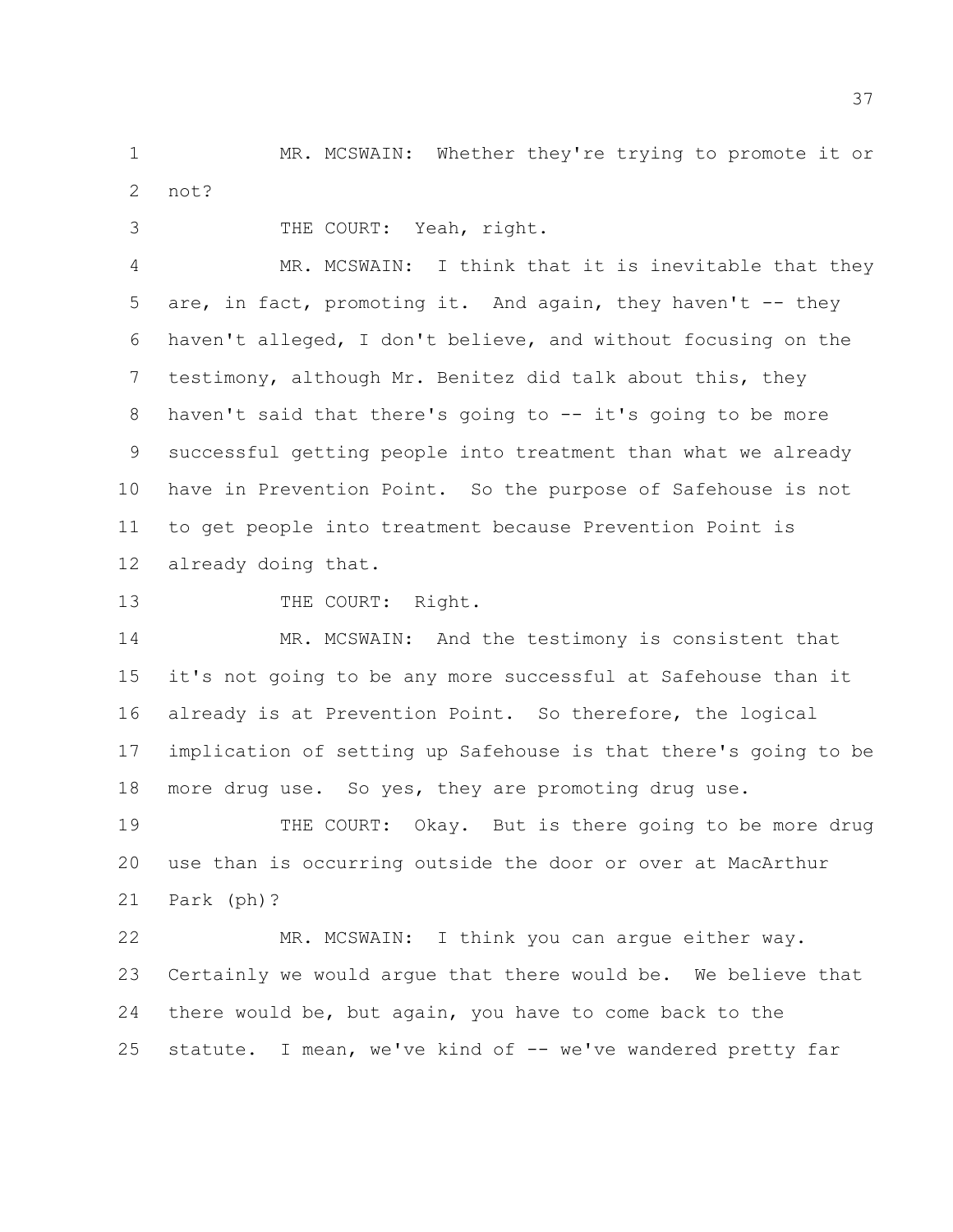MR. MCSWAIN: Whether they're trying to promote it or not?

THE COURT: Yeah, right.

MR. MCSWAIN: I think that it is inevitable that they are, in fact, promoting it. And again, they haven't -- they haven't alleged, I don't believe, and without focusing on the testimony, although Mr. Benitez did talk about this, they haven't said that there's going to -- it's going to be more successful getting people into treatment than what we already have in Prevention Point. So the purpose of Safehouse is not to get people into treatment because Prevention Point is already doing that.

THE COURT: Right.

MR. MCSWAIN: And the testimony is consistent that it's not going to be any more successful at Safehouse than it already is at Prevention Point. So therefore, the logical implication of setting up Safehouse is that there's going to be more drug use. So yes, they are promoting drug use.

THE COURT: Okay. But is there going to be more drug use than is occurring outside the door or over at MacArthur Park (ph)?

MR. MCSWAIN: I think you can argue either way. Certainly we would argue that there would be. We believe that there would be, but again, you have to come back to the statute. I mean, we've kind of -- we've wandered pretty far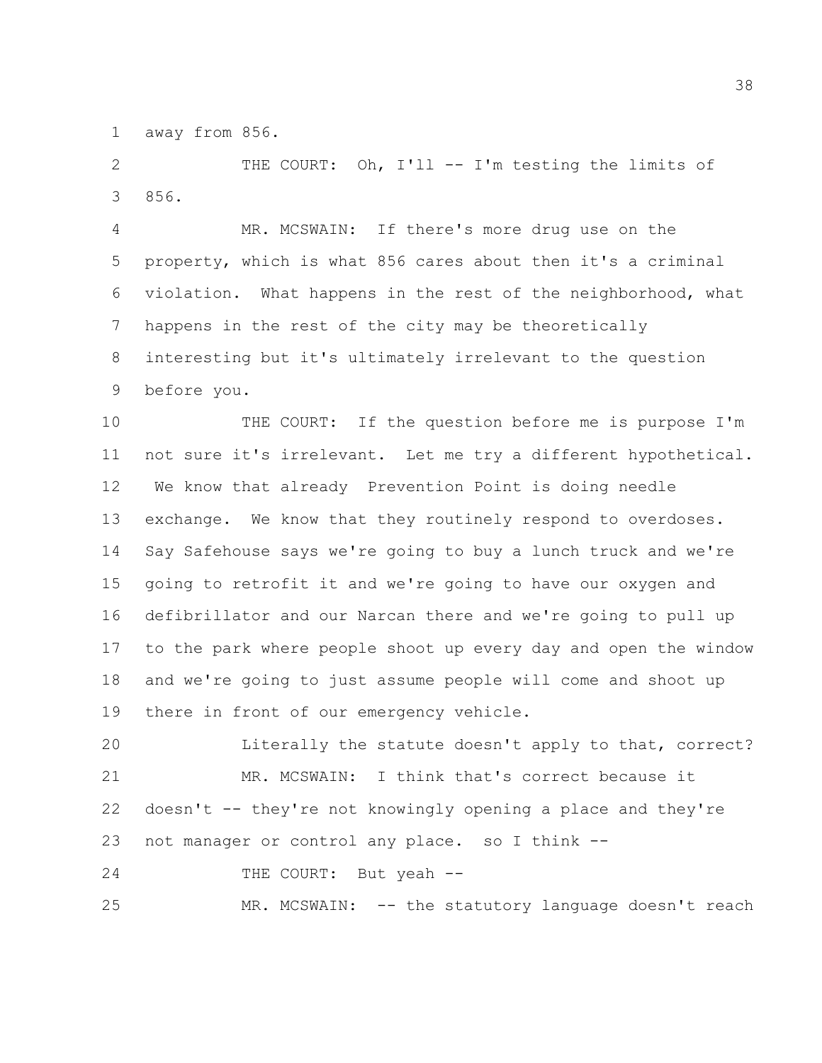away from 856.

THE COURT: Oh, I'll -- I'm testing the limits of 856.

MR. MCSWAIN: If there's more drug use on the property, which is what 856 cares about then it's a criminal violation. What happens in the rest of the neighborhood, what happens in the rest of the city may be theoretically interesting but it's ultimately irrelevant to the question before you.

THE COURT: If the question before me is purpose I'm not sure it's irrelevant. Let me try a different hypothetical. We know that already Prevention Point is doing needle exchange. We know that they routinely respond to overdoses. Say Safehouse says we're going to buy a lunch truck and we're going to retrofit it and we're going to have our oxygen and defibrillator and our Narcan there and we're going to pull up to the park where people shoot up every day and open the window and we're going to just assume people will come and shoot up there in front of our emergency vehicle.

Literally the statute doesn't apply to that, correct?

MR. MCSWAIN: I think that's correct because it doesn't -- they're not knowingly opening a place and they're not manager or control any place. so I think --

THE COURT: But yeah --

MR. MCSWAIN: -- the statutory language doesn't reach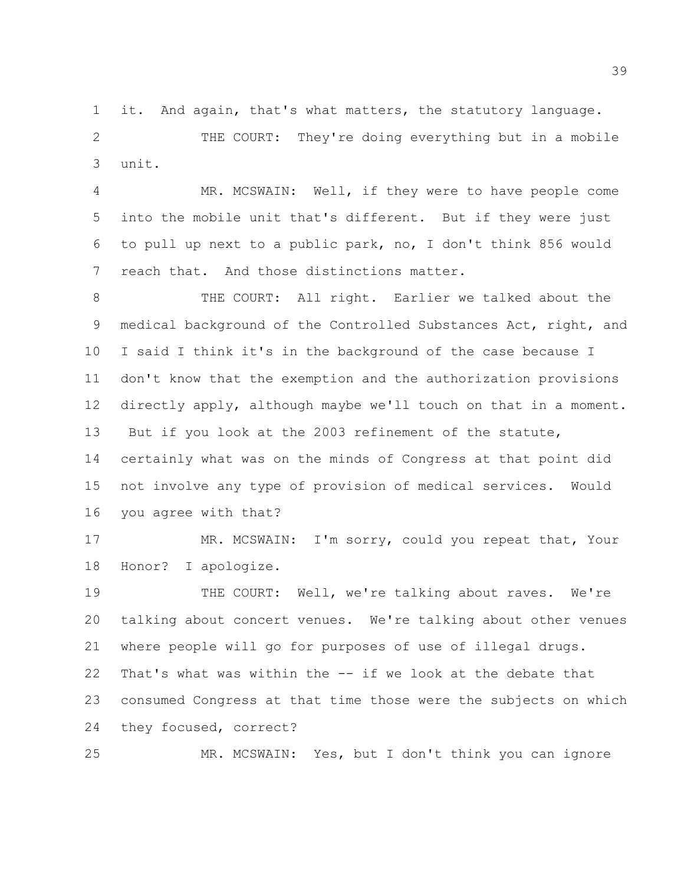it. And again, that's what matters, the statutory language.

THE COURT: They're doing everything but in a mobile unit.

MR. MCSWAIN: Well, if they were to have people come into the mobile unit that's different. But if they were just to pull up next to a public park, no, I don't think 856 would reach that. And those distinctions matter.

THE COURT: All right. Earlier we talked about the medical background of the Controlled Substances Act, right, and I said I think it's in the background of the case because I don't know that the exemption and the authorization provisions directly apply, although maybe we'll touch on that in a moment. But if you look at the 2003 refinement of the statute, certainly what was on the minds of Congress at that point did not involve any type of provision of medical services. Would you agree with that?

MR. MCSWAIN: I'm sorry, could you repeat that, Your Honor? I apologize.

THE COURT: Well, we're talking about raves. We're talking about concert venues. We're talking about other venues where people will go for purposes of use of illegal drugs. That's what was within the -- if we look at the debate that consumed Congress at that time those were the subjects on which they focused, correct?

MR. MCSWAIN: Yes, but I don't think you can ignore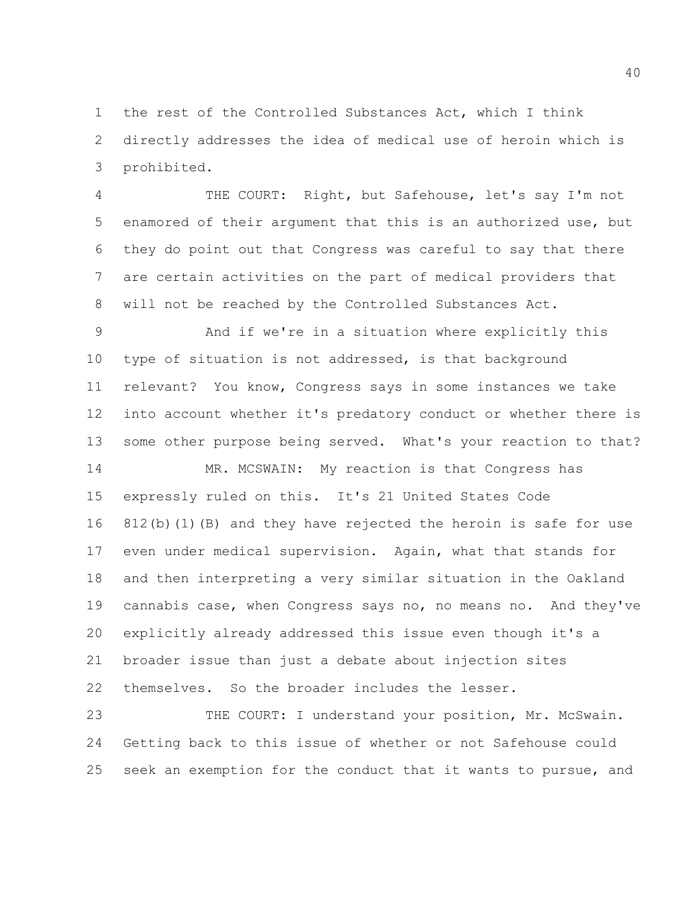the rest of the Controlled Substances Act, which I think directly addresses the idea of medical use of heroin which is prohibited.

THE COURT: Right, but Safehouse, let's say I'm not enamored of their argument that this is an authorized use, but they do point out that Congress was careful to say that there are certain activities on the part of medical providers that will not be reached by the Controlled Substances Act.

And if we're in a situation where explicitly this type of situation is not addressed, is that background relevant? You know, Congress says in some instances we take into account whether it's predatory conduct or whether there is some other purpose being served. What's your reaction to that?

MR. MCSWAIN: My reaction is that Congress has expressly ruled on this. It's 21 United States Code 812(b)(1)(B) and they have rejected the heroin is safe for use even under medical supervision. Again, what that stands for and then interpreting a very similar situation in the Oakland cannabis case, when Congress says no, no means no. And they've explicitly already addressed this issue even though it's a broader issue than just a debate about injection sites themselves. So the broader includes the lesser.

THE COURT: I understand your position, Mr. McSwain. Getting back to this issue of whether or not Safehouse could seek an exemption for the conduct that it wants to pursue, and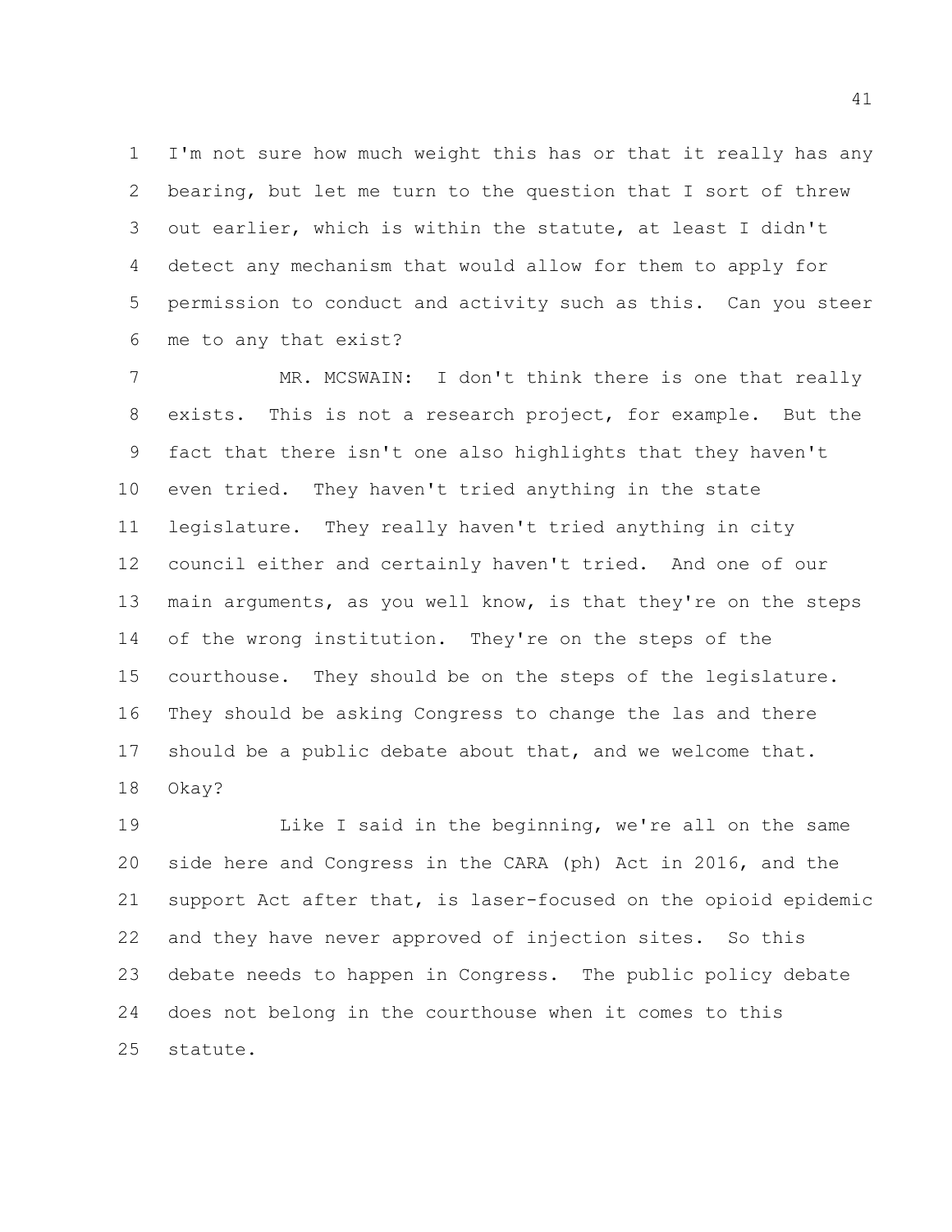I'm not sure how much weight this has or that it really has any bearing, but let me turn to the question that I sort of threw out earlier, which is within the statute, at least I didn't detect any mechanism that would allow for them to apply for permission to conduct and activity such as this. Can you steer me to any that exist?

MR. MCSWAIN: I don't think there is one that really exists. This is not a research project, for example. But the fact that there isn't one also highlights that they haven't even tried. They haven't tried anything in the state legislature. They really haven't tried anything in city council either and certainly haven't tried. And one of our main arguments, as you well know, is that they're on the steps of the wrong institution. They're on the steps of the courthouse. They should be on the steps of the legislature. They should be asking Congress to change the las and there should be a public debate about that, and we welcome that. Okay?

Like I said in the beginning, we're all on the same side here and Congress in the CARA (ph) Act in 2016, and the support Act after that, is laser-focused on the opioid epidemic and they have never approved of injection sites. So this debate needs to happen in Congress. The public policy debate does not belong in the courthouse when it comes to this statute.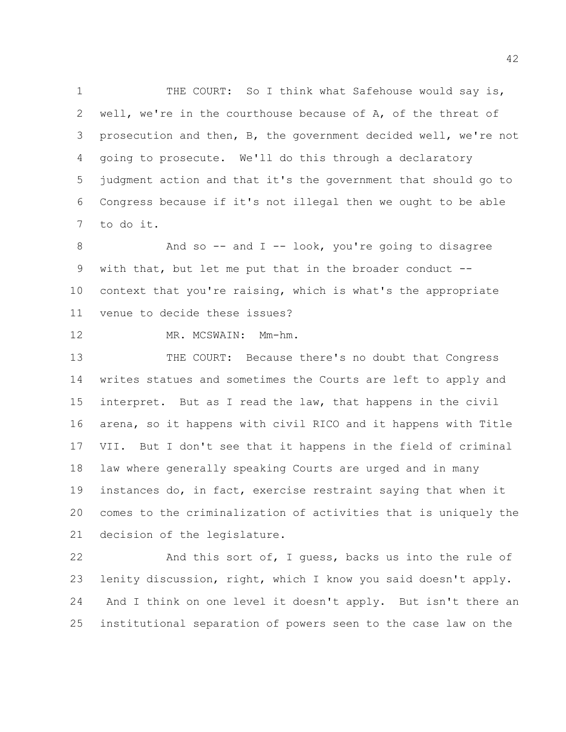THE COURT: So I think what Safehouse would say is, well, we're in the courthouse because of A, of the threat of prosecution and then, B, the government decided well, we're not going to prosecute. We'll do this through a declaratory judgment action and that it's the government that should go to Congress because if it's not illegal then we ought to be able to do it.

And so -- and I -- look, you're going to disagree with that, but let me put that in the broader conduct -- context that you're raising, which is what's the appropriate venue to decide these issues?

MR. MCSWAIN: Mm-hm.

THE COURT: Because there's no doubt that Congress writes statues and sometimes the Courts are left to apply and interpret. But as I read the law, that happens in the civil arena, so it happens with civil RICO and it happens with Title VII. But I don't see that it happens in the field of criminal law where generally speaking Courts are urged and in many instances do, in fact, exercise restraint saying that when it comes to the criminalization of activities that is uniquely the decision of the legislature.

And this sort of, I guess, backs us into the rule of lenity discussion, right, which I know you said doesn't apply. And I think on one level it doesn't apply. But isn't there an institutional separation of powers seen to the case law on the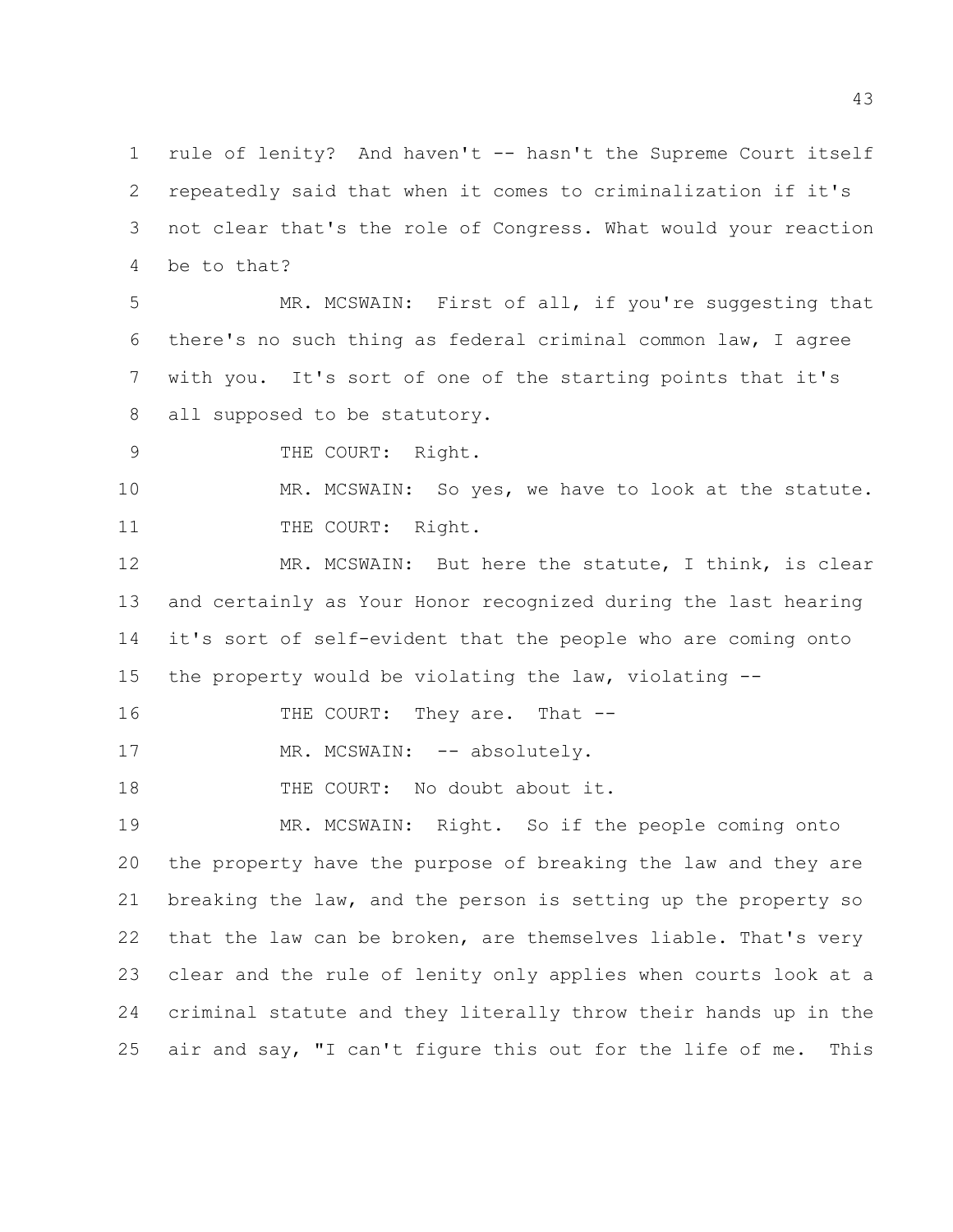rule of lenity? And haven't -- hasn't the Supreme Court itself repeatedly said that when it comes to criminalization if it's not clear that's the role of Congress. What would your reaction be to that?

MR. MCSWAIN: First of all, if you're suggesting that there's no such thing as federal criminal common law, I agree with you. It's sort of one of the starting points that it's all supposed to be statutory.

THE COURT: Right.

MR. MCSWAIN: So yes, we have to look at the statute.

THE COURT: Right.

MR. MCSWAIN: But here the statute, I think, is clear and certainly as Your Honor recognized during the last hearing it's sort of self-evident that the people who are coming onto the property would be violating the law, violating --

THE COURT: They are. That --

MR. MCSWAIN: -- absolutely.

THE COURT: No doubt about it.

MR. MCSWAIN: Right. So if the people coming onto the property have the purpose of breaking the law and they are breaking the law, and the person is setting up the property so that the law can be broken, are themselves liable. That's very clear and the rule of lenity only applies when courts look at a criminal statute and they literally throw their hands up in the air and say, "I can't figure this out for the life of me. This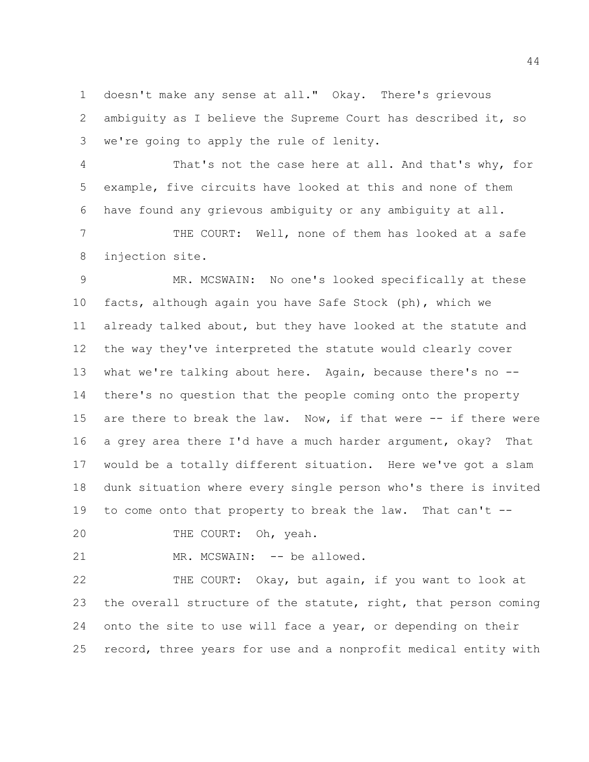doesn't make any sense at all." Okay. There's grievous ambiguity as I believe the Supreme Court has described it, so we're going to apply the rule of lenity.

That's not the case here at all. And that's why, for example, five circuits have looked at this and none of them have found any grievous ambiguity or any ambiguity at all.

THE COURT: Well, none of them has looked at a safe injection site.

MR. MCSWAIN: No one's looked specifically at these facts, although again you have Safe Stock (ph), which we already talked about, but they have looked at the statute and the way they've interpreted the statute would clearly cover what we're talking about here. Again, because there's no -- there's no question that the people coming onto the property are there to break the law. Now, if that were -- if there were a grey area there I'd have a much harder argument, okay? That would be a totally different situation. Here we've got a slam dunk situation where every single person who's there is invited to come onto that property to break the law. That can't --

THE COURT: Oh, yeah.

MR. MCSWAIN: -- be allowed.

THE COURT: Okay, but again, if you want to look at the overall structure of the statute, right, that person coming onto the site to use will face a year, or depending on their record, three years for use and a nonprofit medical entity with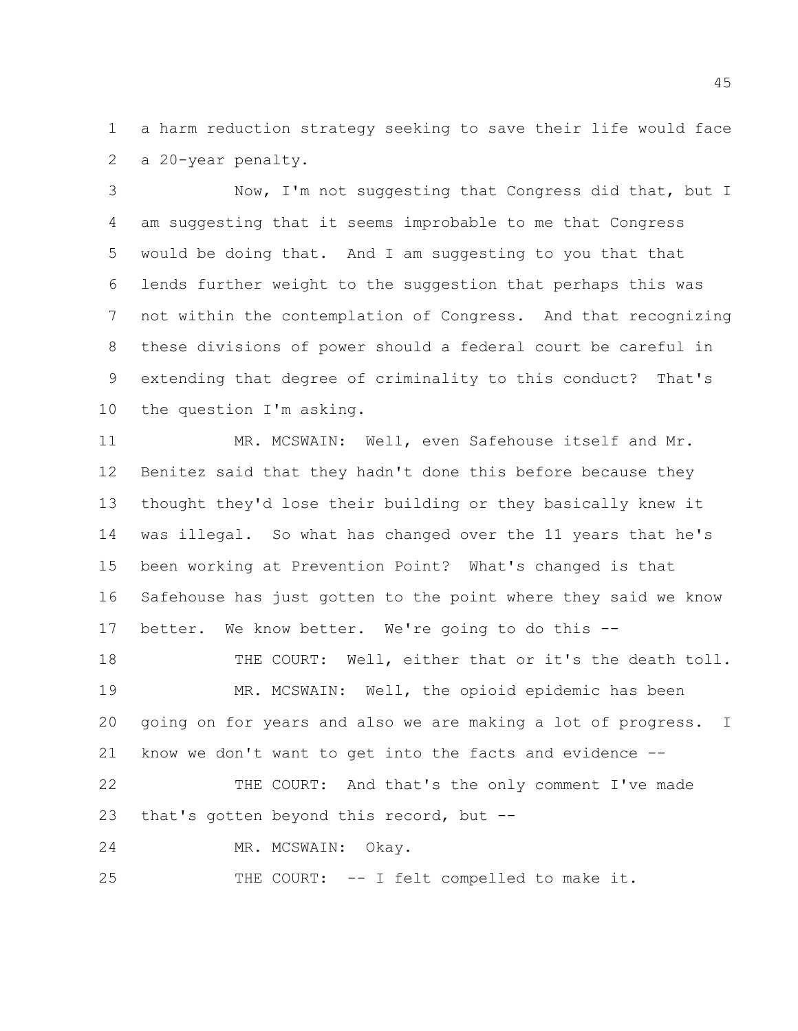a harm reduction strategy seeking to save their life would face a 20-year penalty.

Now, I'm not suggesting that Congress did that, but I am suggesting that it seems improbable to me that Congress would be doing that. And I am suggesting to you that that lends further weight to the suggestion that perhaps this was not within the contemplation of Congress. And that recognizing these divisions of power should a federal court be careful in extending that degree of criminality to this conduct? That's the question I'm asking.

MR. MCSWAIN: Well, even Safehouse itself and Mr. Benitez said that they hadn't done this before because they thought they'd lose their building or they basically knew it was illegal. So what has changed over the 11 years that he's been working at Prevention Point? What's changed is that Safehouse has just gotten to the point where they said we know better. We know better. We're going to do this --

THE COURT: Well, either that or it's the death toll.

MR. MCSWAIN: Well, the opioid epidemic has been going on for years and also we are making a lot of progress. I know we don't want to get into the facts and evidence --

THE COURT: And that's the only comment I've made that's gotten beyond this record, but --

MR. MCSWAIN: Okay.

THE COURT: -- I felt compelled to make it.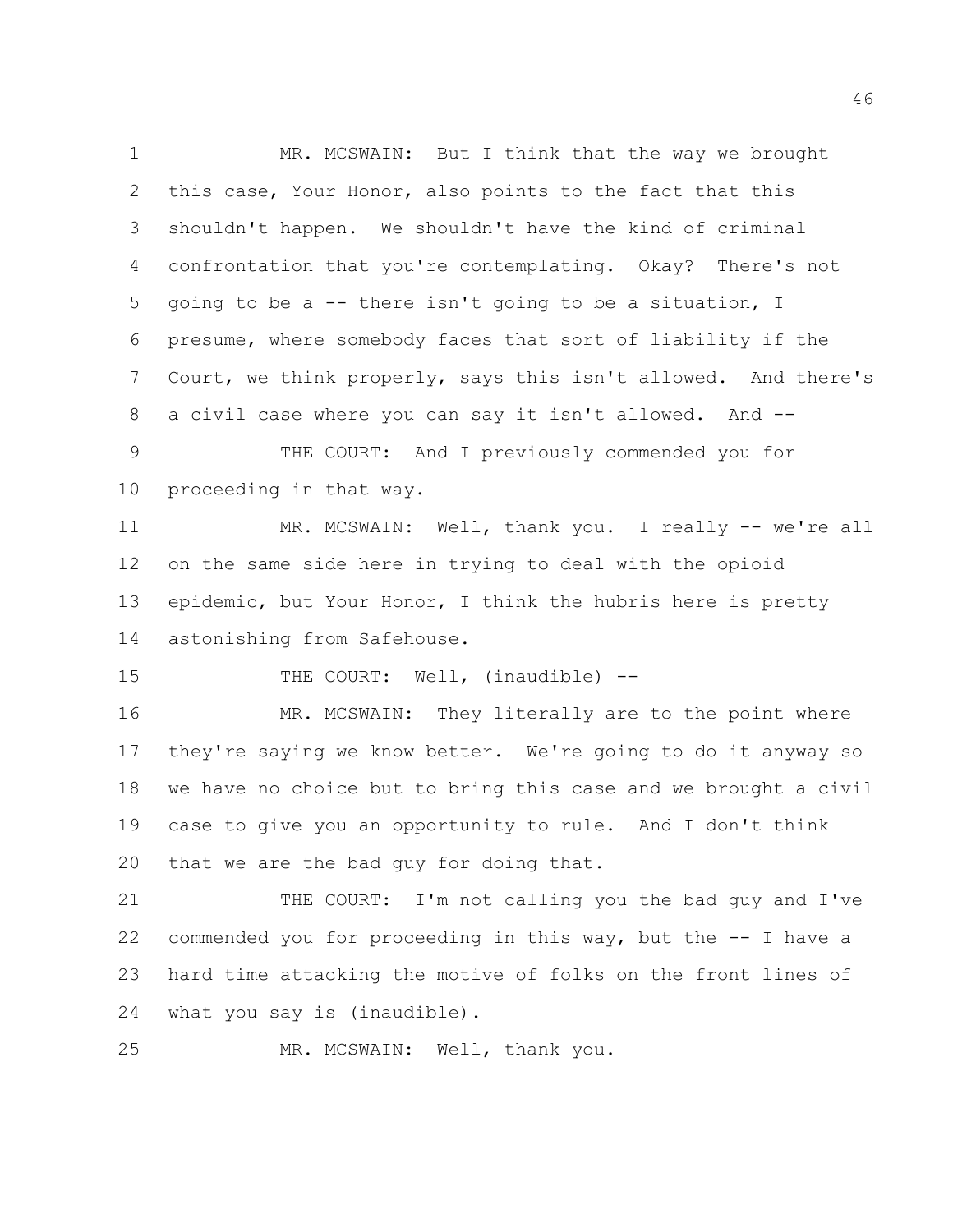MR. MCSWAIN: But I think that the way we brought this case, Your Honor, also points to the fact that this shouldn't happen. We shouldn't have the kind of criminal confrontation that you're contemplating. Okay? There's not going to be a -- there isn't going to be a situation, I presume, where somebody faces that sort of liability if the Court, we think properly, says this isn't allowed. And there's a civil case where you can say it isn't allowed. And --

THE COURT: And I previously commended you for proceeding in that way.

MR. MCSWAIN: Well, thank you. I really -- we're all on the same side here in trying to deal with the opioid epidemic, but Your Honor, I think the hubris here is pretty astonishing from Safehouse.

THE COURT: Well, (inaudible) --

MR. MCSWAIN: They literally are to the point where they're saying we know better. We're going to do it anyway so we have no choice but to bring this case and we brought a civil case to give you an opportunity to rule. And I don't think that we are the bad guy for doing that.

THE COURT: I'm not calling you the bad guy and I've commended you for proceeding in this way, but the -- I have a hard time attacking the motive of folks on the front lines of what you say is (inaudible).

MR. MCSWAIN: Well, thank you.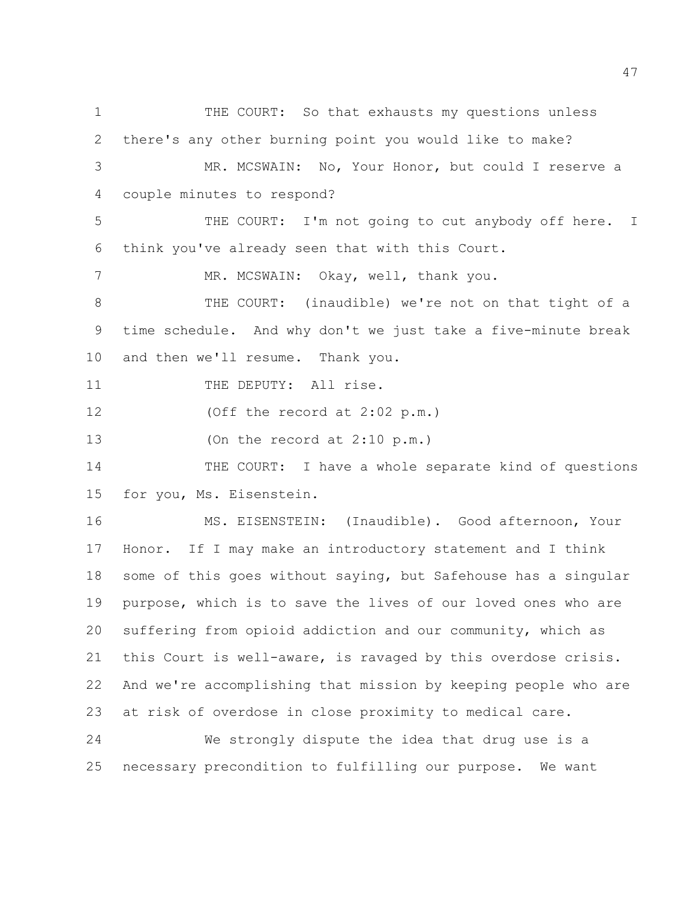THE COURT: So that exhausts my questions unless there's any other burning point you would like to make?

MR. MCSWAIN: No, Your Honor, but could I reserve a couple minutes to respond?

THE COURT: I'm not going to cut anybody off here. I think you've already seen that with this Court.

MR. MCSWAIN: Okay, well, thank you.

THE COURT: (inaudible) we're not on that tight of a time schedule. And why don't we just take a five-minute break and then we'll resume. Thank you.

THE DEPUTY: All rise.

(Off the record at 2:02 p.m.)

(On the record at 2:10 p.m.)

THE COURT: I have a whole separate kind of questions for you, Ms. Eisenstein.

MS. EISENSTEIN: (Inaudible). Good afternoon, Your Honor. If I may make an introductory statement and I think some of this goes without saying, but Safehouse has a singular purpose, which is to save the lives of our loved ones who are suffering from opioid addiction and our community, which as this Court is well-aware, is ravaged by this overdose crisis. And we're accomplishing that mission by keeping people who are at risk of overdose in close proximity to medical care.

We strongly dispute the idea that drug use is a necessary precondition to fulfilling our purpose. We want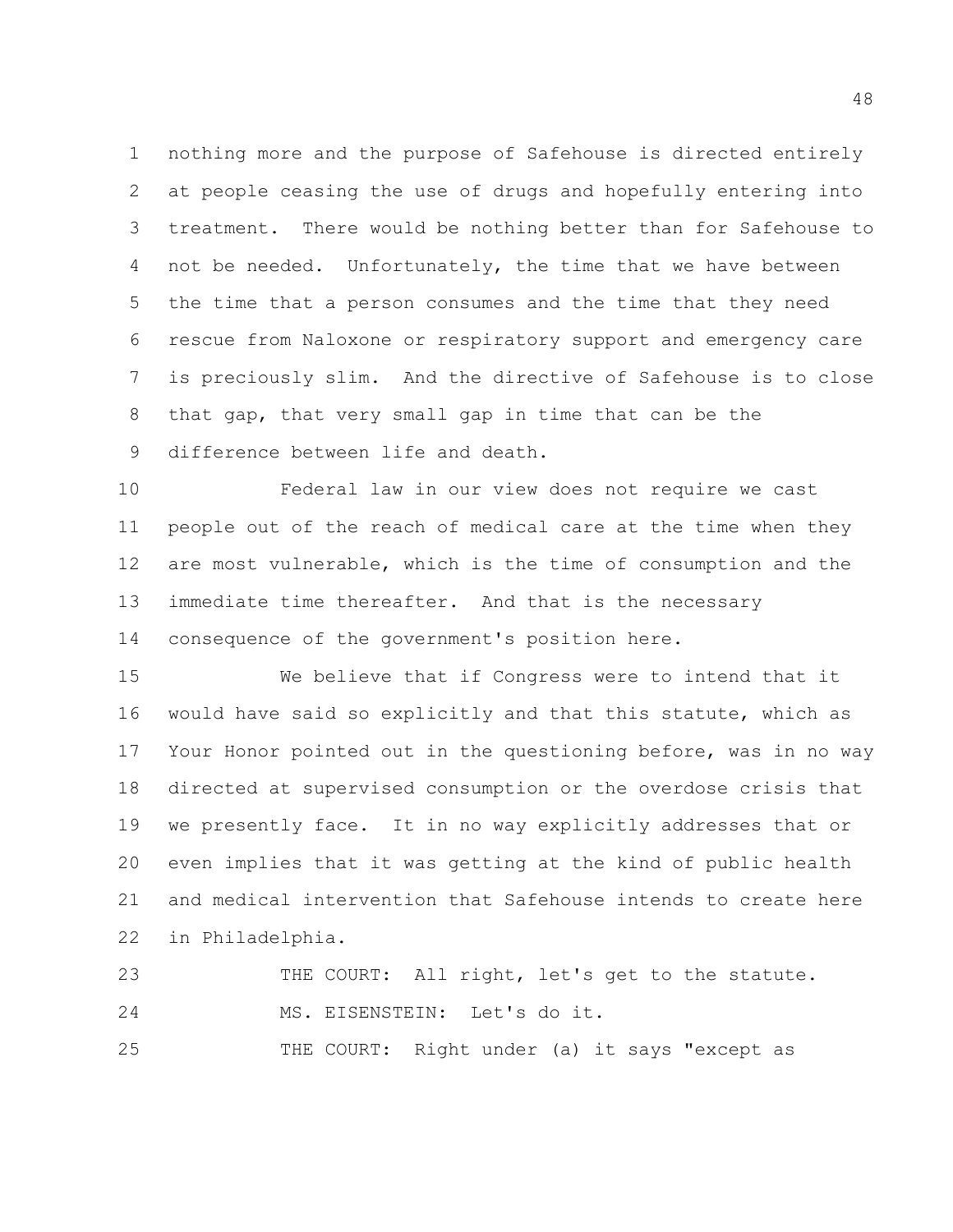nothing more and the purpose of Safehouse is directed entirely at people ceasing the use of drugs and hopefully entering into treatment. There would be nothing better than for Safehouse to not be needed. Unfortunately, the time that we have between the time that a person consumes and the time that they need rescue from Naloxone or respiratory support and emergency care is preciously slim. And the directive of Safehouse is to close that gap, that very small gap in time that can be the difference between life and death.

Federal law in our view does not require we cast people out of the reach of medical care at the time when they are most vulnerable, which is the time of consumption and the immediate time thereafter. And that is the necessary consequence of the government's position here.

We believe that if Congress were to intend that it would have said so explicitly and that this statute, which as Your Honor pointed out in the questioning before, was in no way directed at supervised consumption or the overdose crisis that we presently face. It in no way explicitly addresses that or even implies that it was getting at the kind of public health and medical intervention that Safehouse intends to create here in Philadelphia.

THE COURT: All right, let's get to the statute.

MS. EISENSTEIN: Let's do it.

THE COURT: Right under (a) it says "except as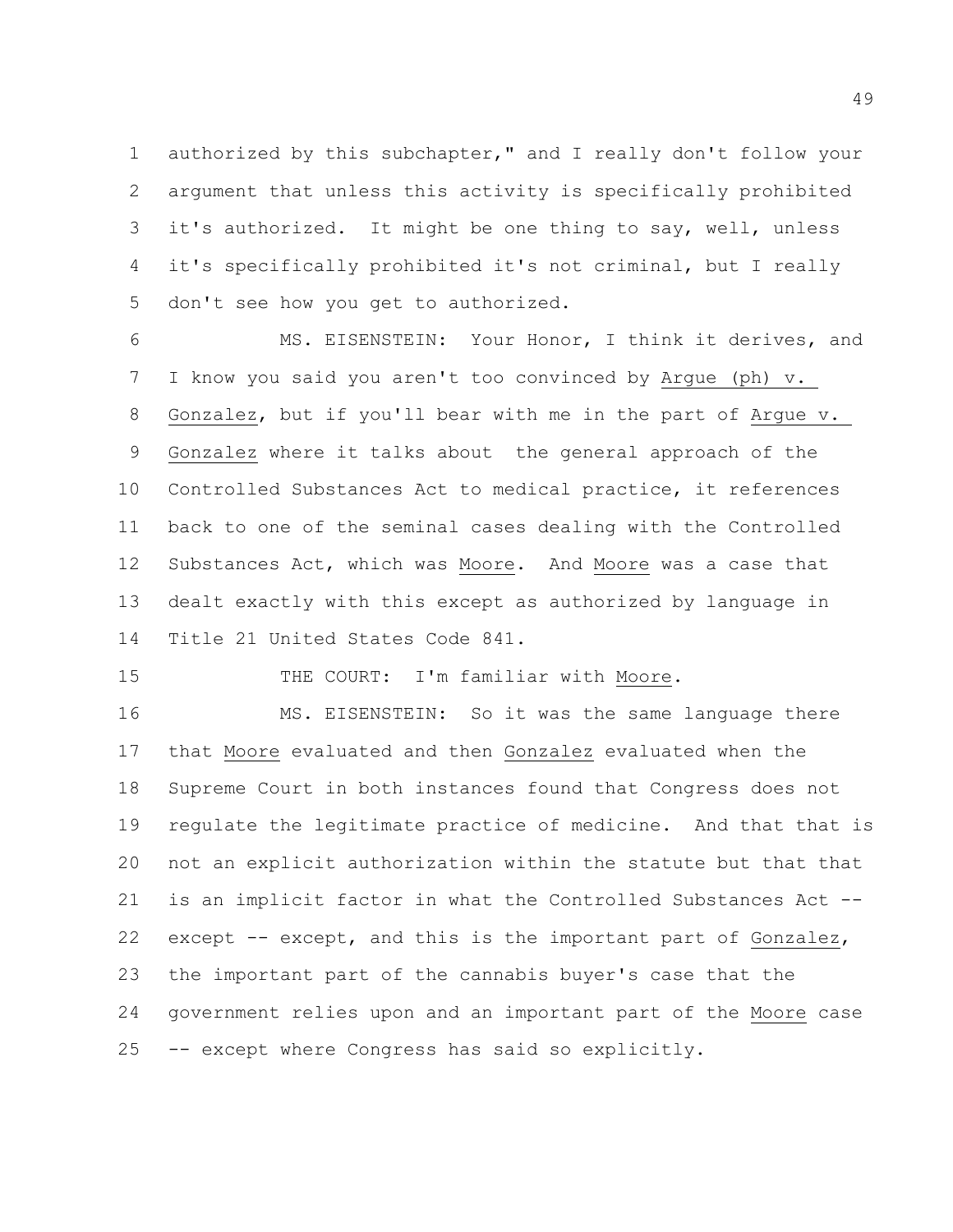1 authorized by this subchapter," and I really don't follow your
2 argument that unless this activity is specifically prohibited
3 it's authorized. It might be one thing to say, well, unless
4 it's specifically prohibited it's not criminal, but I really
5 don't see how you get to authorized.

6 MS. EISENSTEIN: Your Honor, I think it derives, and
7 I know you said you aren't too convinced by <u>Argue (ph) v.</u>
8 <u>Gonzalez</u>, but if you'll bear with me in the part of <u>Argue v.</u>
9 <u>Gonzalez</u> where it talks about the general approach of the
10 Controlled Substances Act to medical practice, it references
11 back to one of the seminal cases dealing with the Controlled
12 Substances Act, which was <u>Moore</u>. And <u>Moore</u> was a case that
13 dealt exactly with this except as authorized by language in
14 Title 21 United States Code 841.

15 THE COURT: I'm familiar with <u>Moore</u>.

16 MS. EISENSTEIN: So it was the same language there
17 that <u>Moore</u> evaluated and then <u>Gonzalez</u> evaluated when the
18 Supreme Court in both instances found that Congress does not
19 regulate the legitimate practice of medicine. And that that is
20 not an explicit authorization within the statute but that that
21 is an implicit factor in what the Controlled Substances Act --
22 except -- except, and this is the important part of <u>Gonzalez</u>,
23 the important part of the cannabis buyer's case that the
24 government relies upon and an important part of the <u>Moore</u> case
25 -- except where Congress has said so explicitly.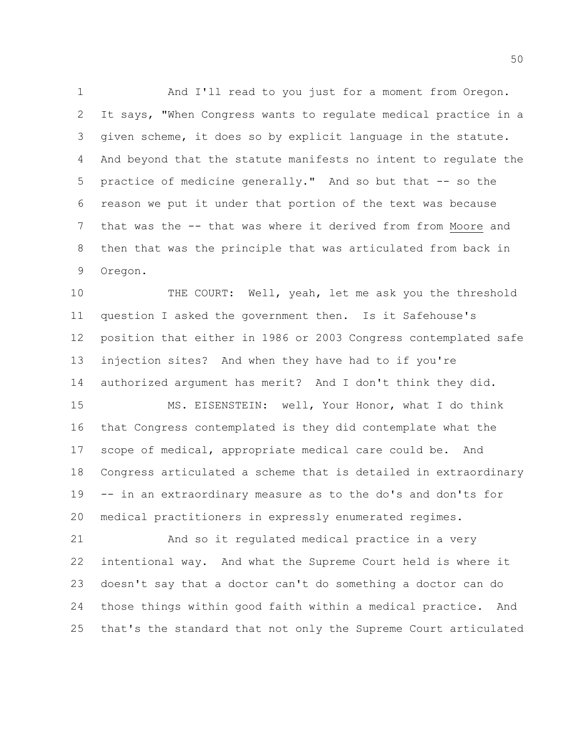And I'll read to you just for a moment from Oregon. It says, "When Congress wants to regulate medical practice in a given scheme, it does so by explicit language in the statute. And beyond that the statute manifests no intent to regulate the practice of medicine generally." And so but that -- so the reason we put it under that portion of the text was because that was the -- that was where it derived from from Moore and then that was the principle that was articulated from back in Oregon.

THE COURT: Well, yeah, let me ask you the threshold question I asked the government then. Is it Safehouse's position that either in 1986 or 2003 Congress contemplated safe injection sites? And when they have had to if you're authorized argument has merit? And I don't think they did.

MS. EISENSTEIN: well, Your Honor, what I do think that Congress contemplated is they did contemplate what the scope of medical, appropriate medical care could be. And Congress articulated a scheme that is detailed in extraordinary -- in an extraordinary measure as to the do's and don'ts for medical practitioners in expressly enumerated regimes.

And so it regulated medical practice in a very intentional way. And what the Supreme Court held is where it doesn't say that a doctor can't do something a doctor can do those things within good faith within a medical practice. And that's the standard that not only the Supreme Court articulated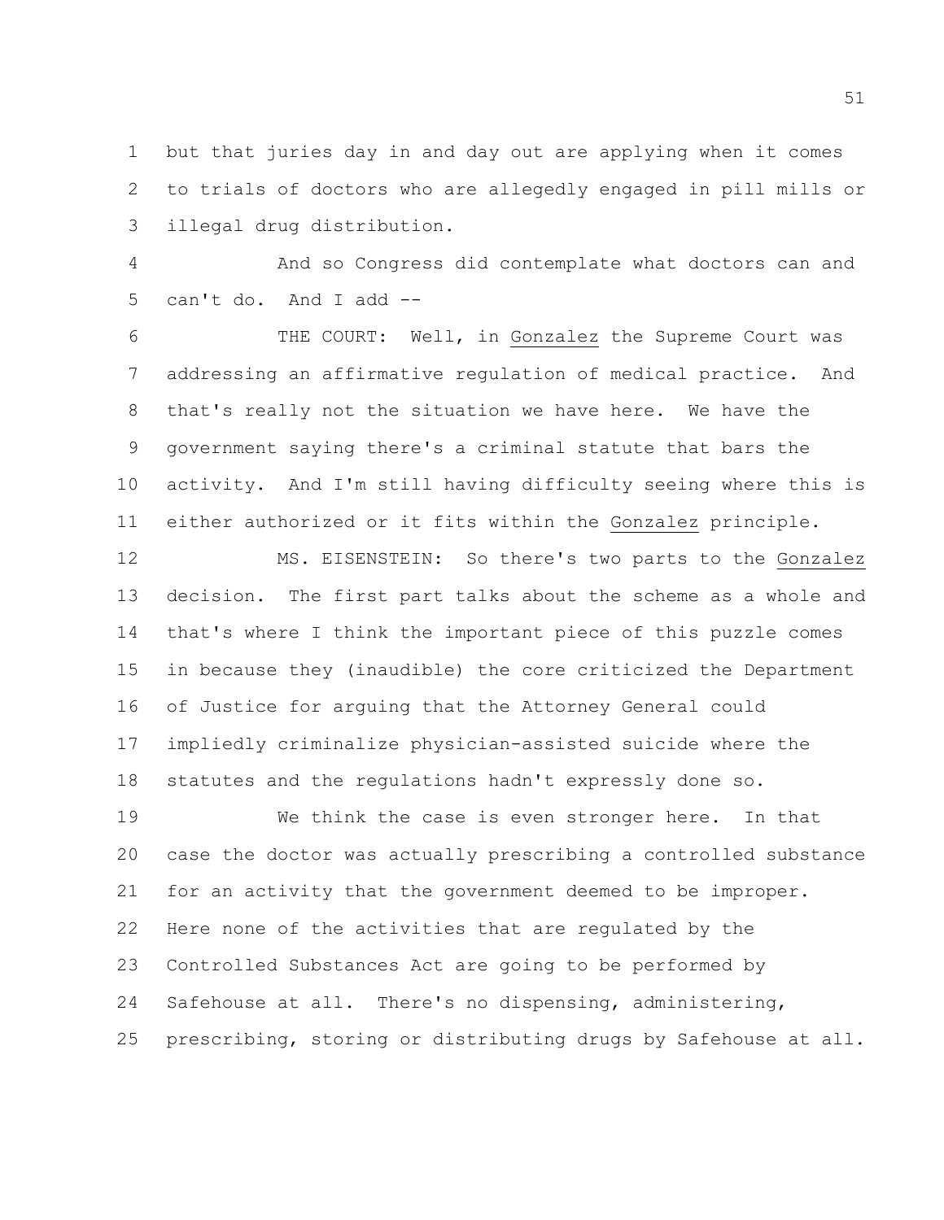but that juries day in and day out are applying when it comes to trials of doctors who are allegedly engaged in pill mills or illegal drug distribution.

And so Congress did contemplate what doctors can and can't do. And I add --

THE COURT: Well, in Gonzalez the Supreme Court was addressing an affirmative regulation of medical practice. And that's really not the situation we have here. We have the government saying there's a criminal statute that bars the activity. And I'm still having difficulty seeing where this is either authorized or it fits within the Gonzalez principle.

MS. EISENSTEIN: So there's two parts to the Gonzalez decision. The first part talks about the scheme as a whole and that's where I think the important piece of this puzzle comes in because they (inaudible) the core criticized the Department of Justice for arguing that the Attorney General could impliedly criminalize physician-assisted suicide where the statutes and the regulations hadn't expressly done so.

We think the case is even stronger here. In that case the doctor was actually prescribing a controlled substance for an activity that the government deemed to be improper. Here none of the activities that are regulated by the Controlled Substances Act are going to be performed by Safehouse at all. There's no dispensing, administering, prescribing, storing or distributing drugs by Safehouse at all.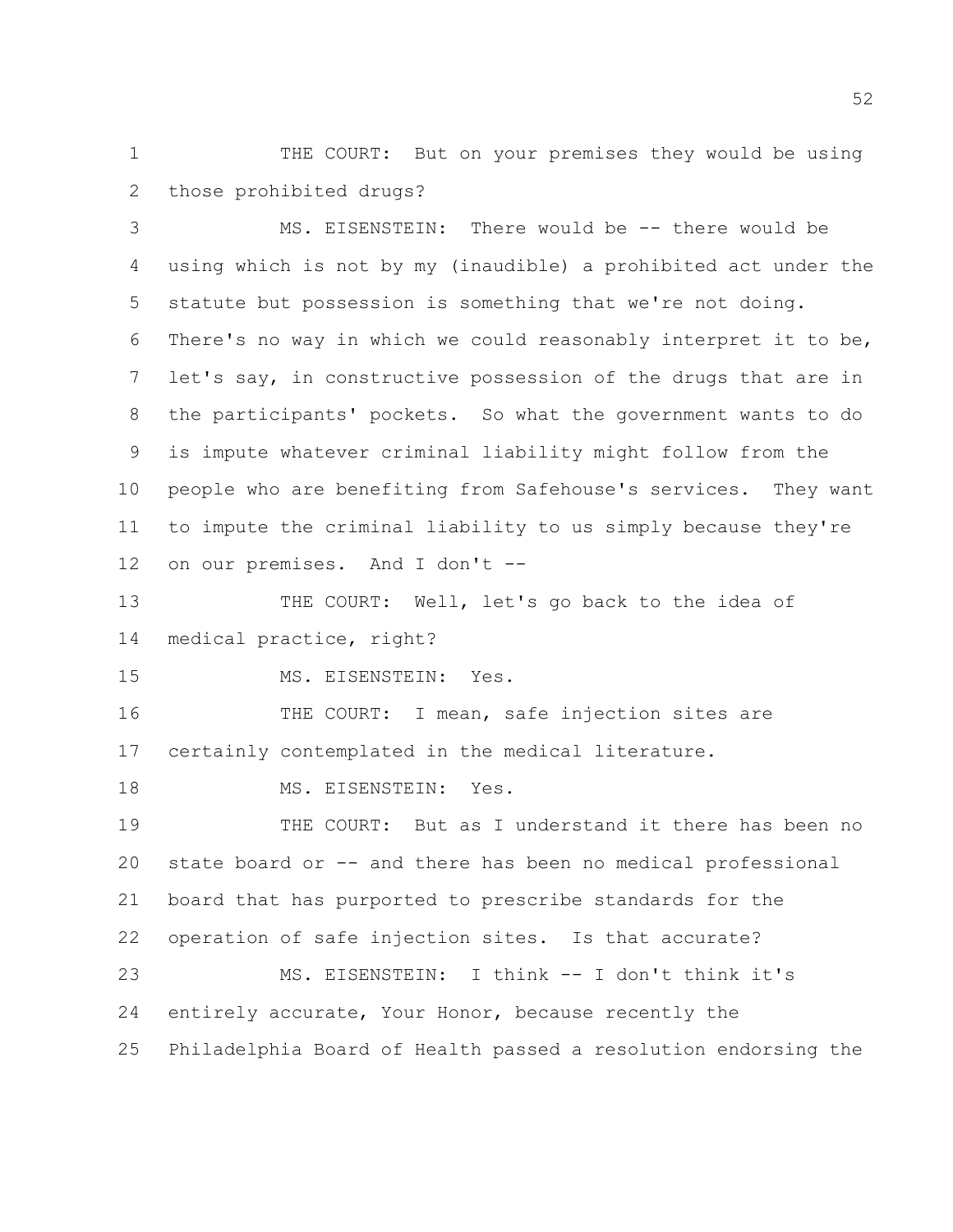THE COURT: But on your premises they would be using those prohibited drugs?

MS. EISENSTEIN: There would be -- there would be using which is not by my (inaudible) a prohibited act under the statute but possession is something that we're not doing. There's no way in which we could reasonably interpret it to be, let's say, in constructive possession of the drugs that are in the participants' pockets. So what the government wants to do is impute whatever criminal liability might follow from the people who are benefiting from Safehouse's services. They want to impute the criminal liability to us simply because they're on our premises. And I don't --

THE COURT: Well, let's go back to the idea of medical practice, right?

MS. EISENSTEIN: Yes.

THE COURT: I mean, safe injection sites are certainly contemplated in the medical literature.

MS. EISENSTEIN: Yes.

THE COURT: But as I understand it there has been no state board or -- and there has been no medical professional board that has purported to prescribe standards for the operation of safe injection sites. Is that accurate?

MS. EISENSTEIN: I think -- I don't think it's entirely accurate, Your Honor, because recently the Philadelphia Board of Health passed a resolution endorsing the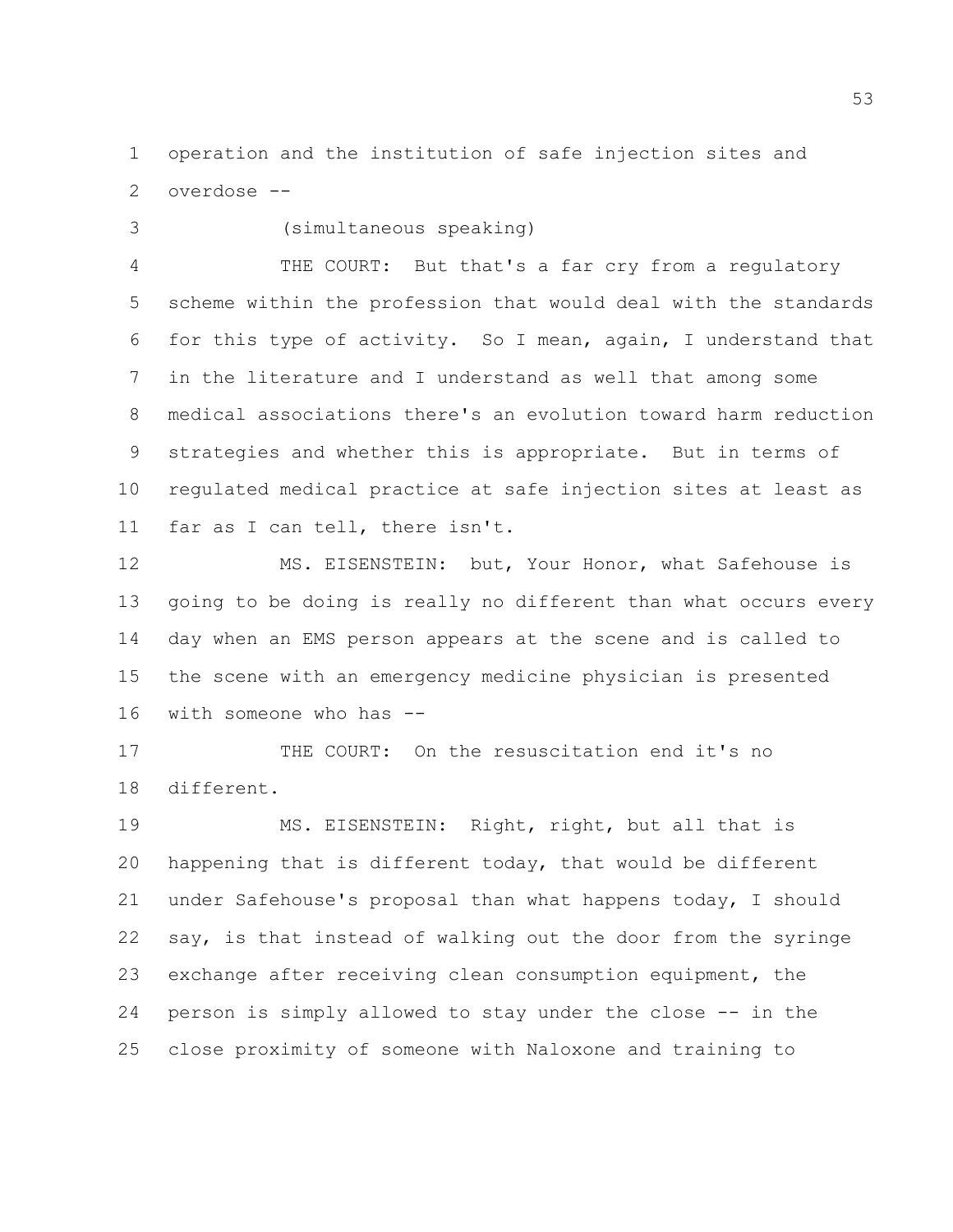operation and the institution of safe injection sites and overdose --

(simultaneous speaking)

THE COURT: But that's a far cry from a regulatory scheme within the profession that would deal with the standards for this type of activity. So I mean, again, I understand that in the literature and I understand as well that among some medical associations there's an evolution toward harm reduction strategies and whether this is appropriate. But in terms of regulated medical practice at safe injection sites at least as far as I can tell, there isn't.

MS. EISENSTEIN: but, Your Honor, what Safehouse is going to be doing is really no different than what occurs every day when an EMS person appears at the scene and is called to the scene with an emergency medicine physician is presented with someone who has --

THE COURT: On the resuscitation end it's no different.

MS. EISENSTEIN: Right, right, but all that is happening that is different today, that would be different under Safehouse's proposal than what happens today, I should say, is that instead of walking out the door from the syringe exchange after receiving clean consumption equipment, the person is simply allowed to stay under the close -- in the close proximity of someone with Naloxone and training to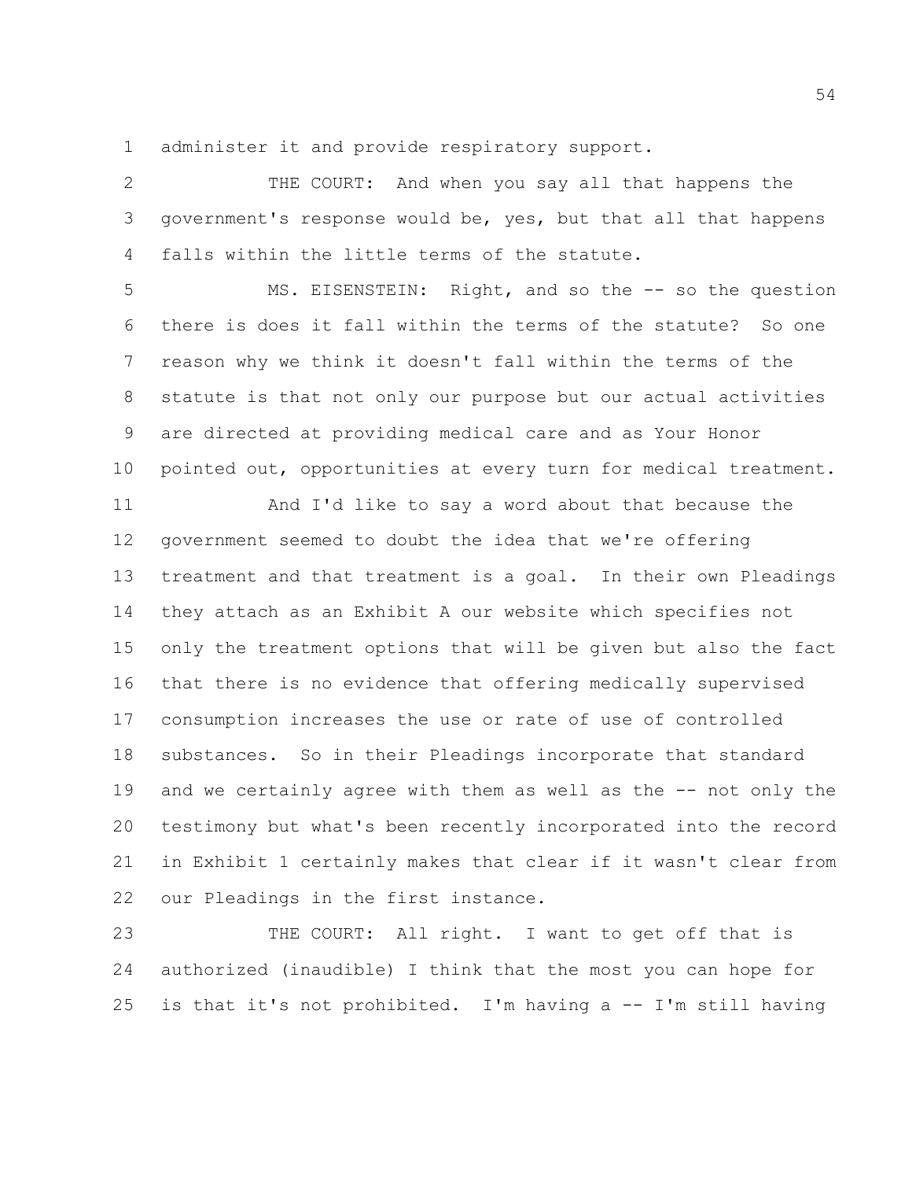administer it and provide respiratory support.

THE COURT: And when you say all that happens the government's response would be, yes, but that all that happens falls within the little terms of the statute.

MS. EISENSTEIN: Right, and so the -- so the question there is does it fall within the terms of the statute? So one reason why we think it doesn't fall within the terms of the statute is that not only our purpose but our actual activities are directed at providing medical care and as Your Honor pointed out, opportunities at every turn for medical treatment.

And I'd like to say a word about that because the government seemed to doubt the idea that we're offering treatment and that treatment is a goal. In their own Pleadings they attach as an Exhibit A our website which specifies not only the treatment options that will be given but also the fact that there is no evidence that offering medically supervised consumption increases the use or rate of use of controlled substances. So in their Pleadings incorporate that standard and we certainly agree with them as well as the -- not only the testimony but what's been recently incorporated into the record in Exhibit 1 certainly makes that clear if it wasn't clear from our Pleadings in the first instance.

THE COURT: All right. I want to get off that is authorized (inaudible) I think that the most you can hope for is that it's not prohibited. I'm having a -- I'm still having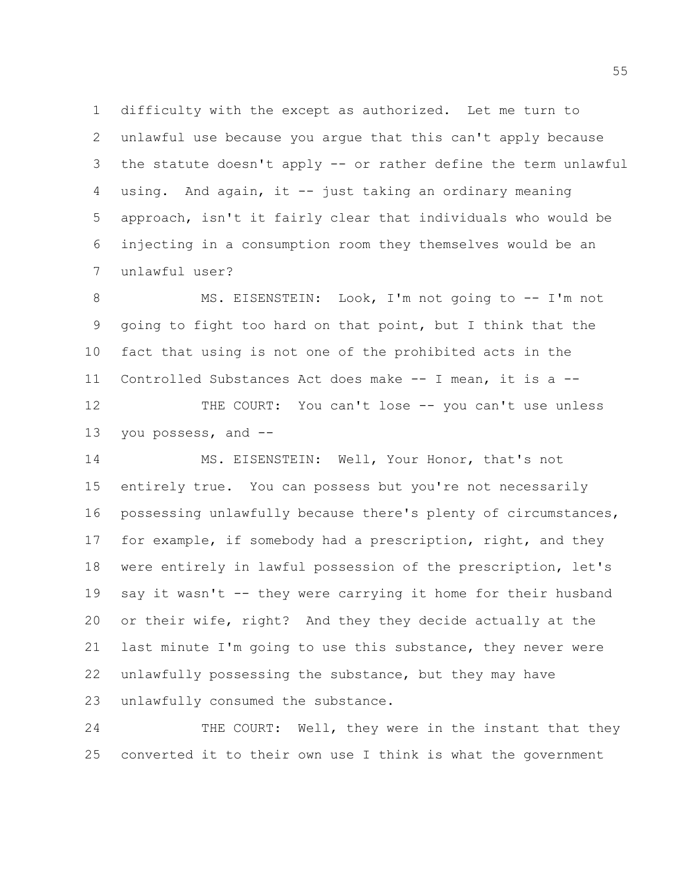difficulty with the except as authorized. Let me turn to unlawful use because you argue that this can't apply because the statute doesn't apply -- or rather define the term unlawful using. And again, it -- just taking an ordinary meaning approach, isn't it fairly clear that individuals who would be injecting in a consumption room they themselves would be an unlawful user?

MS. EISENSTEIN: Look, I'm not going to -- I'm not going to fight too hard on that point, but I think that the fact that using is not one of the prohibited acts in the Controlled Substances Act does make -- I mean, it is a --

THE COURT: You can't lose -- you can't use unless you possess, and --

MS. EISENSTEIN: Well, Your Honor, that's not entirely true. You can possess but you're not necessarily possessing unlawfully because there's plenty of circumstances, for example, if somebody had a prescription, right, and they were entirely in lawful possession of the prescription, let's say it wasn't -- they were carrying it home for their husband or their wife, right? And they they decide actually at the last minute I'm going to use this substance, they never were unlawfully possessing the substance, but they may have unlawfully consumed the substance.

THE COURT: Well, they were in the instant that they converted it to their own use I think is what the government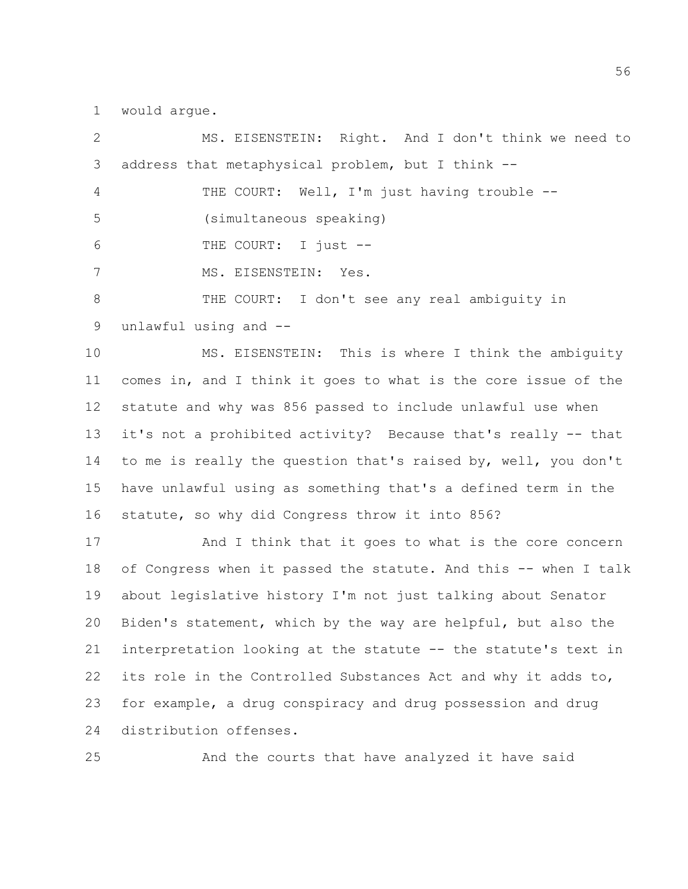would argue.

MS. EISENSTEIN: Right. And I don't think we need to address that metaphysical problem, but I think --

THE COURT: Well, I'm just having trouble --

(simultaneous speaking)

THE COURT: I just --

MS. EISENSTEIN: Yes.

THE COURT: I don't see any real ambiguity in unlawful using and --

MS. EISENSTEIN: This is where I think the ambiguity comes in, and I think it goes to what is the core issue of the statute and why was 856 passed to include unlawful use when it's not a prohibited activity? Because that's really -- that to me is really the question that's raised by, well, you don't have unlawful using as something that's a defined term in the statute, so why did Congress throw it into 856?

And I think that it goes to what is the core concern of Congress when it passed the statute. And this -- when I talk about legislative history I'm not just talking about Senator Biden's statement, which by the way are helpful, but also the interpretation looking at the statute -- the statute's text in its role in the Controlled Substances Act and why it adds to, for example, a drug conspiracy and drug possession and drug distribution offenses.

And the courts that have analyzed it have said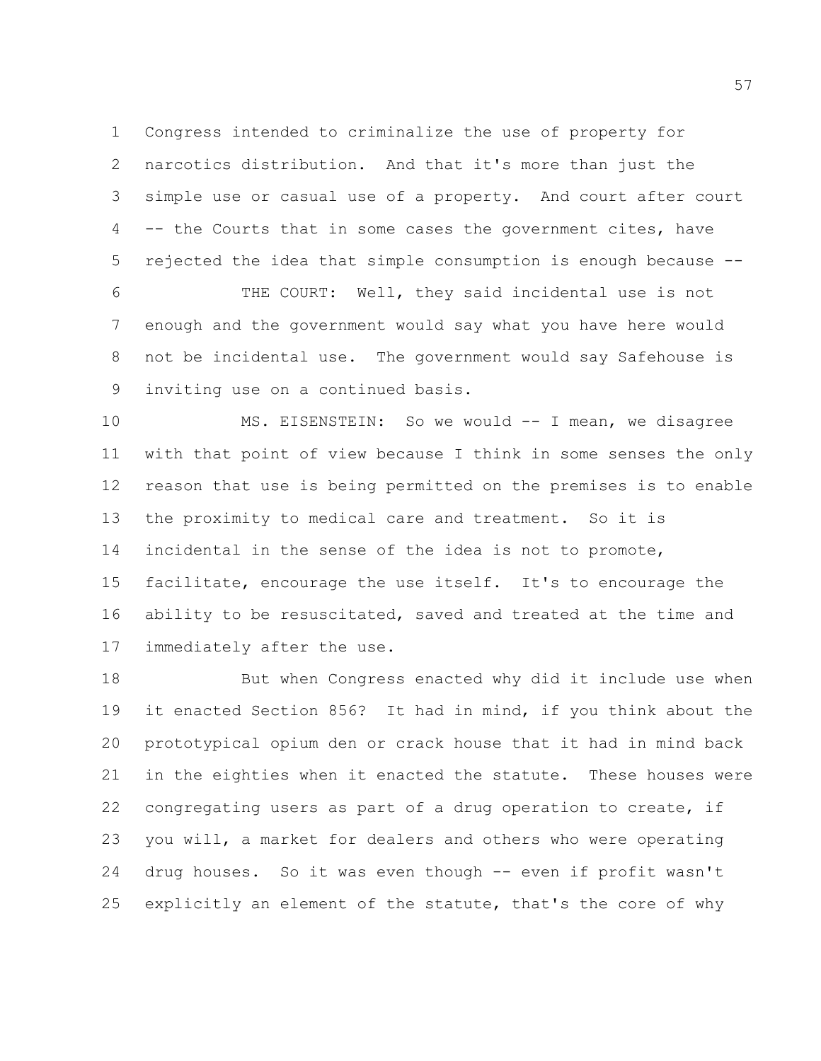Congress intended to criminalize the use of property for narcotics distribution. And that it's more than just the simple use or casual use of a property. And court after court -- the Courts that in some cases the government cites, have rejected the idea that simple consumption is enough because --

THE COURT: Well, they said incidental use is not enough and the government would say what you have here would not be incidental use. The government would say Safehouse is inviting use on a continued basis.

MS. EISENSTEIN: So we would -- I mean, we disagree with that point of view because I think in some senses the only reason that use is being permitted on the premises is to enable the proximity to medical care and treatment. So it is incidental in the sense of the idea is not to promote, facilitate, encourage the use itself. It's to encourage the ability to be resuscitated, saved and treated at the time and immediately after the use.

But when Congress enacted why did it include use when it enacted Section 856? It had in mind, if you think about the prototypical opium den or crack house that it had in mind back in the eighties when it enacted the statute. These houses were congregating users as part of a drug operation to create, if you will, a market for dealers and others who were operating drug houses. So it was even though -- even if profit wasn't explicitly an element of the statute, that's the core of why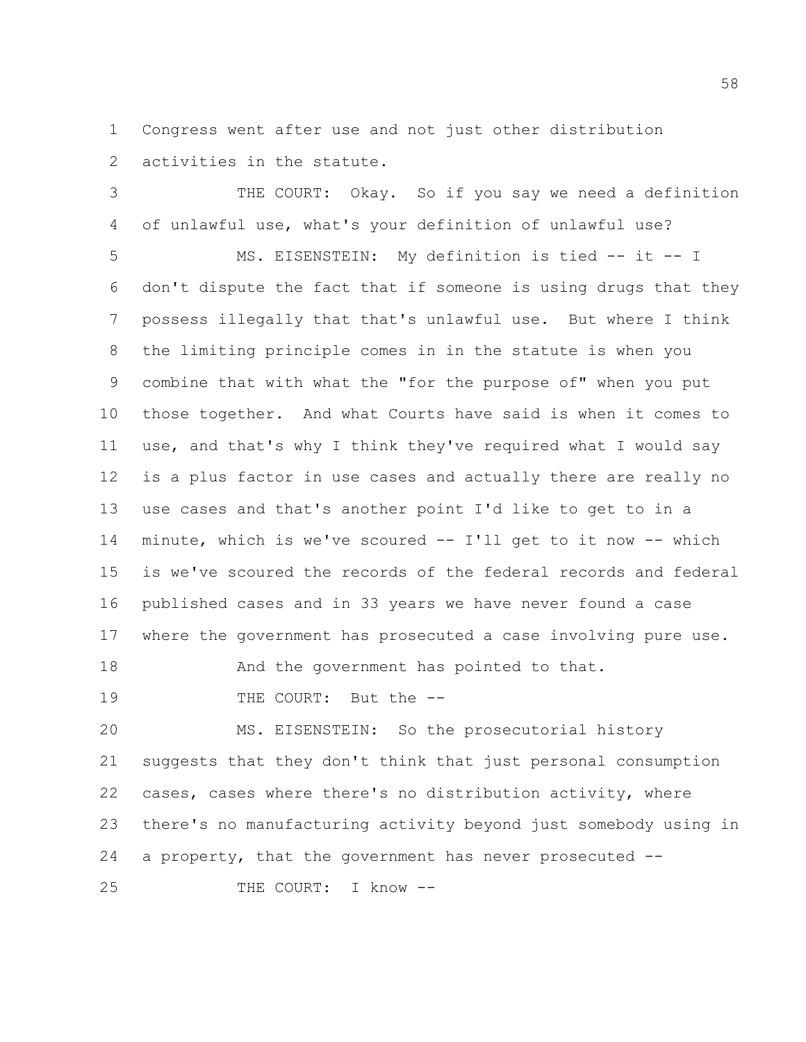Congress went after use and not just other distribution activities in the statute.

THE COURT: Okay. So if you say we need a definition of unlawful use, what's your definition of unlawful use?

MS. EISENSTEIN: My definition is tied -- it -- I don't dispute the fact that if someone is using drugs that they possess illegally that that's unlawful use. But where I think the limiting principle comes in in the statute is when you combine that with what the "for the purpose of" when you put those together. And what Courts have said is when it comes to use, and that's why I think they've required what I would say is a plus factor in use cases and actually there are really no use cases and that's another point I'd like to get to in a minute, which is we've scoured -- I'll get to it now -- which is we've scoured the records of the federal records and federal published cases and in 33 years we have never found a case where the government has prosecuted a case involving pure use. And the government has pointed to that.

THE COURT: But the --

MS. EISENSTEIN: So the prosecutorial history suggests that they don't think that just personal consumption cases, cases where there's no distribution activity, where there's no manufacturing activity beyond just somebody using in a property, that the government has never prosecuted --

THE COURT: I know --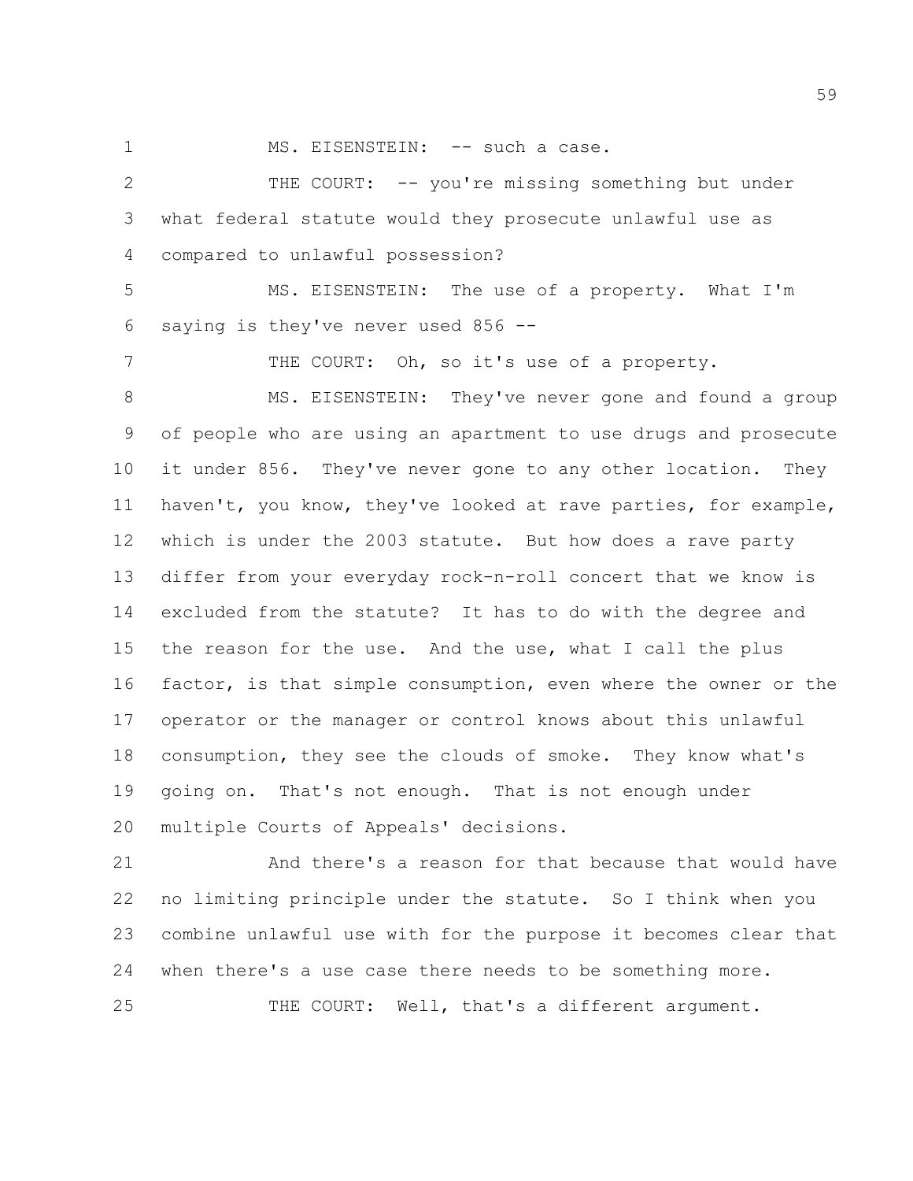MS. EISENSTEIN: -- such a case.

THE COURT: -- you're missing something but under what federal statute would they prosecute unlawful use as compared to unlawful possession?

MS. EISENSTEIN: The use of a property. What I'm saying is they've never used 856 --

THE COURT: Oh, so it's use of a property.

MS. EISENSTEIN: They've never gone and found a group of people who are using an apartment to use drugs and prosecute it under 856. They've never gone to any other location. They haven't, you know, they've looked at rave parties, for example, which is under the 2003 statute. But how does a rave party differ from your everyday rock-n-roll concert that we know is excluded from the statute? It has to do with the degree and the reason for the use. And the use, what I call the plus factor, is that simple consumption, even where the owner or the operator or the manager or control knows about this unlawful consumption, they see the clouds of smoke. They know what's going on. That's not enough. That is not enough under multiple Courts of Appeals' decisions.

And there's a reason for that because that would have no limiting principle under the statute. So I think when you combine unlawful use with for the purpose it becomes clear that when there's a use case there needs to be something more.

THE COURT: Well, that's a different argument.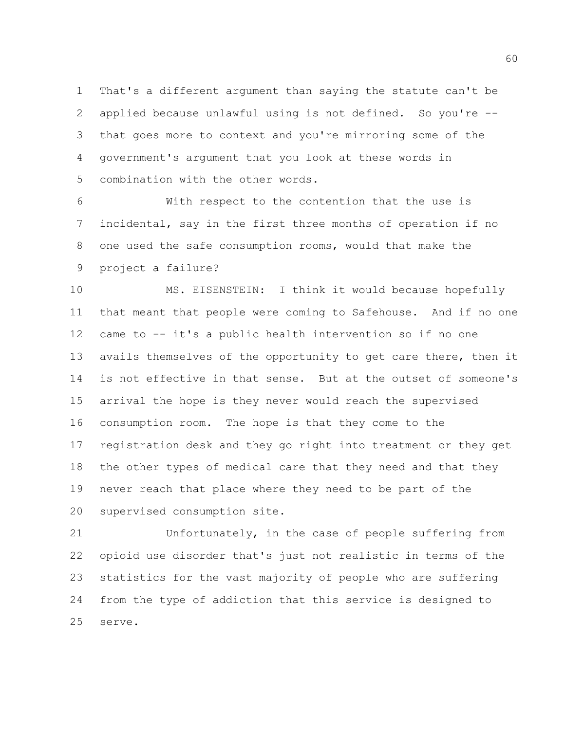That's a different argument than saying the statute can't be applied because unlawful using is not defined. So you're -- that goes more to context and you're mirroring some of the government's argument that you look at these words in combination with the other words.

With respect to the contention that the use is incidental, say in the first three months of operation if no one used the safe consumption rooms, would that make the project a failure?

MS. EISENSTEIN: I think it would because hopefully that meant that people were coming to Safehouse. And if no one came to -- it's a public health intervention so if no one avails themselves of the opportunity to get care there, then it is not effective in that sense. But at the outset of someone's arrival the hope is they never would reach the supervised consumption room. The hope is that they come to the registration desk and they go right into treatment or they get the other types of medical care that they need and that they never reach that place where they need to be part of the supervised consumption site.

Unfortunately, in the case of people suffering from opioid use disorder that's just not realistic in terms of the statistics for the vast majority of people who are suffering from the type of addiction that this service is designed to serve.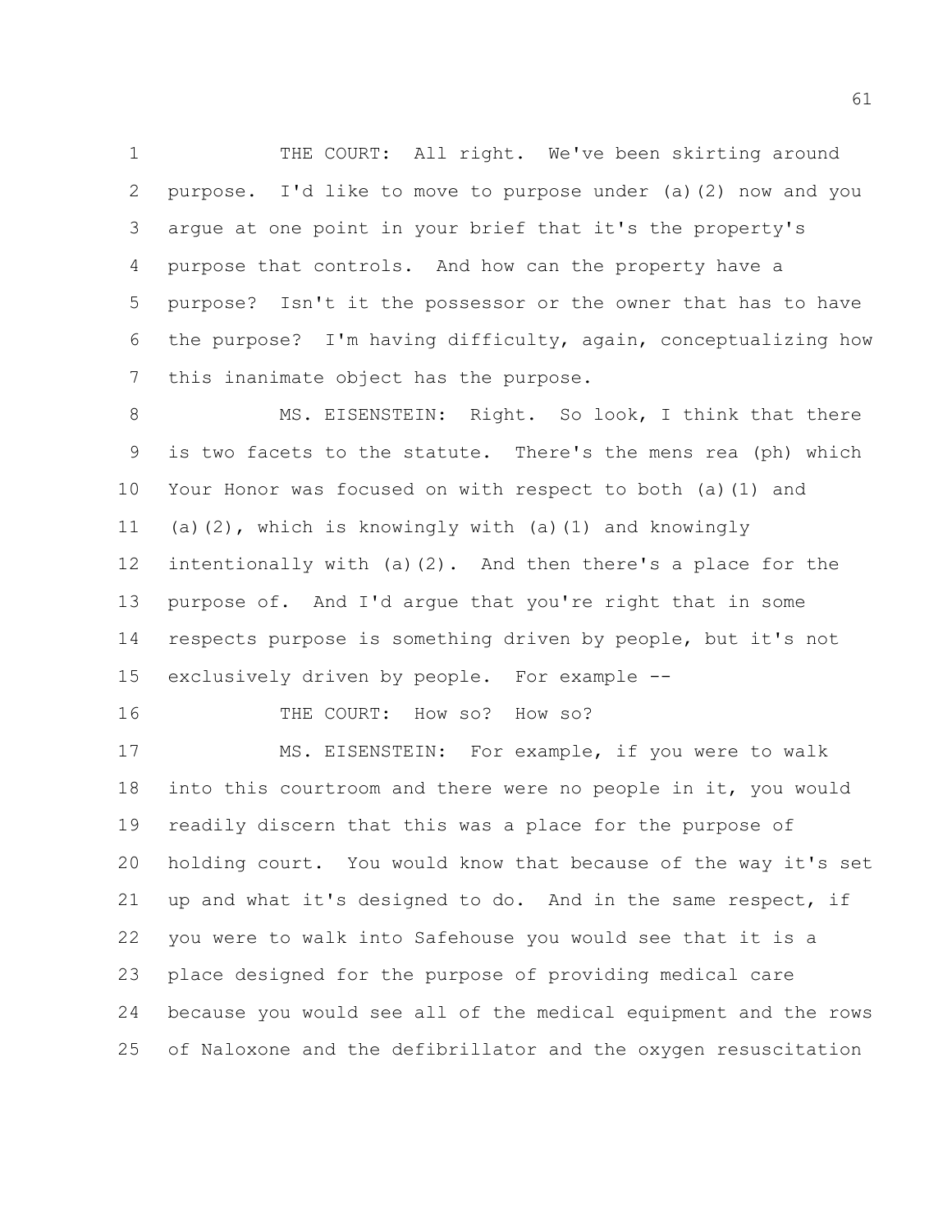THE COURT: All right. We've been skirting around purpose. I'd like to move to purpose under (a)(2) now and you argue at one point in your brief that it's the property's purpose that controls. And how can the property have a purpose? Isn't it the possessor or the owner that has to have the purpose? I'm having difficulty, again, conceptualizing how this inanimate object has the purpose.

MS. EISENSTEIN: Right. So look, I think that there is two facets to the statute. There's the mens rea (ph) which Your Honor was focused on with respect to both (a)(1) and (a)(2), which is knowingly with (a)(1) and knowingly intentionally with (a)(2). And then there's a place for the purpose of. And I'd argue that you're right that in some respects purpose is something driven by people, but it's not exclusively driven by people. For example --

THE COURT: How so? How so?

MS. EISENSTEIN: For example, if you were to walk into this courtroom and there were no people in it, you would readily discern that this was a place for the purpose of holding court. You would know that because of the way it's set up and what it's designed to do. And in the same respect, if you were to walk into Safehouse you would see that it is a place designed for the purpose of providing medical care because you would see all of the medical equipment and the rows of Naloxone and the defibrillator and the oxygen resuscitation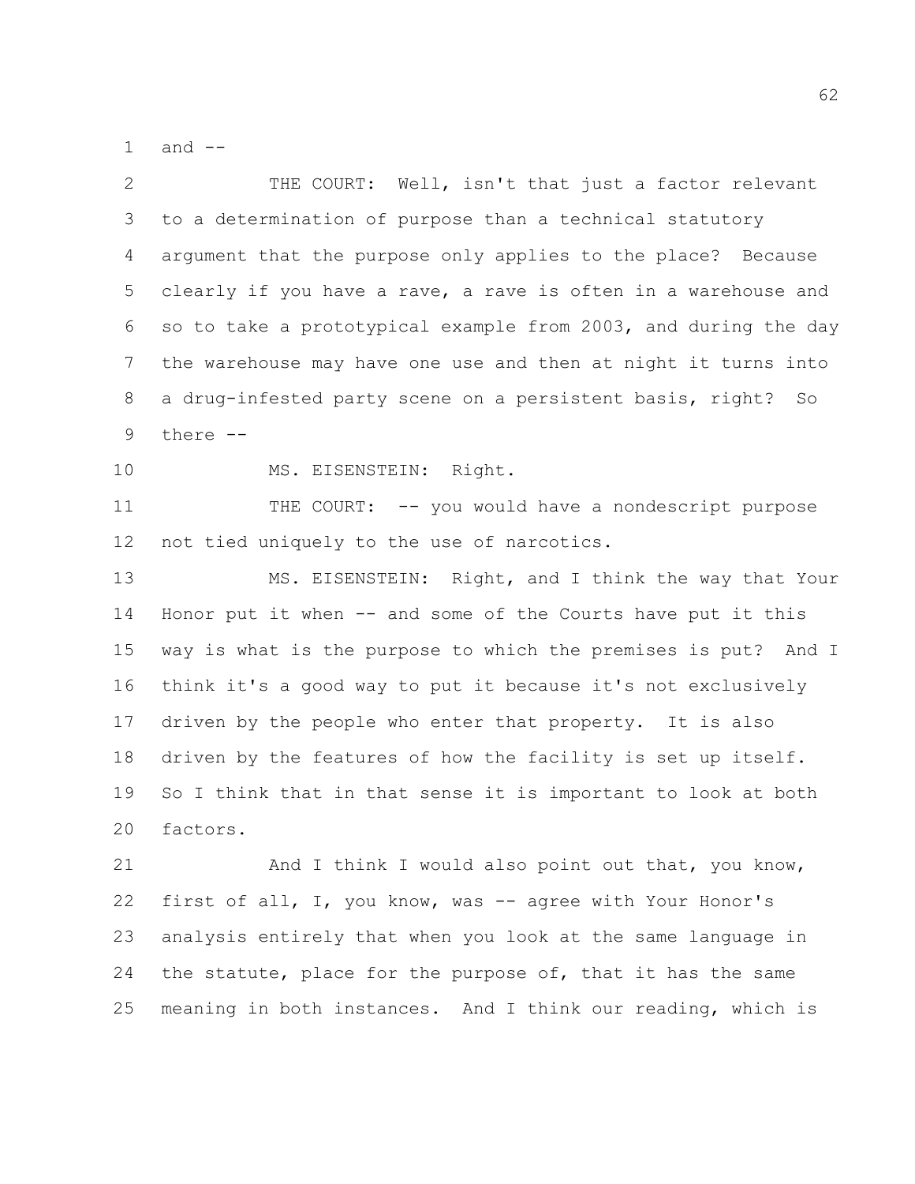and --

THE COURT: Well, isn't that just a factor relevant to a determination of purpose than a technical statutory argument that the purpose only applies to the place? Because clearly if you have a rave, a rave is often in a warehouse and so to take a prototypical example from 2003, and during the day the warehouse may have one use and then at night it turns into a drug-infested party scene on a persistent basis, right? So there --

MS. EISENSTEIN: Right.

THE COURT: -- you would have a nondescript purpose not tied uniquely to the use of narcotics.

MS. EISENSTEIN: Right, and I think the way that Your Honor put it when -- and some of the Courts have put it this way is what is the purpose to which the premises is put? And I think it's a good way to put it because it's not exclusively driven by the people who enter that property. It is also driven by the features of how the facility is set up itself. So I think that in that sense it is important to look at both factors.

And I think I would also point out that, you know, first of all, I, you know, was -- agree with Your Honor's analysis entirely that when you look at the same language in the statute, place for the purpose of, that it has the same meaning in both instances. And I think our reading, which is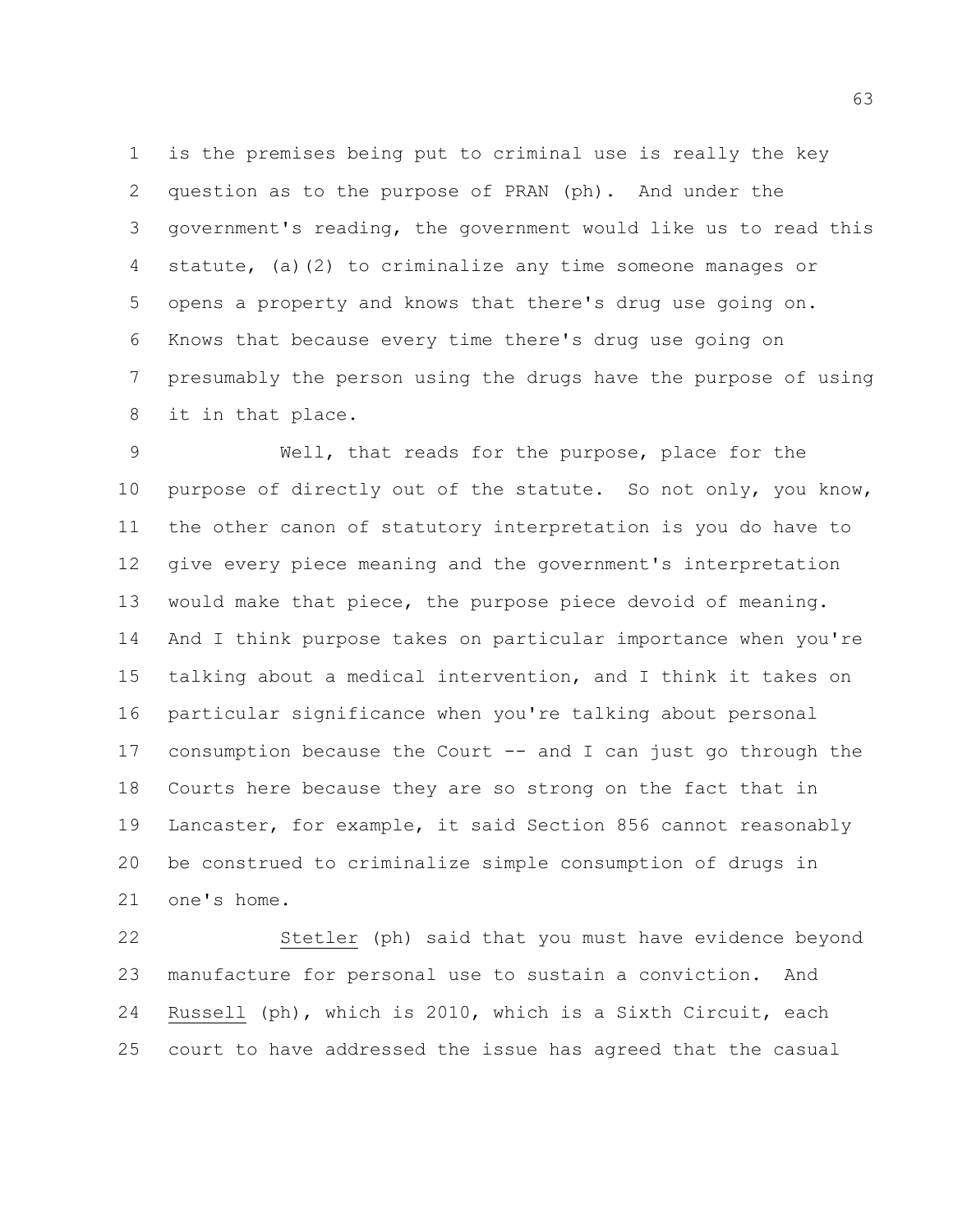is the premises being put to criminal use is really the key question as to the purpose of PRAN (ph). And under the government's reading, the government would like us to read this statute, (a)(2) to criminalize any time someone manages or opens a property and knows that there's drug use going on. Knows that because every time there's drug use going on presumably the person using the drugs have the purpose of using it in that place.

Well, that reads for the purpose, place for the purpose of directly out of the statute. So not only, you know, the other canon of statutory interpretation is you do have to give every piece meaning and the government's interpretation would make that piece, the purpose piece devoid of meaning. And I think purpose takes on particular importance when you're talking about a medical intervention, and I think it takes on particular significance when you're talking about personal consumption because the Court -- and I can just go through the Courts here because they are so strong on the fact that in Lancaster, for example, it said Section 856 cannot reasonably be construed to criminalize simple consumption of drugs in one's home.

Stetler (ph) said that you must have evidence beyond manufacture for personal use to sustain a conviction. And Russell (ph), which is 2010, which is a Sixth Circuit, each court to have addressed the issue has agreed that the casual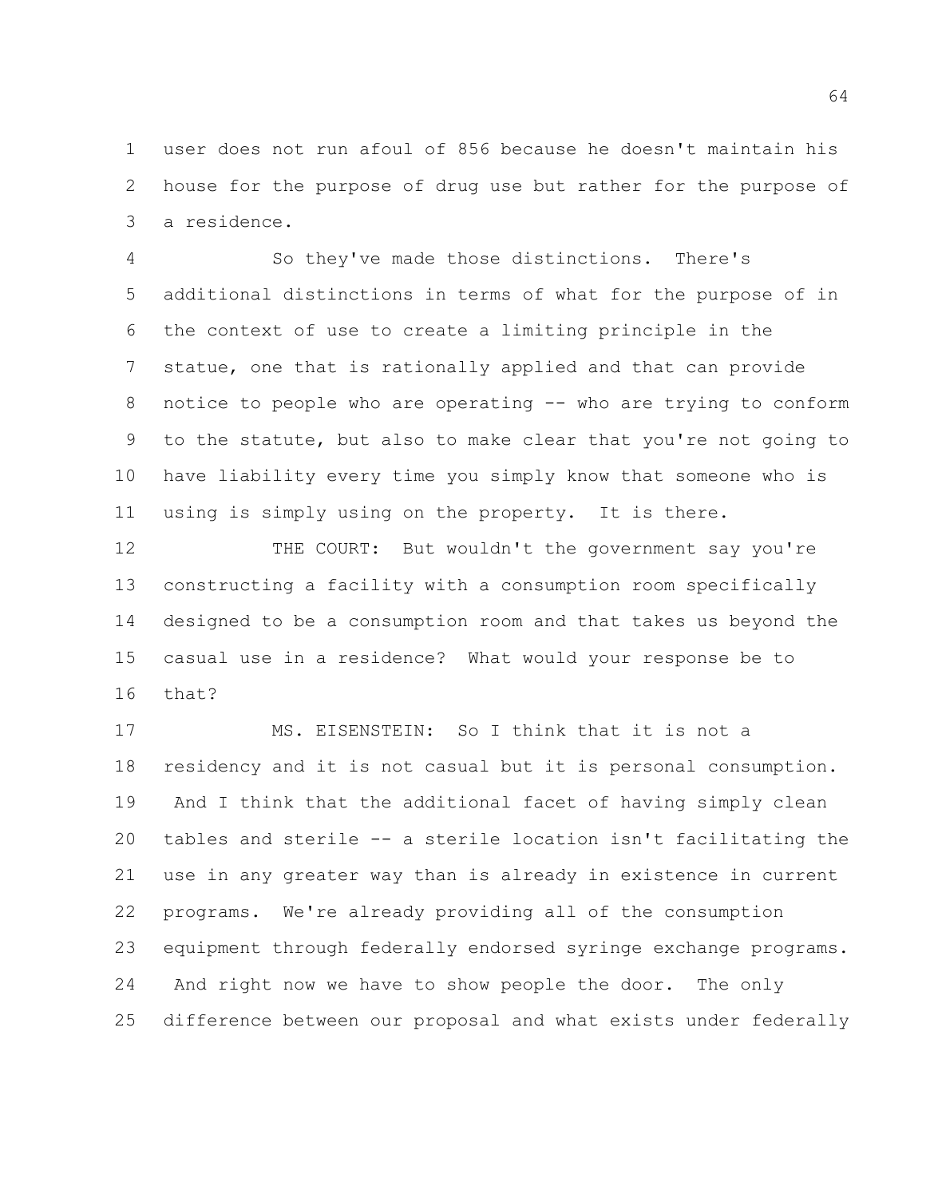user does not run afoul of 856 because he doesn't maintain his house for the purpose of drug use but rather for the purpose of a residence.

So they've made those distinctions. There's additional distinctions in terms of what for the purpose of in the context of use to create a limiting principle in the statue, one that is rationally applied and that can provide notice to people who are operating -- who are trying to conform to the statute, but also to make clear that you're not going to have liability every time you simply know that someone who is using is simply using on the property. It is there.

THE COURT: But wouldn't the government say you're constructing a facility with a consumption room specifically designed to be a consumption room and that takes us beyond the casual use in a residence? What would your response be to that?

MS. EISENSTEIN: So I think that it is not a residency and it is not casual but it is personal consumption. And I think that the additional facet of having simply clean tables and sterile -- a sterile location isn't facilitating the use in any greater way than is already in existence in current programs. We're already providing all of the consumption equipment through federally endorsed syringe exchange programs. And right now we have to show people the door. The only difference between our proposal and what exists under federally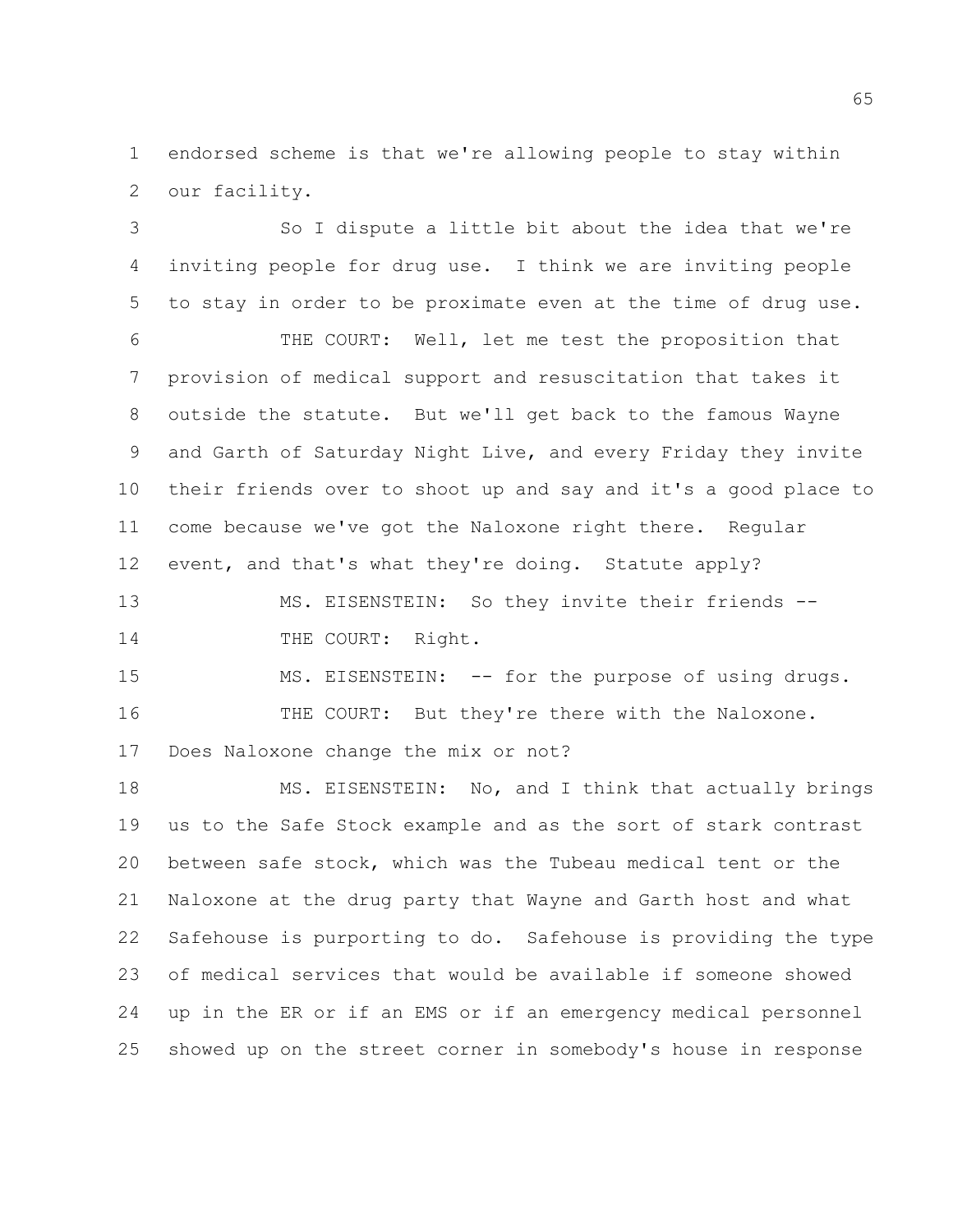endorsed scheme is that we're allowing people to stay within our facility.

So I dispute a little bit about the idea that we're inviting people for drug use. I think we are inviting people to stay in order to be proximate even at the time of drug use.

THE COURT: Well, let me test the proposition that provision of medical support and resuscitation that takes it outside the statute. But we'll get back to the famous Wayne and Garth of Saturday Night Live, and every Friday they invite their friends over to shoot up and say and it's a good place to come because we've got the Naloxone right there. Regular event, and that's what they're doing. Statute apply?

MS. EISENSTEIN: So they invite their friends --

THE COURT: Right.

MS. EISENSTEIN: -- for the purpose of using drugs.

THE COURT: But they're there with the Naloxone. Does Naloxone change the mix or not?

MS. EISENSTEIN: No, and I think that actually brings us to the Safe Stock example and as the sort of stark contrast between safe stock, which was the Tubeau medical tent or the Naloxone at the drug party that Wayne and Garth host and what Safehouse is purporting to do. Safehouse is providing the type of medical services that would be available if someone showed up in the ER or if an EMS or if an emergency medical personnel showed up on the street corner in somebody's house in response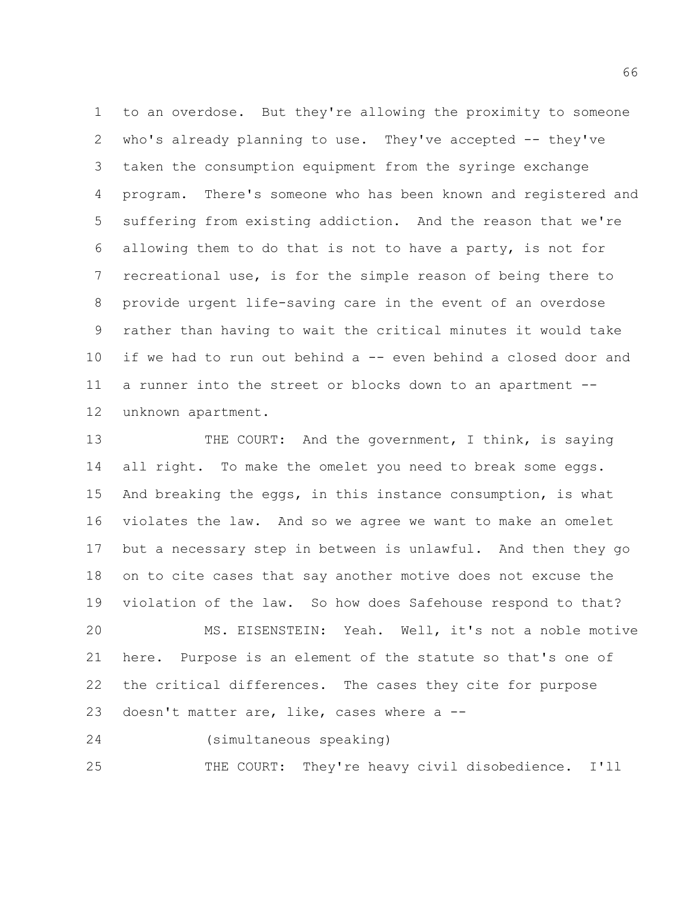to an overdose. But they're allowing the proximity to someone who's already planning to use. They've accepted -- they've taken the consumption equipment from the syringe exchange program. There's someone who has been known and registered and suffering from existing addiction. And the reason that we're allowing them to do that is not to have a party, is not for recreational use, is for the simple reason of being there to provide urgent life-saving care in the event of an overdose rather than having to wait the critical minutes it would take if we had to run out behind a -- even behind a closed door and a runner into the street or blocks down to an apartment -- unknown apartment.

THE COURT: And the government, I think, is saying all right. To make the omelet you need to break some eggs. And breaking the eggs, in this instance consumption, is what violates the law. And so we agree we want to make an omelet but a necessary step in between is unlawful. And then they go on to cite cases that say another motive does not excuse the violation of the law. So how does Safehouse respond to that?

MS. EISENSTEIN: Yeah. Well, it's not a noble motive here. Purpose is an element of the statute so that's one of the critical differences. The cases they cite for purpose doesn't matter are, like, cases where a --

(simultaneous speaking)

THE COURT: They're heavy civil disobedience. I'll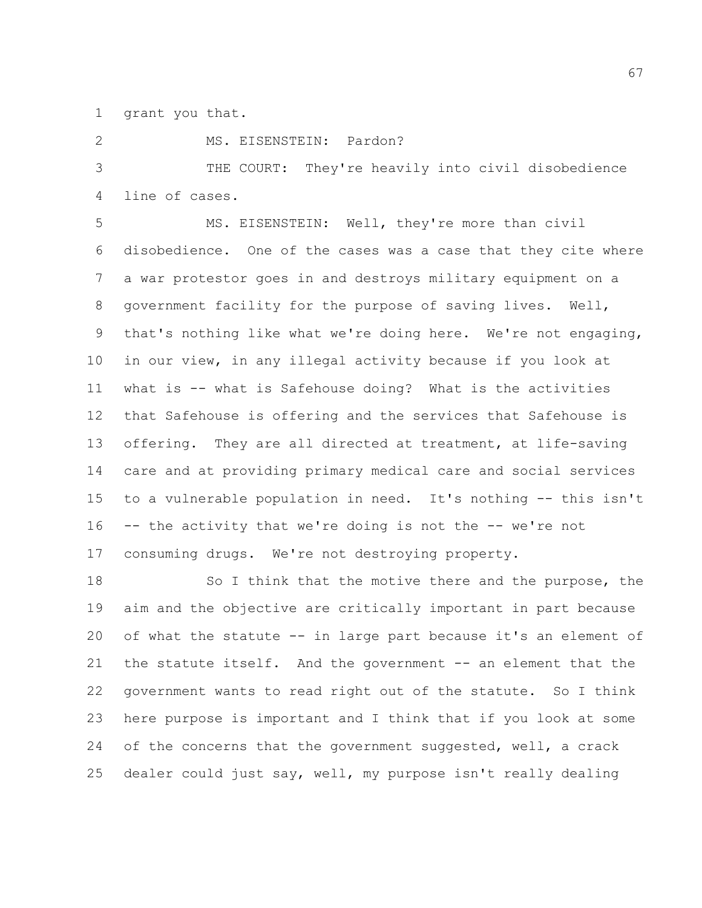grant you that.

MS. EISENSTEIN: Pardon?

THE COURT: They're heavily into civil disobedience line of cases.

MS. EISENSTEIN: Well, they're more than civil disobedience. One of the cases was a case that they cite where a war protestor goes in and destroys military equipment on a government facility for the purpose of saving lives. Well, that's nothing like what we're doing here. We're not engaging, in our view, in any illegal activity because if you look at what is -- what is Safehouse doing? What is the activities that Safehouse is offering and the services that Safehouse is offering. They are all directed at treatment, at life-saving care and at providing primary medical care and social services to a vulnerable population in need. It's nothing -- this isn't -- the activity that we're doing is not the -- we're not consuming drugs. We're not destroying property.

So I think that the motive there and the purpose, the aim and the objective are critically important in part because of what the statute -- in large part because it's an element of the statute itself. And the government -- an element that the government wants to read right out of the statute. So I think here purpose is important and I think that if you look at some of the concerns that the government suggested, well, a crack dealer could just say, well, my purpose isn't really dealing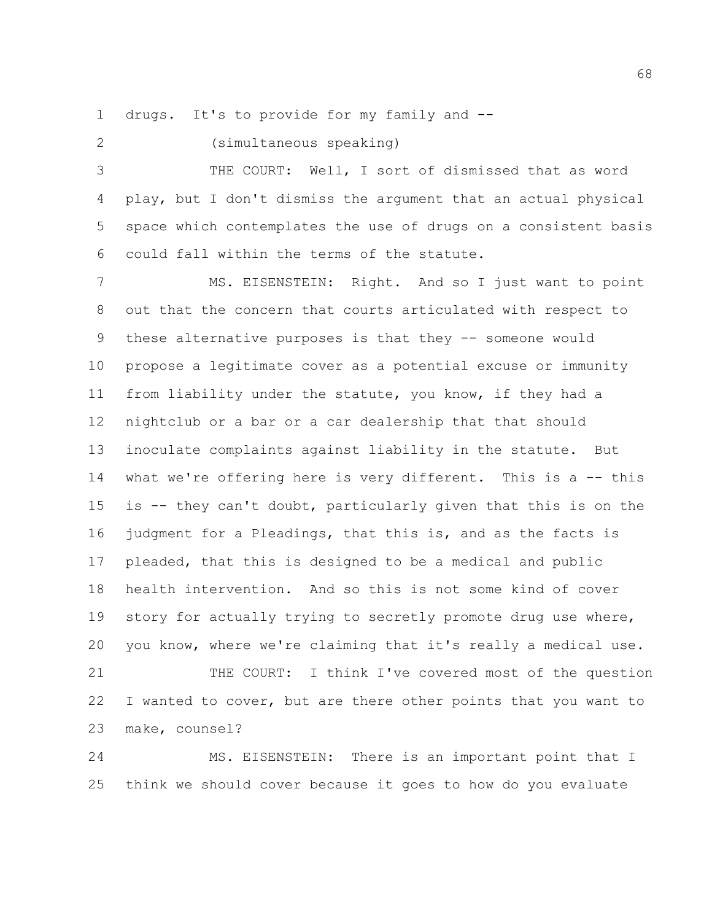drugs. It's to provide for my family and --

(simultaneous speaking)

THE COURT: Well, I sort of dismissed that as word play, but I don't dismiss the argument that an actual physical space which contemplates the use of drugs on a consistent basis could fall within the terms of the statute.

MS. EISENSTEIN: Right. And so I just want to point out that the concern that courts articulated with respect to these alternative purposes is that they -- someone would propose a legitimate cover as a potential excuse or immunity from liability under the statute, you know, if they had a nightclub or a bar or a car dealership that that should inoculate complaints against liability in the statute. But what we're offering here is very different. This is a -- this is -- they can't doubt, particularly given that this is on the judgment for a Pleadings, that this is, and as the facts is pleaded, that this is designed to be a medical and public health intervention. And so this is not some kind of cover story for actually trying to secretly promote drug use where, you know, where we're claiming that it's really a medical use.

THE COURT: I think I've covered most of the question I wanted to cover, but are there other points that you want to make, counsel?

MS. EISENSTEIN: There is an important point that I think we should cover because it goes to how do you evaluate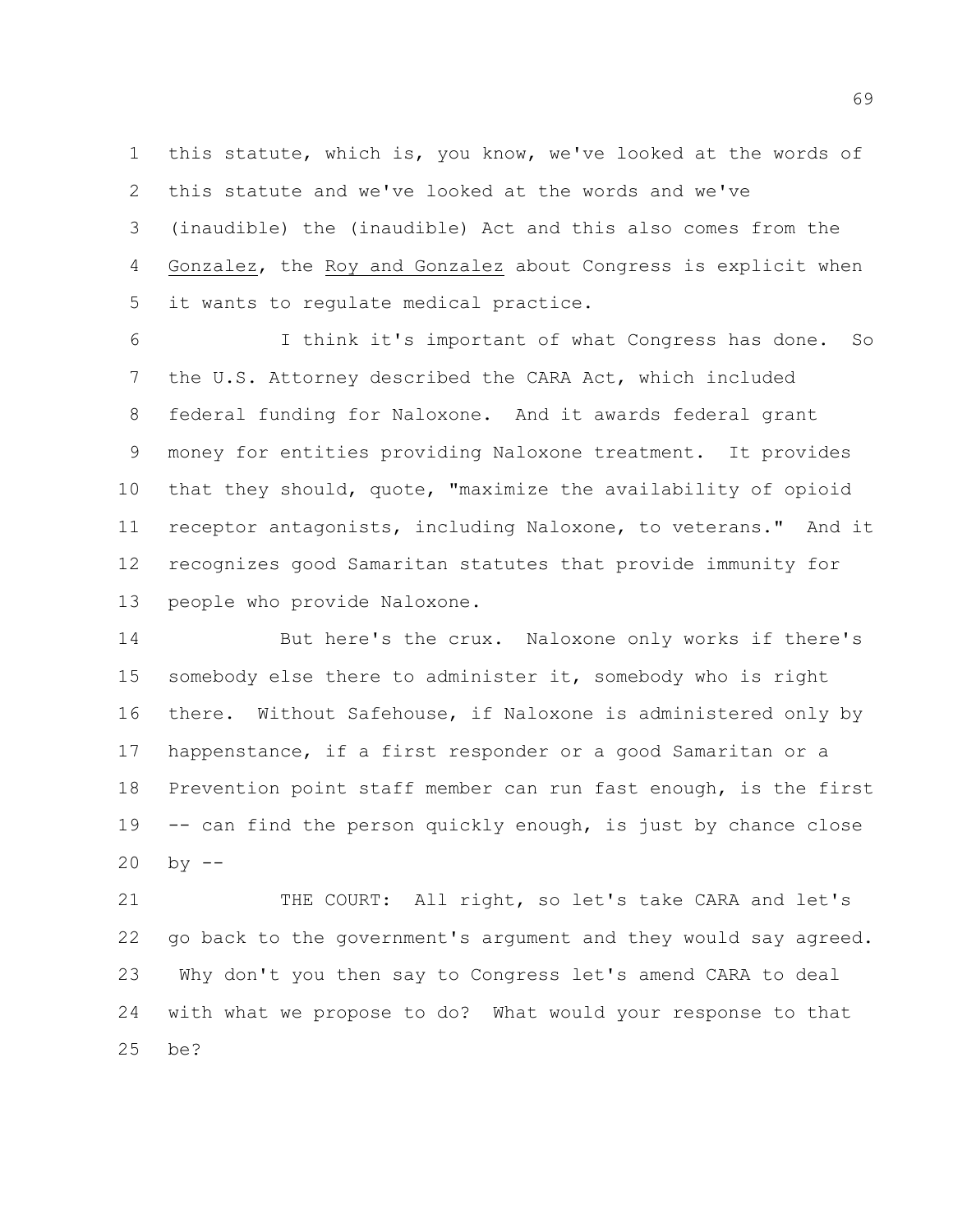this statute, which is, you know, we've looked at the words of this statute and we've looked at the words and we've (inaudible) the (inaudible) Act and this also comes from the Gonzalez, the Roy and Gonzalez about Congress is explicit when it wants to regulate medical practice.

I think it's important of what Congress has done. So the U.S. Attorney described the CARA Act, which included federal funding for Naloxone. And it awards federal grant money for entities providing Naloxone treatment. It provides that they should, quote, "maximize the availability of opioid receptor antagonists, including Naloxone, to veterans." And it recognizes good Samaritan statutes that provide immunity for people who provide Naloxone.

But here's the crux. Naloxone only works if there's somebody else there to administer it, somebody who is right there. Without Safehouse, if Naloxone is administered only by happenstance, if a first responder or a good Samaritan or a Prevention point staff member can run fast enough, is the first -- can find the person quickly enough, is just by chance close by --

THE COURT: All right, so let's take CARA and let's go back to the government's argument and they would say agreed. Why don't you then say to Congress let's amend CARA to deal with what we propose to do? What would your response to that be?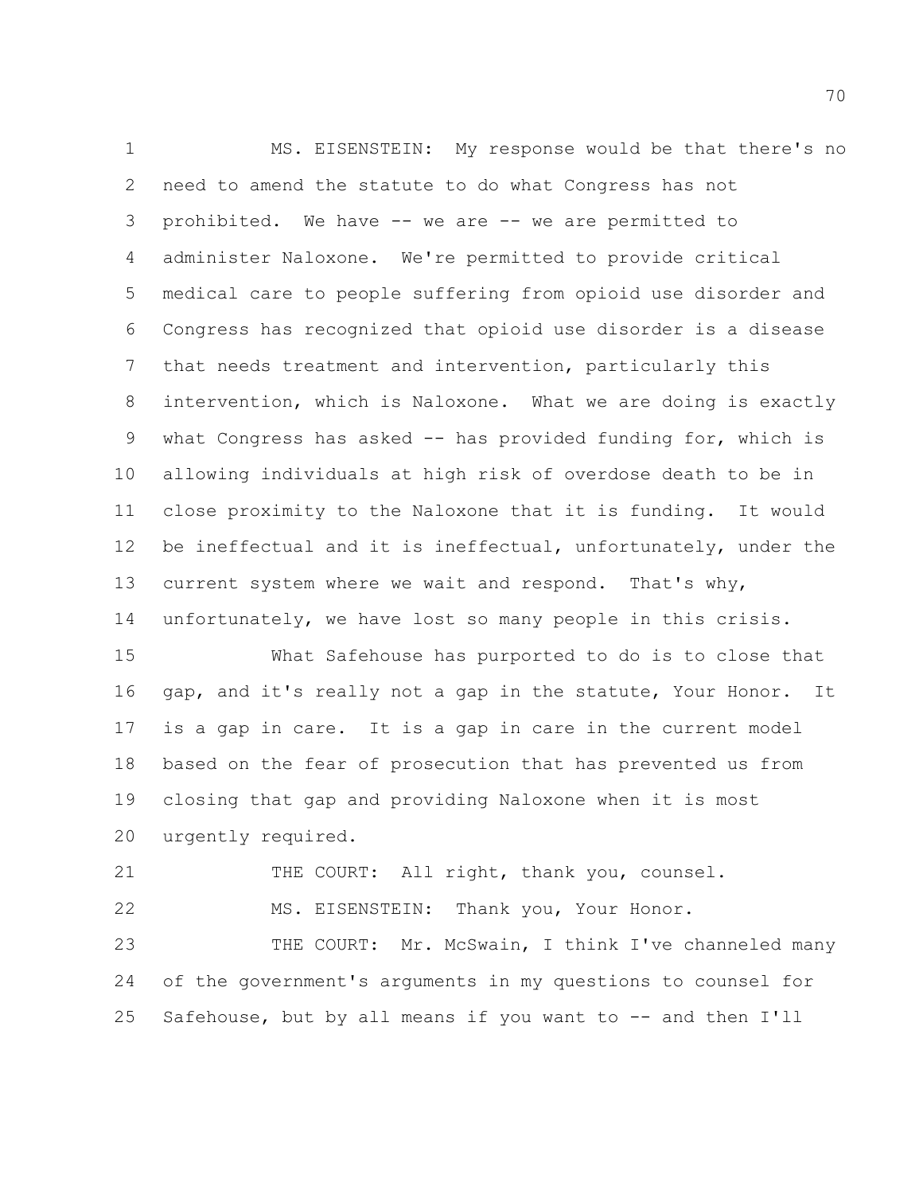MS. EISENSTEIN: My response would be that there's no need to amend the statute to do what Congress has not prohibited. We have -- we are -- we are permitted to administer Naloxone. We're permitted to provide critical medical care to people suffering from opioid use disorder and Congress has recognized that opioid use disorder is a disease that needs treatment and intervention, particularly this intervention, which is Naloxone. What we are doing is exactly what Congress has asked -- has provided funding for, which is allowing individuals at high risk of overdose death to be in close proximity to the Naloxone that it is funding. It would be ineffectual and it is ineffectual, unfortunately, under the current system where we wait and respond. That's why, unfortunately, we have lost so many people in this crisis.

What Safehouse has purported to do is to close that gap, and it's really not a gap in the statute, Your Honor. It is a gap in care. It is a gap in care in the current model based on the fear of prosecution that has prevented us from closing that gap and providing Naloxone when it is most urgently required.

THE COURT: All right, thank you, counsel.

MS. EISENSTEIN: Thank you, Your Honor.

THE COURT: Mr. McSwain, I think I've channeled many of the government's arguments in my questions to counsel for Safehouse, but by all means if you want to -- and then I'll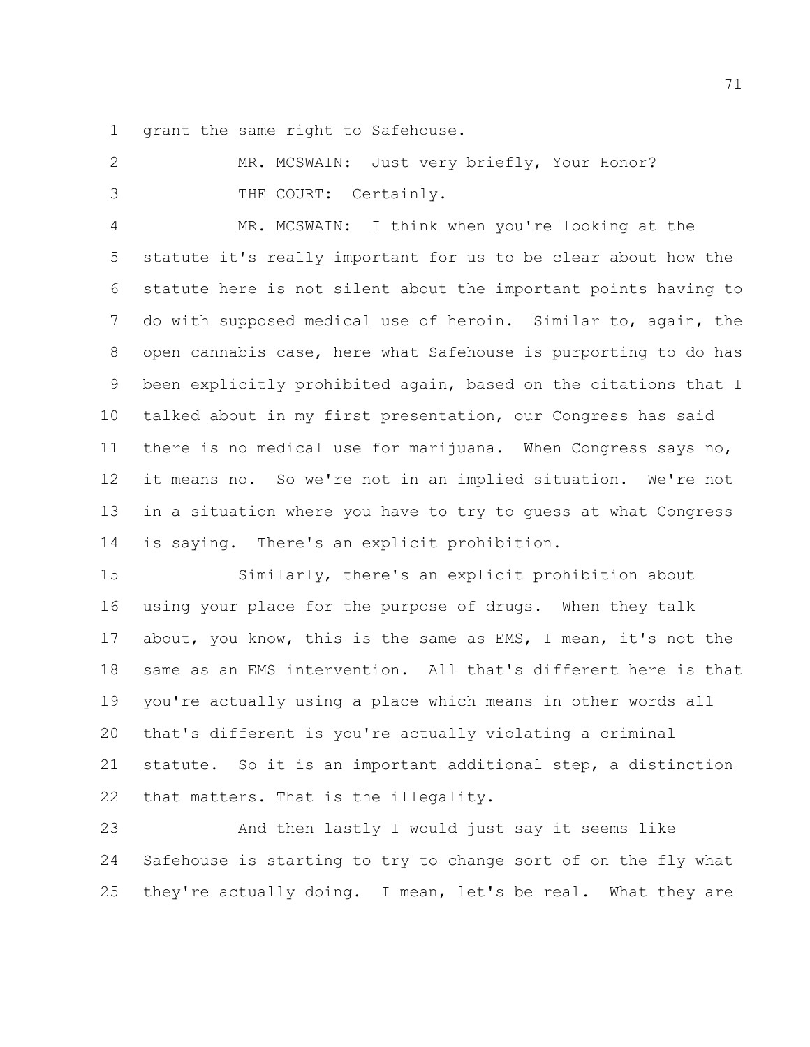grant the same right to Safehouse.

MR. MCSWAIN: Just very briefly, Your Honor?

THE COURT: Certainly.

MR. MCSWAIN: I think when you're looking at the statute it's really important for us to be clear about how the statute here is not silent about the important points having to do with supposed medical use of heroin. Similar to, again, the open cannabis case, here what Safehouse is purporting to do has been explicitly prohibited again, based on the citations that I talked about in my first presentation, our Congress has said there is no medical use for marijuana. When Congress says no, it means no. So we're not in an implied situation. We're not in a situation where you have to try to guess at what Congress is saying. There's an explicit prohibition.

Similarly, there's an explicit prohibition about using your place for the purpose of drugs. When they talk about, you know, this is the same as EMS, I mean, it's not the same as an EMS intervention. All that's different here is that you're actually using a place which means in other words all that's different is you're actually violating a criminal statute. So it is an important additional step, a distinction that matters. That is the illegality.

And then lastly I would just say it seems like Safehouse is starting to try to change sort of on the fly what they're actually doing. I mean, let's be real. What they are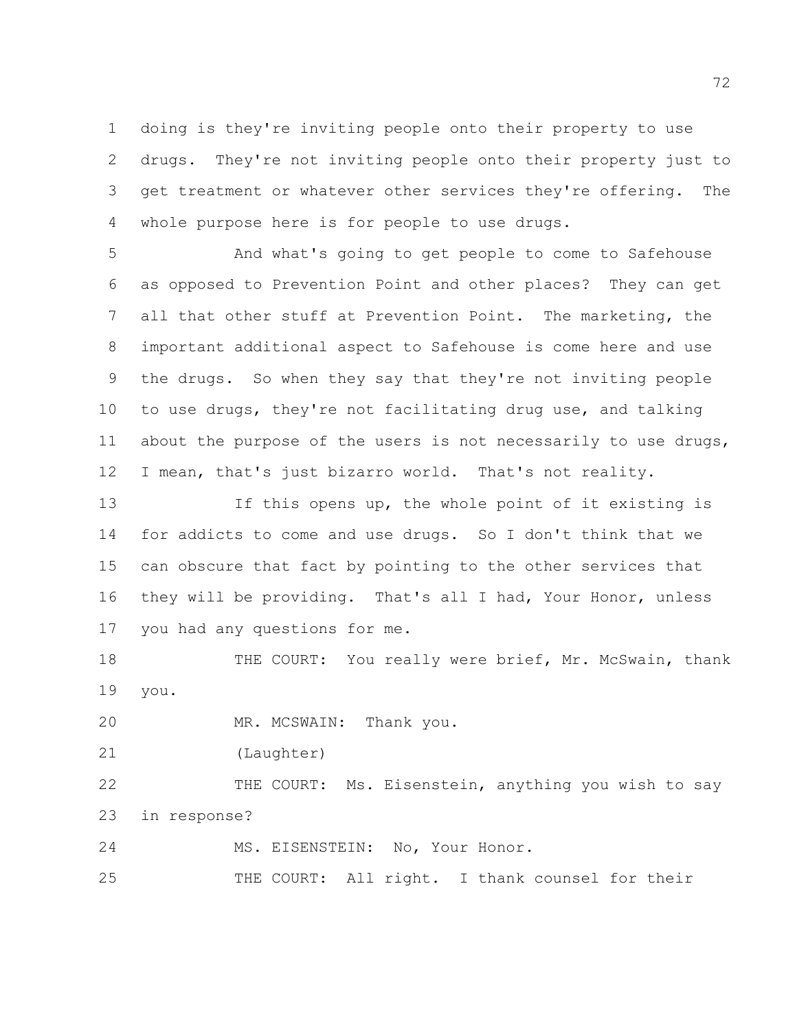doing is they're inviting people onto their property to use drugs. They're not inviting people onto their property just to get treatment or whatever other services they're offering. The whole purpose here is for people to use drugs.

And what's going to get people to come to Safehouse as opposed to Prevention Point and other places? They can get all that other stuff at Prevention Point. The marketing, the important additional aspect to Safehouse is come here and use the drugs. So when they say that they're not inviting people to use drugs, they're not facilitating drug use, and talking about the purpose of the users is not necessarily to use drugs, I mean, that's just bizarro world. That's not reality.

If this opens up, the whole point of it existing is for addicts to come and use drugs. So I don't think that we can obscure that fact by pointing to the other services that they will be providing. That's all I had, Your Honor, unless you had any questions for me.

THE COURT: You really were brief, Mr. McSwain, thank you.

MR. MCSWAIN: Thank you.

(Laughter)

THE COURT: Ms. Eisenstein, anything you wish to say in response?

MS. EISENSTEIN: No, Your Honor.

THE COURT: All right. I thank counsel for their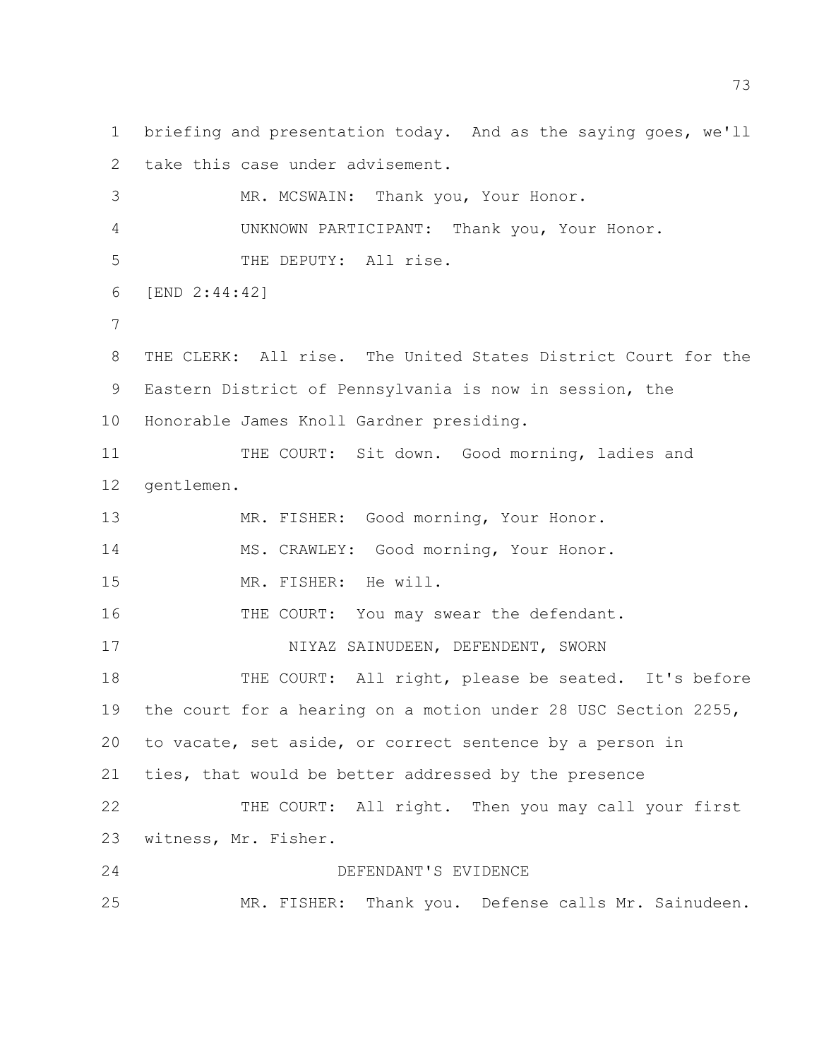1 briefing and presentation today. And as the saying goes, we'll
2 take this case under advisement.
3 MR. MCSWAIN: Thank you, Your Honor.
4 UNKNOWN PARTICIPANT: Thank you, Your Honor.
5 THE DEPUTY: All rise.
6 [END 2:44:42]
7
8 THE CLERK: All rise. The United States District Court for the
9 Eastern District of Pennsylvania is now in session, the
10 Honorable James Knoll Gardner presiding.
11 THE COURT: Sit down. Good morning, ladies and
12 gentlemen.
13 MR. FISHER: Good morning, Your Honor.
14 MS. CRAWLEY: Good morning, Your Honor.
15 MR. FISHER: He will.
16 THE COURT: You may swear the defendant.
17 NIYAZ SAINUDEEN, DEFENDENT, SWORN
18 THE COURT: All right, please be seated. It's before
19 the court for a hearing on a motion under 28 USC Section 2255,
20 to vacate, set aside, or correct sentence by a person in
21 ties, that would be better addressed by the presence
22 THE COURT: All right. Then you may call your first
23 witness, Mr. Fisher.
24 DEFENDANT'S EVIDENCE
25 MR. FISHER: Thank you. Defense calls Mr. Sainudeen.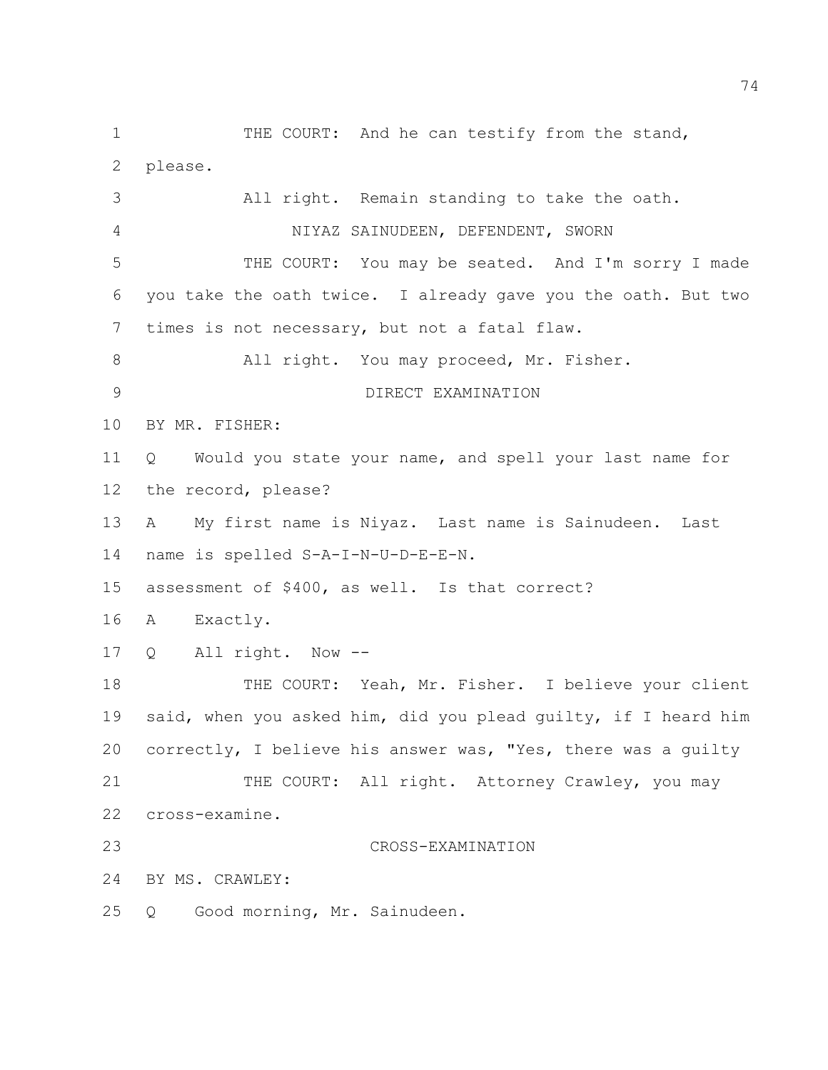THE COURT: And he can testify from the stand, please.

All right. Remain standing to take the oath.

NIYAZ SAINUDEEN, DEFENDENT, SWORN

THE COURT: You may be seated. And I'm sorry I made you take the oath twice. I already gave you the oath. But two times is not necessary, but not a fatal flaw.

All right. You may proceed, Mr. Fisher.

DIRECT EXAMINATION

BY MR. FISHER:

Q Would you state your name, and spell your last name for the record, please?

A My first name is Niyaz. Last name is Sainudeen. Last name is spelled S-A-I-N-U-D-E-E-N.

assessment of $400, as well. Is that correct?

A Exactly.

Q All right. Now --

THE COURT: Yeah, Mr. Fisher. I believe your client said, when you asked him, did you plead guilty, if I heard him correctly, I believe his answer was, "Yes, there was a guilty

THE COURT: All right. Attorney Crawley, you may cross-examine.

CROSS-EXAMINATION

BY MS. CRAWLEY:

Q Good morning, Mr. Sainudeen.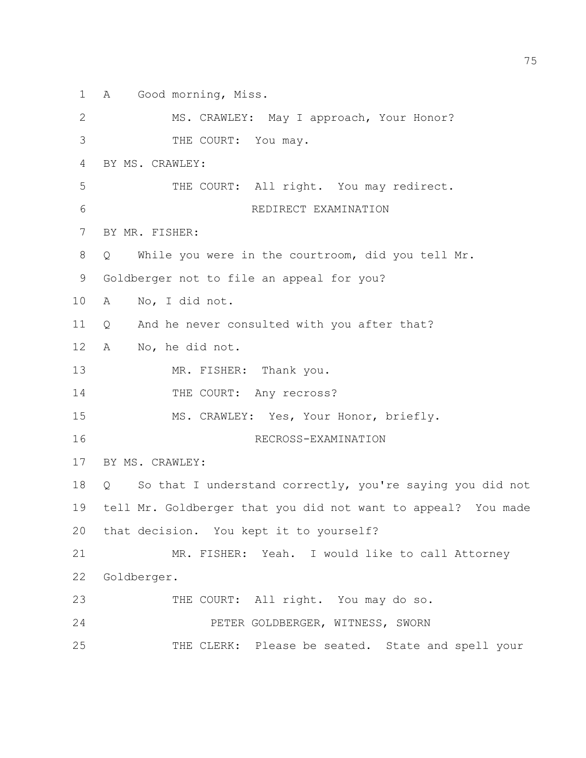A Good morning, Miss.

MS. CRAWLEY: May I approach, Your Honor?

THE COURT: You may.

BY MS. CRAWLEY:

THE COURT: All right. You may redirect.

REDIRECT EXAMINATION

BY MR. FISHER:

Q While you were in the courtroom, did you tell Mr. Goldberger not to file an appeal for you?

A No, I did not.

Q And he never consulted with you after that?

A No, he did not.

MR. FISHER: Thank you.

THE COURT: Any recross?

MS. CRAWLEY: Yes, Your Honor, briefly.

RECROSS-EXAMINATION

BY MS. CRAWLEY:

Q So that I understand correctly, you're saying you did not tell Mr. Goldberger that you did not want to appeal? You made that decision. You kept it to yourself?

MR. FISHER: Yeah. I would like to call Attorney Goldberger.

THE COURT: All right. You may do so.

PETER GOLDBERGER, WITNESS, SWORN

THE CLERK: Please be seated. State and spell your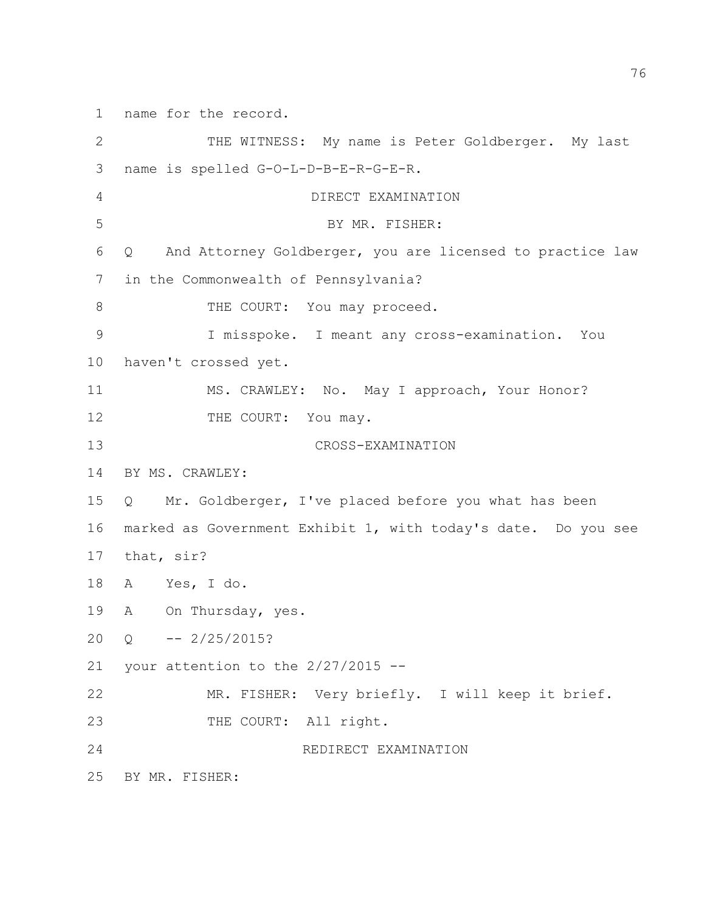name for the record.

THE WITNESS: My name is Peter Goldberger. My last name is spelled G-O-L-D-B-E-R-G-E-R.

DIRECT EXAMINATION

BY MR. FISHER:

Q And Attorney Goldberger, you are licensed to practice law in the Commonwealth of Pennsylvania?

THE COURT: You may proceed.

I misspoke. I meant any cross-examination. You haven't crossed yet.

MS. CRAWLEY: No. May I approach, Your Honor?

THE COURT: You may.

CROSS-EXAMINATION

BY MS. CRAWLEY:

Q Mr. Goldberger, I've placed before you what has been marked as Government Exhibit 1, with today's date. Do you see that, sir?

A Yes, I do.

A On Thursday, yes.

Q -- 2/25/2015?

your attention to the 2/27/2015 --

MR. FISHER: Very briefly. I will keep it brief.

THE COURT: All right.

REDIRECT EXAMINATION

BY MR. FISHER: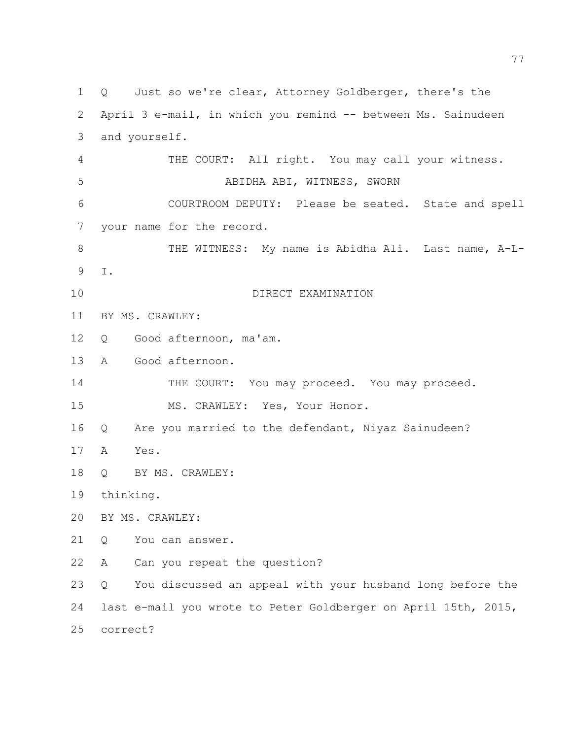1 Q Just so we're clear, Attorney Goldberger, there's the
2 April 3 e-mail, in which you remind -- between Ms. Sainudeen
3 and yourself.
4 THE COURT: All right. You may call your witness.
5 ABIDHA ABI, WITNESS, SWORN
6 COURTROOM DEPUTY: Please be seated. State and spell
7 your name for the record.
8 THE WITNESS: My name is Abidha Ali. Last name, A-L-
9 I.
10 DIRECT EXAMINATION
11 BY MS. CRAWLEY:
12 Q Good afternoon, ma'am.
13 A Good afternoon.
14 THE COURT: You may proceed. You may proceed.
15 MS. CRAWLEY: Yes, Your Honor.
16 Q Are you married to the defendant, Niyaz Sainudeen?
17 A Yes.
18 Q BY MS. CRAWLEY:
19 thinking.
20 BY MS. CRAWLEY:
21 Q You can answer.
22 A Can you repeat the question?
23 Q You discussed an appeal with your husband long before the
24 last e-mail you wrote to Peter Goldberger on April 15th, 2015,
25 correct?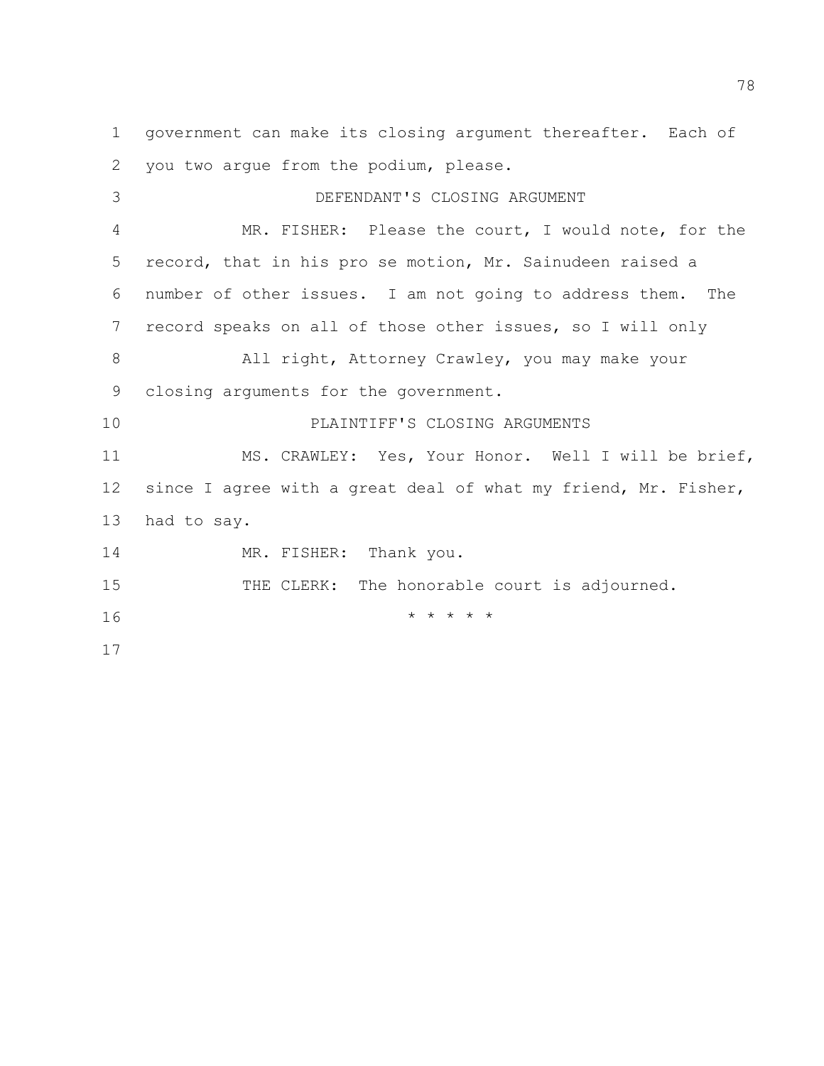government can make its closing argument thereafter. Each of you two argue from the podium, please.

DEFENDANT'S CLOSING ARGUMENT

MR. FISHER: Please the court, I would note, for the record, that in his pro se motion, Mr. Sainudeen raised a number of other issues. I am not going to address them. The record speaks on all of those other issues, so I will only

All right, Attorney Crawley, you may make your closing arguments for the government.

PLAINTIFF'S CLOSING ARGUMENTS

MS. CRAWLEY: Yes, Your Honor. Well I will be brief, since I agree with a great deal of what my friend, Mr. Fisher, had to say.

MR. FISHER: Thank you.

THE CLERK: The honorable court is adjourned.

\* \* \* \* \*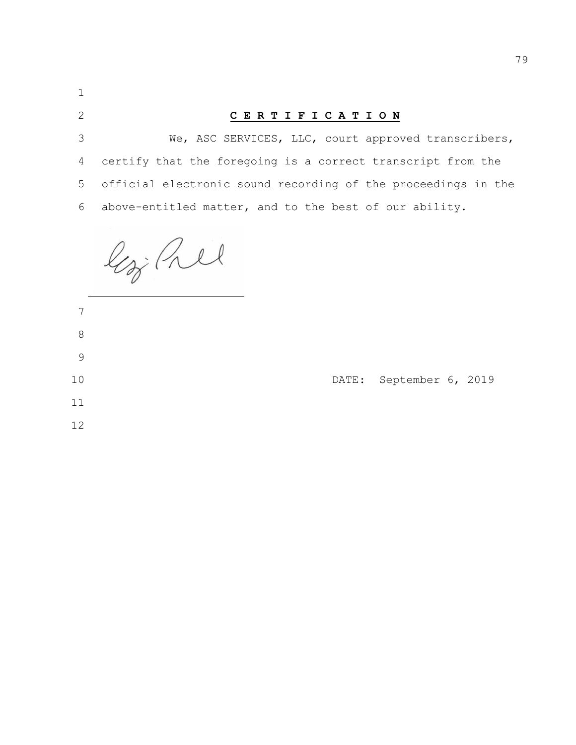**C E R T I F I C A T I O N**

We, ASC SERVICES, LLC, court approved transcribers, certify that the foregoing is a correct transcript from the official electronic sound recording of the proceedings in the above-entitled matter, and to the best of our ability.

\_\_\_\_\_\_\_\_\_\_\_\_\_\_\_\_\_\_\_\_\_\_\_\_\_\_

DATE: September 6, 2019